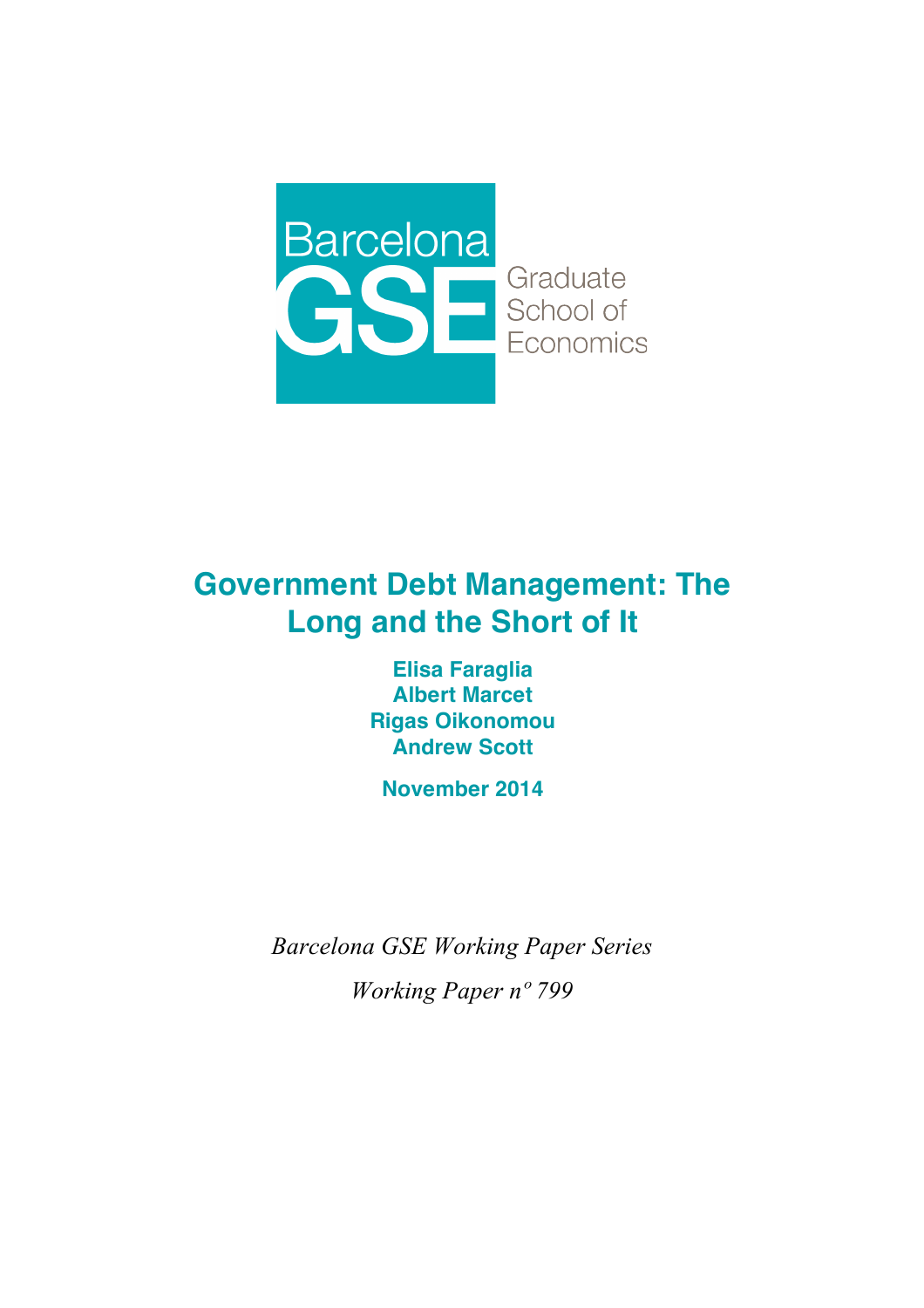Barcelona GSE Graduate School of Economics

# Government Debt Management: The Long and the Short of It

**Elisa Faraglia**
**Albert Marcet**
**Rigas Oikonomou**
**Andrew Scott**

**November 2014**

*Barcelona GSE Working Paper Series*

*Working Paper nº 799*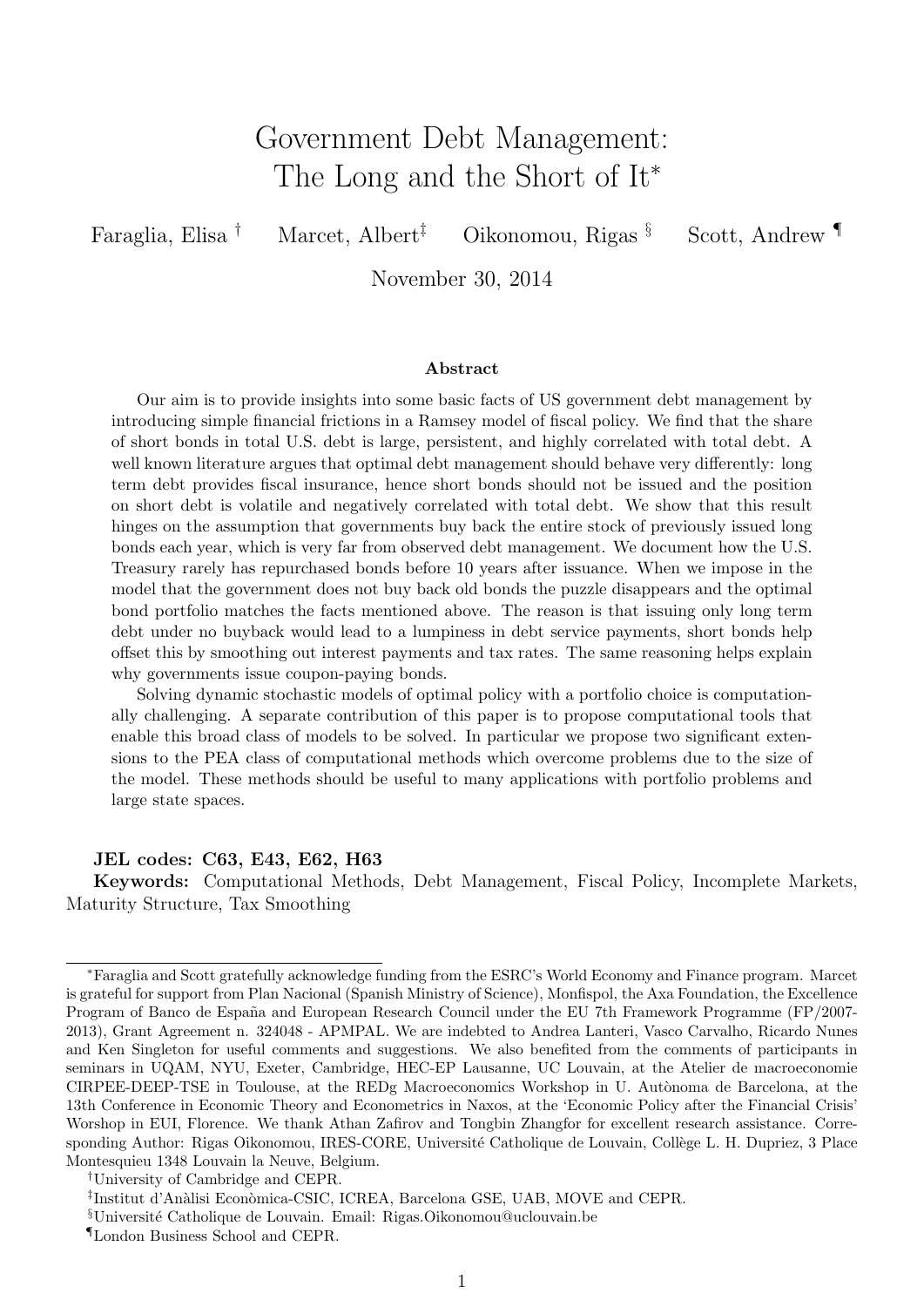# Government Debt Management: The Long and the Short of It*

Faraglia, Elisa [†] Marcet, Albert[‡] Oikonomou, Rigas [§] Scott, Andrew [¶]

November 30, 2014

### Abstract

Our aim is to provide insights into some basic facts of US government debt management by introducing simple financial frictions in a Ramsey model of fiscal policy. We find that the share of short bonds in total U.S. debt is large, persistent, and highly correlated with total debt. A well known literature argues that optimal debt management should behave very differently: long term debt provides fiscal insurance, hence short bonds should not be issued and the position on short debt is volatile and negatively correlated with total debt. We show that this result hinges on the assumption that governments buy back the entire stock of previously issued long bonds each year, which is very far from observed debt management. We document how the U.S. Treasury rarely has repurchased bonds before 10 years after issuance. When we impose in the model that the government does not buy back old bonds the puzzle disappears and the optimal bond portfolio matches the facts mentioned above. The reason is that issuing only long term debt under no buyback would lead to a lumpiness in debt service payments, short bonds help offset this by smoothing out interest payments and tax rates. The same reasoning helps explain why governments issue coupon-paying bonds.

Solving dynamic stochastic models of optimal policy with a portfolio choice is computationally challenging. A separate contribution of this paper is to propose computational tools that enable this broad class of models to be solved. In particular we propose two significant extensions to the PEA class of computational methods which overcome problems due to the size of the model. These methods should be useful to many applications with portfolio problems and large state spaces.

**JEL codes: C63, E43, E62, H63**

**Keywords:** Computational Methods, Debt Management, Fiscal Policy, Incomplete Markets, Maturity Structure, Tax Smoothing

---

*Faraglia and Scott gratefully acknowledge funding from the ESRC's World Economy and Finance program. Marcet is grateful for support from Plan Nacional (Spanish Ministry of Science), Monfispol, the Axa Foundation, the Excellence Program of Banco de España and European Research Council under the EU 7th Framework Programme (FP/2007-2013), Grant Agreement n. 324048 - APMPAL. We are indebted to Andrea Lanteri, Vasco Carvalho, Ricardo Nunes and Ken Singleton for useful comments and suggestions. We also benefited from the comments of participants in seminars in UQAM, NYU, Exeter, Cambridge, HEC-EP Lausanne, UC Louvain, at the Atelier de macroeconomie CIRPEE-DEEP-TSE in Toulouse, at the REDg Macroeconomics Workshop in U. Autònoma de Barcelona, at the 13th Conference in Economic Theory and Econometrics in Naxos, at the 'Economic Policy after the Financial Crisis' Worshop in EUI, Florence. We thank Athan Zafirov and Tongbin Zhangfor for excellent research assistance. Corresponding Author: Rigas Oikonomou, IRES-CORE, Université Catholique de Louvain, Collège L. H. Dupriez, 3 Place Montesquieu 1348 Louvain la Neuve, Belgium.

[†]University of Cambridge and CEPR.

[‡]Institut d'Anàlisi Econòmica-CSIC, ICREA, Barcelona GSE, UAB, MOVE and CEPR.

[§]Université Catholique de Louvain. Email: Rigas.Oikonomou@uclouvain.be

[¶]London Business School and CEPR.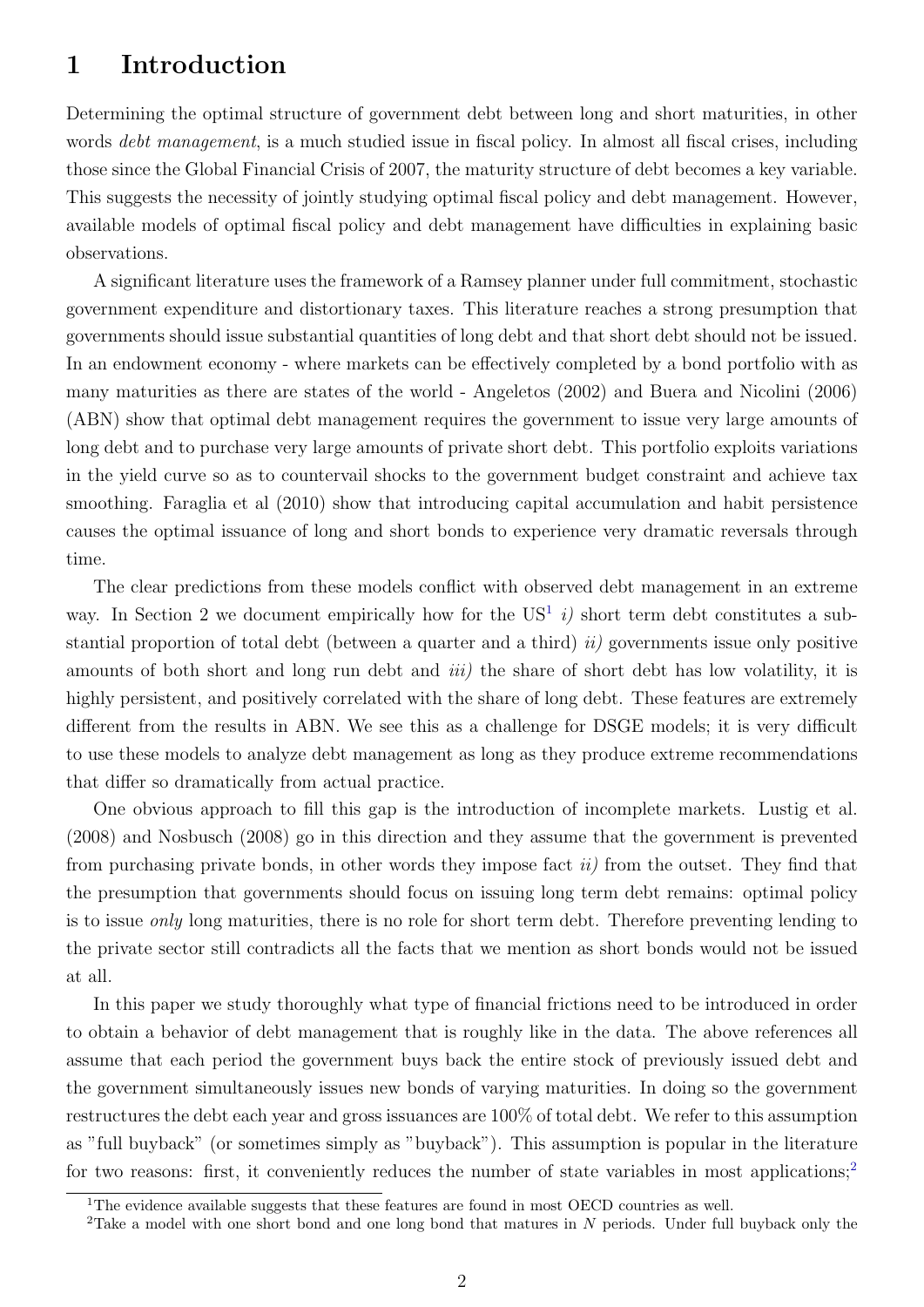# 1 Introduction

Determining the optimal structure of government debt between long and short maturities, in other words *debt management*, is a much studied issue in fiscal policy. In almost all fiscal crises, including those since the Global Financial Crisis of 2007, the maturity structure of debt becomes a key variable. This suggests the necessity of jointly studying optimal fiscal policy and debt management. However, available models of optimal fiscal policy and debt management have difficulties in explaining basic observations.

A significant literature uses the framework of a Ramsey planner under full commitment, stochastic government expenditure and distortionary taxes. This literature reaches a strong presumption that governments should issue substantial quantities of long debt and that short debt should not be issued. In an endowment economy - where markets can be effectively completed by a bond portfolio with as many maturities as there are states of the world - Angeletos (2002) and Buera and Nicolini (2006) (ABN) show that optimal debt management requires the government to issue very large amounts of long debt and to purchase very large amounts of private short debt. This portfolio exploits variations in the yield curve so as to countervail shocks to the government budget constraint and achieve tax smoothing. Faraglia et al (2010) show that introducing capital accumulation and habit persistence causes the optimal issuance of long and short bonds to experience very dramatic reversals through time.

The clear predictions from these models conflict with observed debt management in an extreme way. In Section 2 we document empirically how for the US[1] *i)* short term debt constitutes a substantial proportion of total debt (between a quarter and a third) *ii)* governments issue only positive amounts of both short and long run debt and *iii)* the share of short debt has low volatility, it is highly persistent, and positively correlated with the share of long debt. These features are extremely different from the results in ABN. We see this as a challenge for DSGE models; it is very difficult to use these models to analyze debt management as long as they produce extreme recommendations that differ so dramatically from actual practice.

One obvious approach to fill this gap is the introduction of incomplete markets. Lustig et al. (2008) and Nosbusch (2008) go in this direction and they assume that the government is prevented from purchasing private bonds, in other words they impose fact *ii)* from the outset. They find that the presumption that governments should focus on issuing long term debt remains: optimal policy is to issue *only* long maturities, there is no role for short term debt. Therefore preventing lending to the private sector still contradicts all the facts that we mention as short bonds would not be issued at all.

In this paper we study thoroughly what type of financial frictions need to be introduced in order to obtain a behavior of debt management that is roughly like in the data. The above references all assume that each period the government buys back the entire stock of previously issued debt and the government simultaneously issues new bonds of varying maturities. In doing so the government restructures the debt each year and gross issuances are 100% of total debt. We refer to this assumption as "full buyback" (or sometimes simply as "buyback"). This assumption is popular in the literature for two reasons: first, it conveniently reduces the number of state variables in most applications;[2]

[1] The evidence available suggests that these features are found in most OECD countries as well.

[2] Take a model with one short bond and one long bond that matures in $N$ periods. Under full buyback only the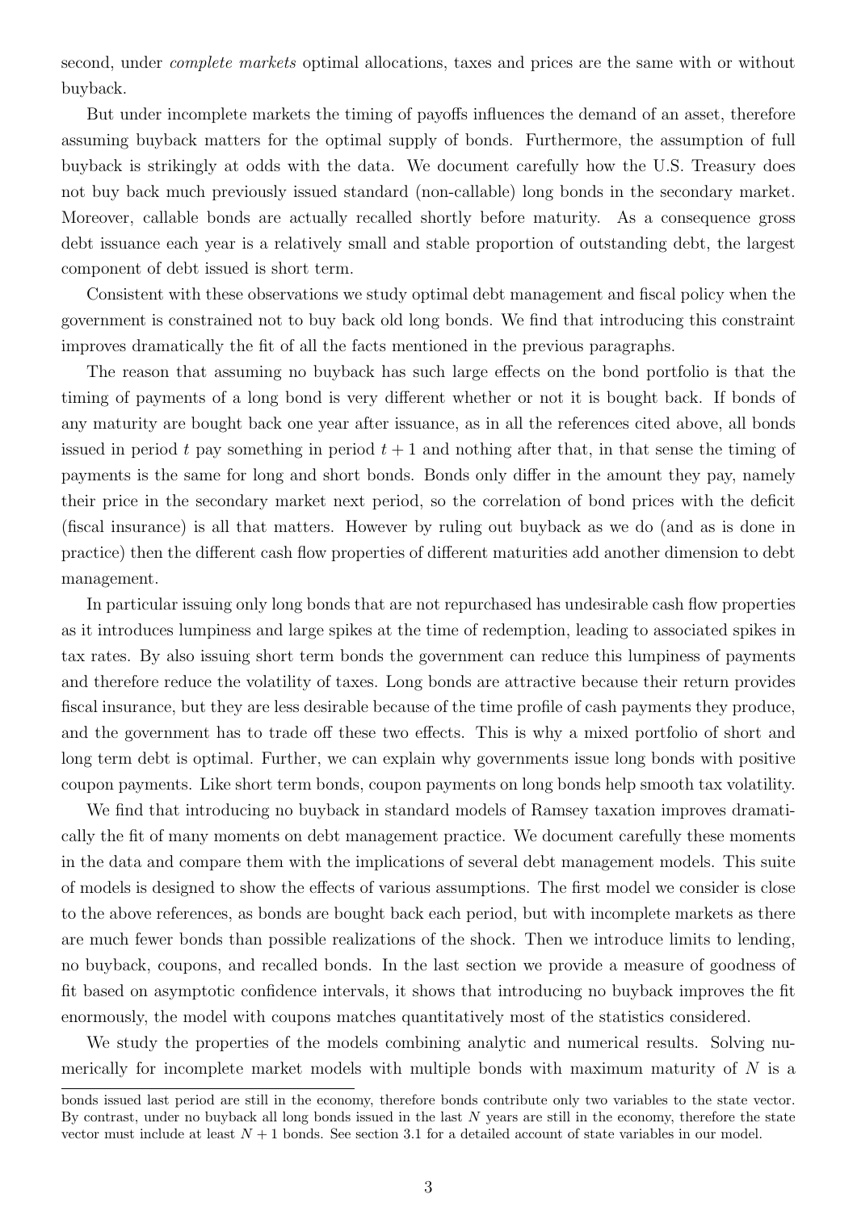second, under *complete markets* optimal allocations, taxes and prices are the same with or without buyback.

But under incomplete markets the timing of payoffs influences the demand of an asset, therefore assuming buyback matters for the optimal supply of bonds. Furthermore, the assumption of full buyback is strikingly at odds with the data. We document carefully how the U.S. Treasury does not buy back much previously issued standard (non-callable) long bonds in the secondary market. Moreover, callable bonds are actually recalled shortly before maturity. As a consequence gross debt issuance each year is a relatively small and stable proportion of outstanding debt, the largest component of debt issued is short term.

Consistent with these observations we study optimal debt management and fiscal policy when the government is constrained not to buy back old long bonds. We find that introducing this constraint improves dramatically the fit of all the facts mentioned in the previous paragraphs.

The reason that assuming no buyback has such large effects on the bond portfolio is that the timing of payments of a long bond is very different whether or not it is bought back. If bonds of any maturity are bought back one year after issuance, as in all the references cited above, all bonds issued in period $t$ pay something in period $t+1$ and nothing after that, in that sense the timing of payments is the same for long and short bonds. Bonds only differ in the amount they pay, namely their price in the secondary market next period, so the correlation of bond prices with the deficit (fiscal insurance) is all that matters. However by ruling out buyback as we do (and as is done in practice) then the different cash flow properties of different maturities add another dimension to debt management.

In particular issuing only long bonds that are not repurchased has undesirable cash flow properties as it introduces lumpiness and large spikes at the time of redemption, leading to associated spikes in tax rates. By also issuing short term bonds the government can reduce this lumpiness of payments and therefore reduce the volatility of taxes. Long bonds are attractive because their return provides fiscal insurance, but they are less desirable because of the time profile of cash payments they produce, and the government has to trade off these two effects. This is why a mixed portfolio of short and long term debt is optimal. Further, we can explain why governments issue long bonds with positive coupon payments. Like short term bonds, coupon payments on long bonds help smooth tax volatility.

We find that introducing no buyback in standard models of Ramsey taxation improves dramatically the fit of many moments on debt management practice. We document carefully these moments in the data and compare them with the implications of several debt management models. This suite of models is designed to show the effects of various assumptions. The first model we consider is close to the above references, as bonds are bought back each period, but with incomplete markets as there are much fewer bonds than possible realizations of the shock. Then we introduce limits to lending, no buyback, coupons, and recalled bonds. In the last section we provide a measure of goodness of fit based on asymptotic confidence intervals, it shows that introducing no buyback improves the fit enormously, the model with coupons matches quantitatively most of the statistics considered.

We study the properties of the models combining analytic and numerical results. Solving numerically for incomplete market models with multiple bonds with maximum maturity of $N$ is a

bonds issued last period are still in the economy, therefore bonds contribute only two variables to the state vector. By contrast, under no buyback all long bonds issued in the last $N$ years are still in the economy, therefore the state vector must include at least $N+1$ bonds. See section 3.1 for a detailed account of state variables in our model.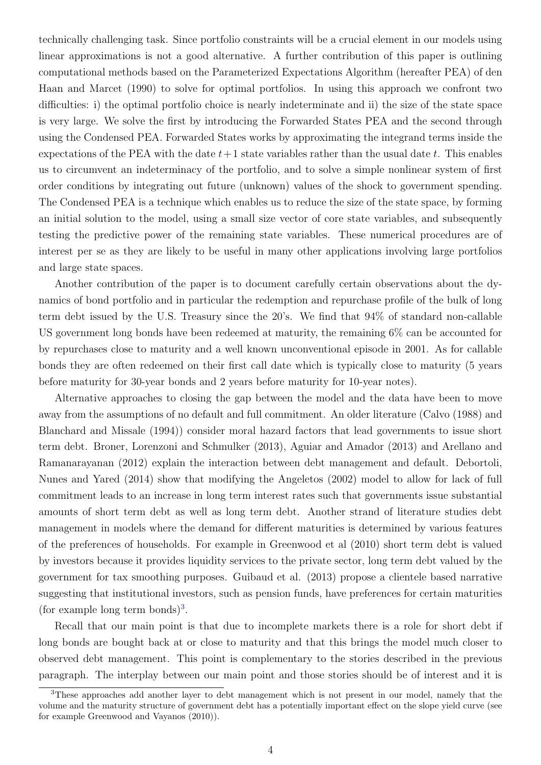technically challenging task. Since portfolio constraints will be a crucial element in our models using linear approximations is not a good alternative. A further contribution of this paper is outlining computational methods based on the Parameterized Expectations Algorithm (hereafter PEA) of den Haan and Marcet (1990) to solve for optimal portfolios. In using this approach we confront two difficulties: i) the optimal portfolio choice is nearly indeterminate and ii) the size of the state space is very large. We solve the first by introducing the Forwarded States PEA and the second through using the Condensed PEA. Forwarded States works by approximating the integrand terms inside the expectations of the PEA with the date $t+1$ state variables rather than the usual date $t$. This enables us to circumvent an indeterminacy of the portfolio, and to solve a simple nonlinear system of first order conditions by integrating out future (unknown) values of the shock to government spending. The Condensed PEA is a technique which enables us to reduce the size of the state space, by forming an initial solution to the model, using a small size vector of core state variables, and subsequently testing the predictive power of the remaining state variables. These numerical procedures are of interest per se as they are likely to be useful in many other applications involving large portfolios and large state spaces.

Another contribution of the paper is to document carefully certain observations about the dynamics of bond portfolio and in particular the redemption and repurchase profile of the bulk of long term debt issued by the U.S. Treasury since the 20's. We find that 94% of standard non-callable US government long bonds have been redeemed at maturity, the remaining 6% can be accounted for by repurchases close to maturity and a well known unconventional episode in 2001. As for callable bonds they are often redeemed on their first call date which is typically close to maturity (5 years before maturity for 30-year bonds and 2 years before maturity for 10-year notes).

Alternative approaches to closing the gap between the model and the data have been to move away from the assumptions of no default and full commitment. An older literature (Calvo (1988) and Blanchard and Missale (1994)) consider moral hazard factors that lead governments to issue short term debt. Broner, Lorenzoni and Schmulker (2013), Aguiar and Amador (2013) and Arellano and Ramanarayanan (2012) explain the interaction between debt management and default. Debortoli, Nunes and Yared (2014) show that modifying the Angeletos (2002) model to allow for lack of full commitment leads to an increase in long term interest rates such that governments issue substantial amounts of short term debt as well as long term debt. Another strand of literature studies debt management in models where the demand for different maturities is determined by various features of the preferences of households. For example in Greenwood et al (2010) short term debt is valued by investors because it provides liquidity services to the private sector, long term debt valued by the government for tax smoothing purposes. Guibaud et al. (2013) propose a clientele based narrative suggesting that institutional investors, such as pension funds, have preferences for certain maturities (for example long term bonds)[3].

Recall that our main point is that due to incomplete markets there is a role for short debt if long bonds are bought back at or close to maturity and that this brings the model much closer to observed debt management. This point is complementary to the stories described in the previous paragraph. The interplay between our main point and those stories should be of interest and it is

[3]These approaches add another layer to debt management which is not present in our model, namely that the volume and the maturity structure of government debt has a potentially important effect on the slope yield curve (see for example Greenwood and Vayanos (2010)).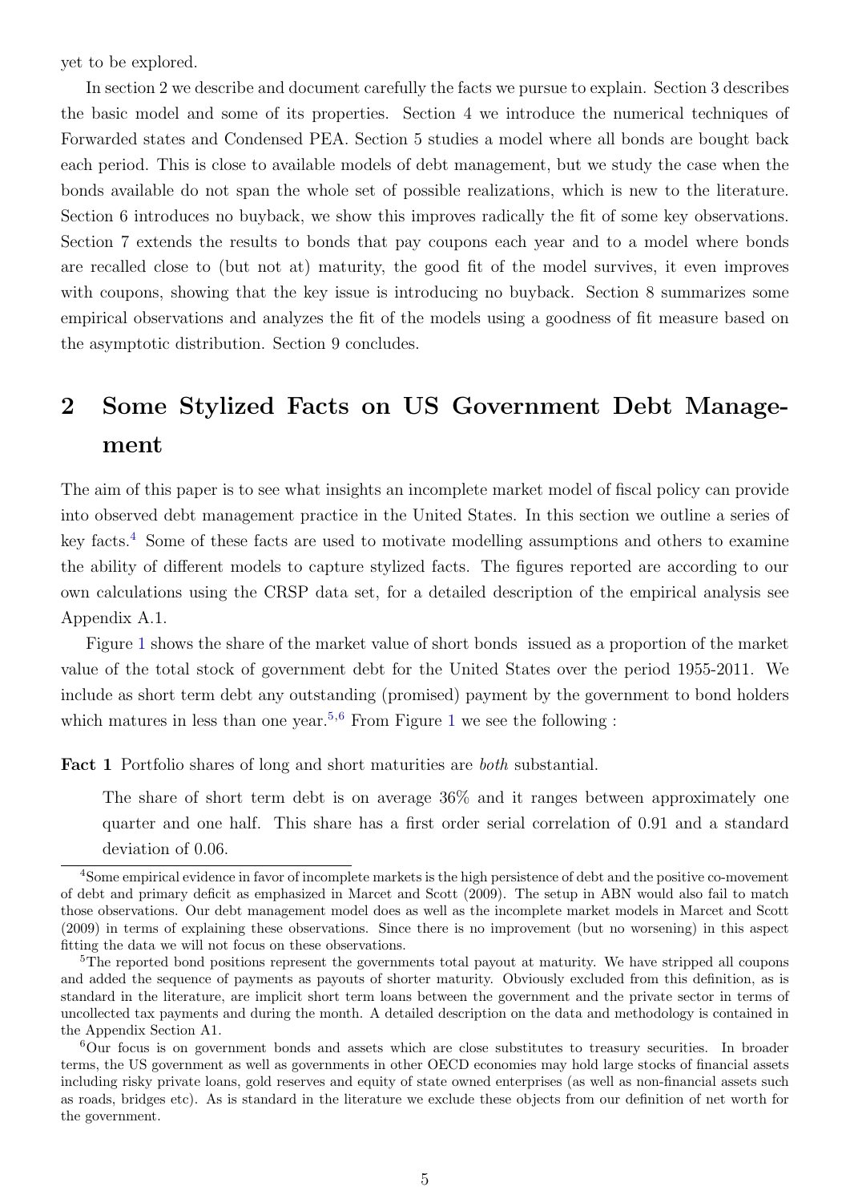yet to be explored.

In section 2 we describe and document carefully the facts we pursue to explain. Section 3 describes the basic model and some of its properties. Section 4 we introduce the numerical techniques of Forwarded states and Condensed PEA. Section 5 studies a model where all bonds are bought back each period. This is close to available models of debt management, but we study the case when the bonds available do not span the whole set of possible realizations, which is new to the literature. Section 6 introduces no buyback, we show this improves radically the fit of some key observations. Section 7 extends the results to bonds that pay coupons each year and to a model where bonds are recalled close to (but not at) maturity, the good fit of the model survives, it even improves with coupons, showing that the key issue is introducing no buyback. Section 8 summarizes some empirical observations and analyzes the fit of the models using a goodness of fit measure based on the asymptotic distribution. Section 9 concludes.

# 2 Some Stylized Facts on US Government Debt Management

The aim of this paper is to see what insights an incomplete market model of fiscal policy can provide into observed debt management practice in the United States. In this section we outline a series of key facts.[4] Some of these facts are used to motivate modelling assumptions and others to examine the ability of different models to capture stylized facts. The figures reported are according to our own calculations using the CRSP data set, for a detailed description of the empirical analysis see Appendix A.1.

Figure 1 shows the share of the market value of short bonds issued as a proportion of the market value of the total stock of government debt for the United States over the period 1955-2011. We include as short term debt any outstanding (promised) payment by the government to bond holders which matures in less than one year.[5,6] From Figure 1 we see the following :

**Fact 1** Portfolio shares of long and short maturities are *both* substantial.

The share of short term debt is on average 36% and it ranges between approximately one quarter and one half. This share has a first order serial correlation of 0.91 and a standard deviation of 0.06.

[4]Some empirical evidence in favor of incomplete markets is the high persistence of debt and the positive co-movement of debt and primary deficit as emphasized in Marcet and Scott (2009). The setup in ABN would also fail to match those observations. Our debt management model does as well as the incomplete market models in Marcet and Scott (2009) in terms of explaining these observations. Since there is no improvement (but no worsening) in this aspect fitting the data we will not focus on these observations.

[5]The reported bond positions represent the governments total payout at maturity. We have stripped all coupons and added the sequence of payments as payouts of shorter maturity. Obviously excluded from this definition, as is standard in the literature, are implicit short term loans between the government and the private sector in terms of uncollected tax payments and during the month. A detailed description on the data and methodology is contained in the Appendix Section A1.

[6]Our focus is on government bonds and assets which are close substitutes to treasury securities. In broader terms, the US government as well as governments in other OECD economies may hold large stocks of financial assets including risky private loans, gold reserves and equity of state owned enterprises (as well as non-financial assets such as roads, bridges etc). As is standard in the literature we exclude these objects from our definition of net worth for the government.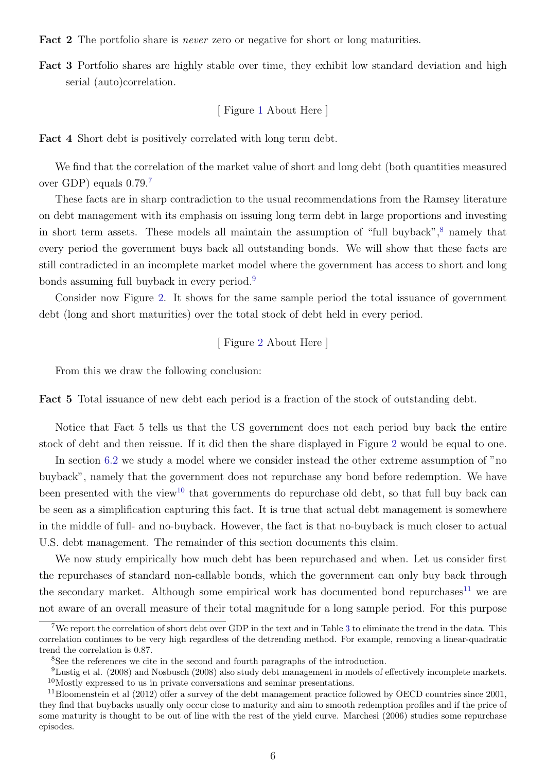**Fact 2** The portfolio share is *never* zero or negative for short or long maturities.

**Fact 3** Portfolio shares are highly stable over time, they exhibit low standard deviation and high serial (auto)correlation.

[ Figure 1 About Here ]

**Fact 4** Short debt is positively correlated with long term debt.

We find that the correlation of the market value of short and long debt (both quantities measured over GDP) equals 0.79.[7]

These facts are in sharp contradiction to the usual recommendations from the Ramsey literature on debt management with its emphasis on issuing long term debt in large proportions and investing in short term assets. These models all maintain the assumption of "full buyback",[8] namely that every period the government buys back all outstanding bonds. We will show that these facts are still contradicted in an incomplete market model where the government has access to short and long bonds assuming full buyback in every period.[9]

Consider now Figure 2. It shows for the same sample period the total issuance of government debt (long and short maturities) over the total stock of debt held in every period.

[ Figure 2 About Here ]

From this we draw the following conclusion:

**Fact 5** Total issuance of new debt each period is a fraction of the stock of outstanding debt.

Notice that Fact 5 tells us that the US government does not each period buy back the entire stock of debt and then reissue. If it did then the share displayed in Figure 2 would be equal to one.

In section 6.2 we study a model where we consider instead the other extreme assumption of "no buyback", namely that the government does not repurchase any bond before redemption. We have been presented with the view[10] that governments do repurchase old debt, so that full buy back can be seen as a simplification capturing this fact. It is true that actual debt management is somewhere in the middle of full- and no-buyback. However, the fact is that no-buyback is much closer to actual U.S. debt management. The remainder of this section documents this claim.

We now study empirically how much debt has been repurchased and when. Let us consider first the repurchases of standard non-callable bonds, which the government can only buy back through the secondary market. Although some empirical work has documented bond repurchases[11] we are not aware of an overall measure of their total magnitude for a long sample period. For this purpose

---

[7] We report the correlation of short debt over GDP in the text and in Table 3 to eliminate the trend in the data. This correlation continues to be very high regardless of the detrending method. For example, removing a linear-quadratic trend the correlation is 0.87.

[8] See the references we cite in the second and fourth paragraphs of the introduction.

[9] Lustig et al. (2008) and Nosbusch (2008) also study debt management in models of effectively incomplete markets.

[10] Mostly expressed to us in private conversations and seminar presentations.

[11] Bloomenstein et al (2012) offer a survey of the debt management practice followed by OECD countries since 2001, they find that buybacks usually only occur close to maturity and aim to smooth redemption profiles and if the price of some maturity is thought to be out of line with the rest of the yield curve. Marchesi (2006) studies some repurchase episodes.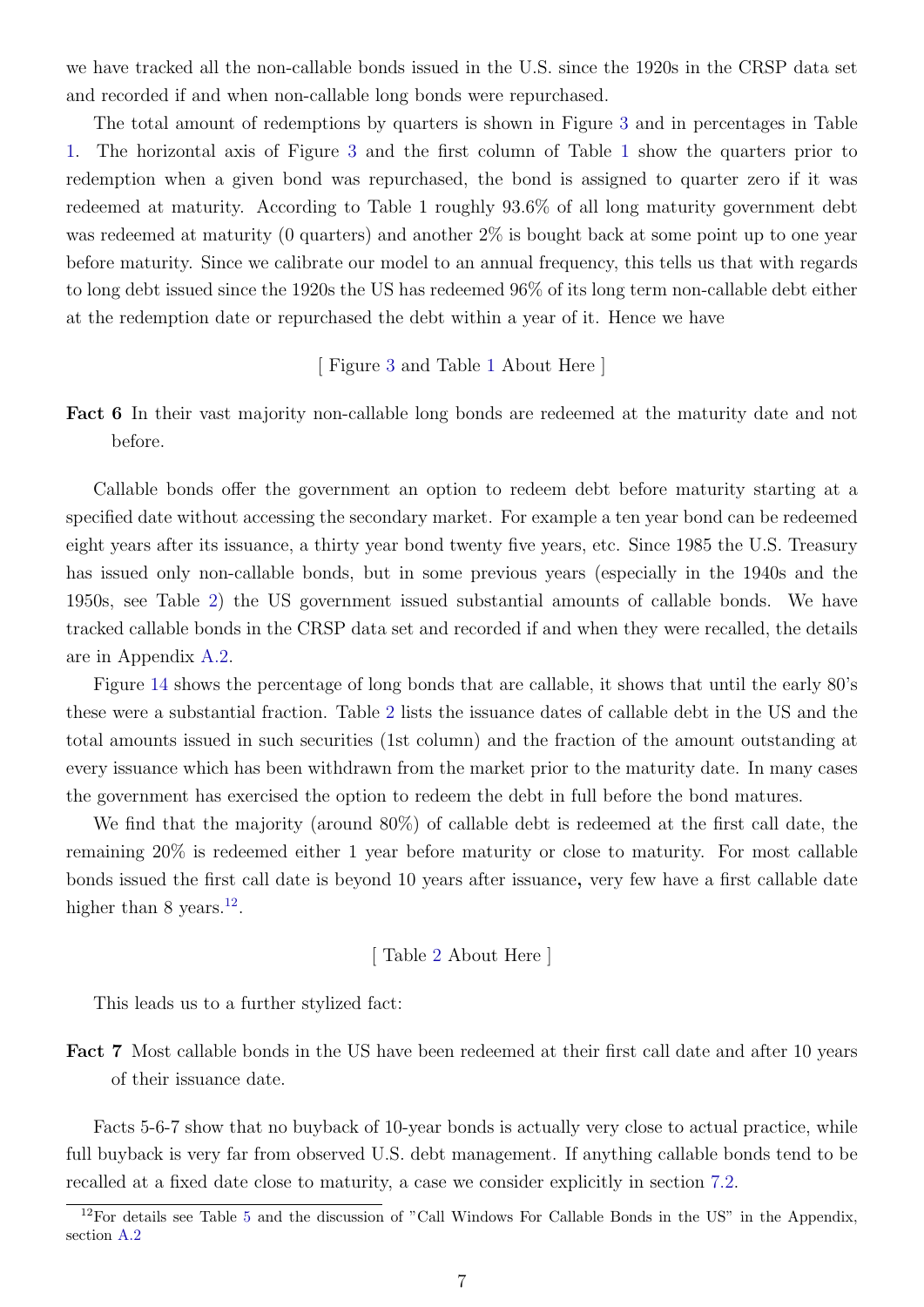we have tracked all the non-callable bonds issued in the U.S. since the 1920s in the CRSP data set and recorded if and when non-callable long bonds were repurchased.

The total amount of redemptions by quarters is shown in Figure 3 and in percentages in Table 1. The horizontal axis of Figure 3 and the first column of Table 1 show the quarters prior to redemption when a given bond was repurchased, the bond is assigned to quarter zero if it was redeemed at maturity. According to Table 1 roughly 93.6% of all long maturity government debt was redeemed at maturity (0 quarters) and another 2% is bought back at some point up to one year before maturity. Since we calibrate our model to an annual frequency, this tells us that with regards to long debt issued since the 1920s the US has redeemed 96% of its long term non-callable debt either at the redemption date or repurchased the debt within a year of it. Hence we have

[ Figure 3 and Table 1 About Here ]

**Fact 6** In their vast majority non-callable long bonds are redeemed at the maturity date and not before.

Callable bonds offer the government an option to redeem debt before maturity starting at a specified date without accessing the secondary market. For example a ten year bond can be redeemed eight years after its issuance, a thirty year bond twenty five years, etc. Since 1985 the U.S. Treasury has issued only non-callable bonds, but in some previous years (especially in the 1940s and the 1950s, see Table 2) the US government issued substantial amounts of callable bonds. We have tracked callable bonds in the CRSP data set and recorded if and when they were recalled, the details are in Appendix A.2.

Figure 14 shows the percentage of long bonds that are callable, it shows that until the early 80's these were a substantial fraction. Table 2 lists the issuance dates of callable debt in the US and the total amounts issued in such securities (1st column) and the fraction of the amount outstanding at every issuance which has been withdrawn from the market prior to the maturity date. In many cases the government has exercised the option to redeem the debt in full before the bond matures.

We find that the majority (around 80%) of callable debt is redeemed at the first call date, the remaining 20% is redeemed either 1 year before maturity or close to maturity. For most callable bonds issued the first call date is beyond 10 years after issuance**,** very few have a first callable date higher than 8 years.[12].

[ Table 2 About Here ]

This leads us to a further stylized fact:

**Fact 7** Most callable bonds in the US have been redeemed at their first call date and after 10 years of their issuance date.

Facts 5-6-7 show that no buyback of 10-year bonds is actually very close to actual practice, while full buyback is very far from observed U.S. debt management. If anything callable bonds tend to be recalled at a fixed date close to maturity, a case we consider explicitly in section 7.2.

[12]For details see Table 5 and the discussion of "Call Windows For Callable Bonds in the US" in the Appendix, section A.2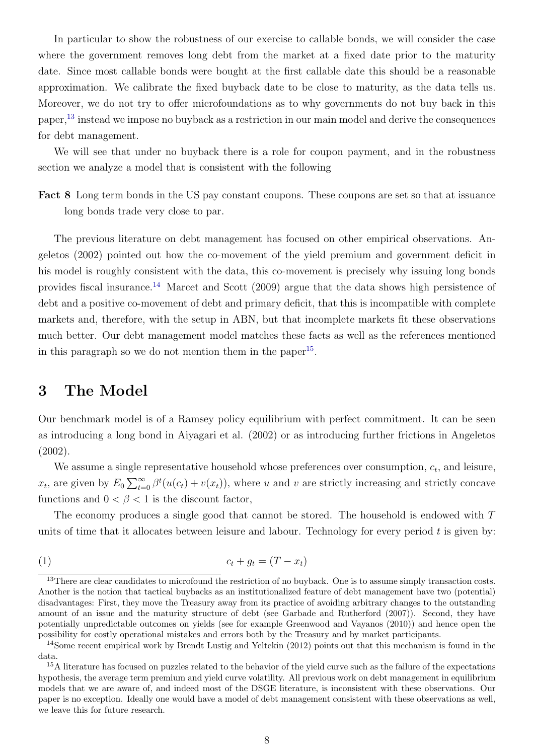In particular to show the robustness of our exercise to callable bonds, we will consider the case where the government removes long debt from the market at a fixed date prior to the maturity date. Since most callable bonds were bought at the first callable date this should be a reasonable approximation. We calibrate the fixed buyback date to be close to maturity, as the data tells us. Moreover, we do not try to offer microfoundations as to why governments do not buy back in this paper,[13] instead we impose no buyback as a restriction in our main model and derive the consequences for debt management.

We will see that under no buyback there is a role for coupon payment, and in the robustness section we analyze a model that is consistent with the following

**Fact 8** Long term bonds in the US pay constant coupons. These coupons are set so that at issuance long bonds trade very close to par.

The previous literature on debt management has focused on other empirical observations. Angeletos (2002) pointed out how the co-movement of the yield premium and government deficit in his model is roughly consistent with the data, this co-movement is precisely why issuing long bonds provides fiscal insurance.[14] Marcet and Scott (2009) argue that the data shows high persistence of debt and a positive co-movement of debt and primary deficit, that this is incompatible with complete markets and, therefore, with the setup in ABN, but that incomplete markets fit these observations much better. Our debt management model matches these facts as well as the references mentioned in this paragraph so we do not mention them in the paper[15].

# 3 The Model

Our benchmark model is of a Ramsey policy equilibrium with perfect commitment. It can be seen as introducing a long bond in Aiyagari et al. (2002) or as introducing further frictions in Angeletos (2002).

We assume a single representative household whose preferences over consumption, $c_t$, and leisure, $x_t$, are given by $E_0 \sum_{t=0}^{\infty} \beta^t (u(c_t) + v(x_t))$, where $u$ and $v$ are strictly increasing and strictly concave functions and $0 < \beta < 1$ is the discount factor,

The economy produces a single good that cannot be stored. The household is endowed with $T$ units of time that it allocates between leisure and labour. Technology for every period $t$ is given by:

$$c_t + g_t = (T - x_t) \tag{1}$$

[13] There are clear candidates to microfound the restriction of no buyback. One is to assume simply transaction costs. Another is the notion that tactical buybacks as an institutionalized feature of debt management have two (potential) disadvantages: First, they move the Treasury away from its practice of avoiding arbitrary changes to the outstanding amount of an issue and the maturity structure of debt (see Garbade and Rutherford (2007)). Second, they have potentially unpredictable outcomes on yields (see for example Greenwood and Vayanos (2010)) and hence open the possibility for costly operational mistakes and errors both by the Treasury and by market participants.

[14] Some recent empirical work by Brendt Lustig and Yeltekin (2012) points out that this mechanism is found in the data.

[15] A literature has focused on puzzles related to the behavior of the yield curve such as the failure of the expectations hypothesis, the average term premium and yield curve volatility. All previous work on debt management in equilibrium models that we are aware of, and indeed most of the DSGE literature, is inconsistent with these observations. Our paper is no exception. Ideally one would have a model of debt management consistent with these observations as well, we leave this for future research.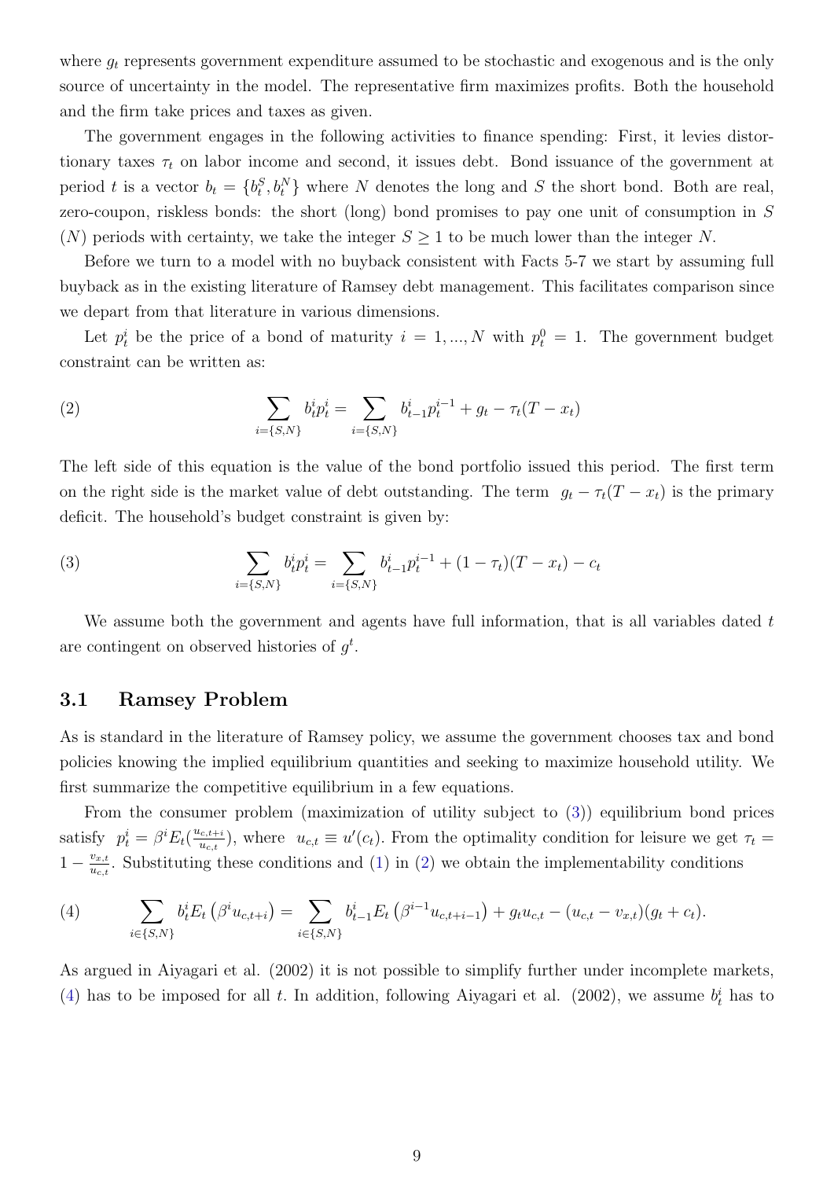where $g_t$ represents government expenditure assumed to be stochastic and exogenous and is the only source of uncertainty in the model. The representative firm maximizes profits. Both the household and the firm take prices and taxes as given.

The government engages in the following activities to finance spending: First, it levies distortionary taxes $\tau_t$ on labor income and second, it issues debt. Bond issuance of the government at period $t$ is a vector $b_t = \{b_t^S, b_t^N\}$ where $N$ denotes the long and $S$ the short bond. Both are real, zero-coupon, riskless bonds: the short (long) bond promises to pay one unit of consumption in $S$ ($N$) periods with certainty, we take the integer $S \geq 1$ to be much lower than the integer $N$.

Before we turn to a model with no buyback consistent with Facts 5-7 we start by assuming full buyback as in the existing literature of Ramsey debt management. This facilitates comparison since we depart from that literature in various dimensions.

Let $p_t^i$ be the price of a bond of maturity $i = 1, ..., N$ with $p_t^0 = 1$. The government budget constraint can be written as:

$$\sum_{i=\{S,N\}} b_t^i p_t^i = \sum_{i=\{S,N\}} b_{t-1}^i p_t^{i-1} + g_t - \tau_t(T - x_t) \tag{2}$$

The left side of this equation is the value of the bond portfolio issued this period. The first term on the right side is the market value of debt outstanding. The term $g_t - \tau_t(T - x_t)$ is the primary deficit. The household's budget constraint is given by:

$$\sum_{i=\{S,N\}} b_t^i p_t^i = \sum_{i=\{S,N\}} b_{t-1}^i p_t^{i-1} + (1 - \tau_t)(T - x_t) - c_t \tag{3}$$

We assume both the government and agents have full information, that is all variables dated $t$ are contingent on observed histories of $g^t$.

## 3.1 Ramsey Problem

As is standard in the literature of Ramsey policy, we assume the government chooses tax and bond policies knowing the implied equilibrium quantities and seeking to maximize household utility. We first summarize the competitive equilibrium in a few equations.

From the consumer problem (maximization of utility subject to (3)) equilibrium bond prices satisfy $p_t^i = \beta^i E_t(\frac{u_{c,t+i}}{u_{c,t}})$, where $u_{c,t} \equiv u'(c_t)$. From the optimality condition for leisure we get $\tau_t = 1 - \frac{v_{x,t}}{u_{c,t}}$. Substituting these conditions and (1) in (2) we obtain the implementability conditions

$$\sum_{i \in \{S,N\}} b_t^i E_t\left(\beta^i u_{c,t+i}\right) = \sum_{i \in \{S,N\}} b_{t-1}^i E_t\left(\beta^{i-1} u_{c,t+i-1}\right) + g_t u_{c,t} - (u_{c,t} - v_{x,t})(g_t + c_t). \tag{4}$$

As argued in Aiyagari et al. (2002) it is not possible to simplify further under incomplete markets, (4) has to be imposed for all $t$. In addition, following Aiyagari et al. (2002), we assume $b_t^i$ has to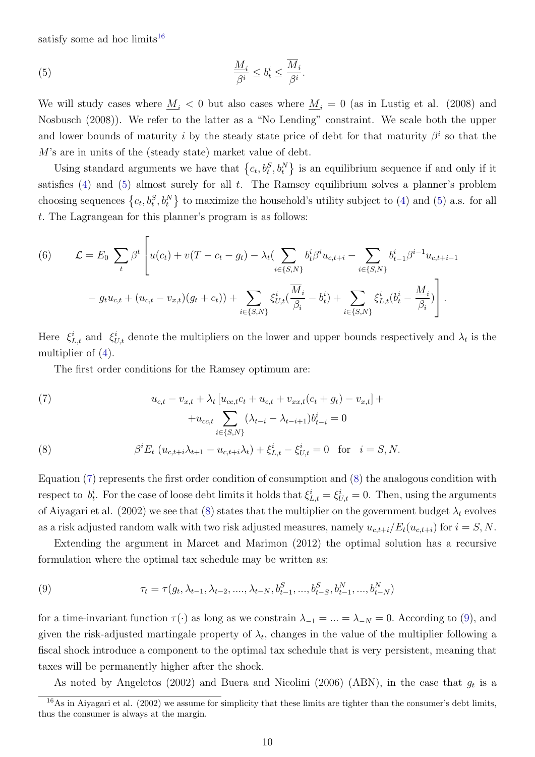satisfy some ad hoc limits[16]

$$\frac{\underline{M}_i}{\beta^i} \leq b_t^i \leq \frac{\overline{M}_i}{\beta^i}. \tag{5}$$

We will study cases where $\underline{M}_i < 0$ but also cases where $\underline{M}_i = 0$ (as in Lustig et al. (2008) and Nosbusch (2008)). We refer to the latter as a "No Lending" constraint. We scale both the upper and lower bounds of maturity $i$ by the steady state price of debt for that maturity $\beta^i$ so that the $M$'s are in units of the (steady state) market value of debt.

Using standard arguments we have that $\{c_t, b_t^S, b_t^N\}$ is an equilibrium sequence if and only if it satisfies (4) and (5) almost surely for all $t$. The Ramsey equilibrium solves a planner's problem choosing sequences $\{c_t, b_t^S, b_t^N\}$ to maximize the household's utility subject to (4) and (5) a.s. for all $t$. The Lagrangean for this planner's program is as follows:

$$\mathcal{L} = E_0 \sum_t \beta^t \Bigg[ u(c_t) + v(T - c_t - g_t) - \lambda_t \Big( \sum_{i \in \{S,N\}} b_t^i \beta^i u_{c,t+i} - \sum_{i \in \{S,N\}} b_{t-1}^i \beta^{i-1} u_{c,t+i-1} \tag{6}$$
$$- g_t u_{c,t} + (u_{c,t} - v_{x,t})(g_t + c_t) \Big) + \sum_{i \in \{S,N\}} \xi_{U,t}^i \Big( \frac{\overline{M}_i}{\beta_i} - b_t^i \Big) + \sum_{i \in \{S,N\}} \xi_{L,t}^i \Big( b_t^i - \frac{\underline{M}_i}{\beta_i} \Big) \Bigg].$$

Here $\xi_{L,t}^i$ and $\xi_{U,t}^i$ denote the multipliers on the lower and upper bounds respectively and $\lambda_t$ is the multiplier of (4).

The first order conditions for the Ramsey optimum are:

$$u_{c,t} - v_{x,t} + \lambda_t \left[ u_{cc,t} c_t + u_{c,t} + v_{xx,t}(c_t + g_t) - v_{x,t} \right] + \tag{7}$$
$$+ u_{cc,t} \sum_{i \in \{S,N\}} (\lambda_{t-i} - \lambda_{t-i+1}) b_{t-i}^i = 0$$

$$\beta^i E_t \left( u_{c,t+i} \lambda_{t+1} - u_{c,t+i} \lambda_t \right) + \xi_{L,t}^i - \xi_{U,t}^i = 0 \quad \text{for} \quad i = S, N. \tag{8}$$

Equation (7) represents the first order condition of consumption and (8) the analogous condition with respect to $b_t^i$. For the case of loose debt limits it holds that $\xi_{L,t}^i = \xi_{U,t}^i = 0$. Then, using the arguments of Aiyagari et al. (2002) we see that (8) states that the multiplier on the government budget $\lambda_t$ evolves as a risk adjusted random walk with two risk adjusted measures, namely $u_{c,t+i}/E_t(u_{c,t+i})$ for $i = S, N$.

Extending the argument in Marcet and Marimon (2012) the optimal solution has a recursive formulation where the optimal tax schedule may be written as:

$$\tau_t = \tau(g_t, \lambda_{t-1}, \lambda_{t-2}, ...., \lambda_{t-N}, b_{t-1}^S, ..., b_{t-S}^S, b_{t-1}^N, ..., b_{t-N}^N) \tag{9}$$

for a time-invariant function $\tau(\cdot)$ as long as we constrain $\lambda_{-1} = ... = \lambda_{-N} = 0$. According to (9), and given the risk-adjusted martingale property of $\lambda_t$, changes in the value of the multiplier following a fiscal shock introduce a component to the optimal tax schedule that is very persistent, meaning that taxes will be permanently higher after the shock.

As noted by Angeletos (2002) and Buera and Nicolini (2006) (ABN), in the case that $g_t$ is a

[16] As in Aiyagari et al. (2002) we assume for simplicity that these limits are tighter than the consumer's debt limits, thus the consumer is always at the margin.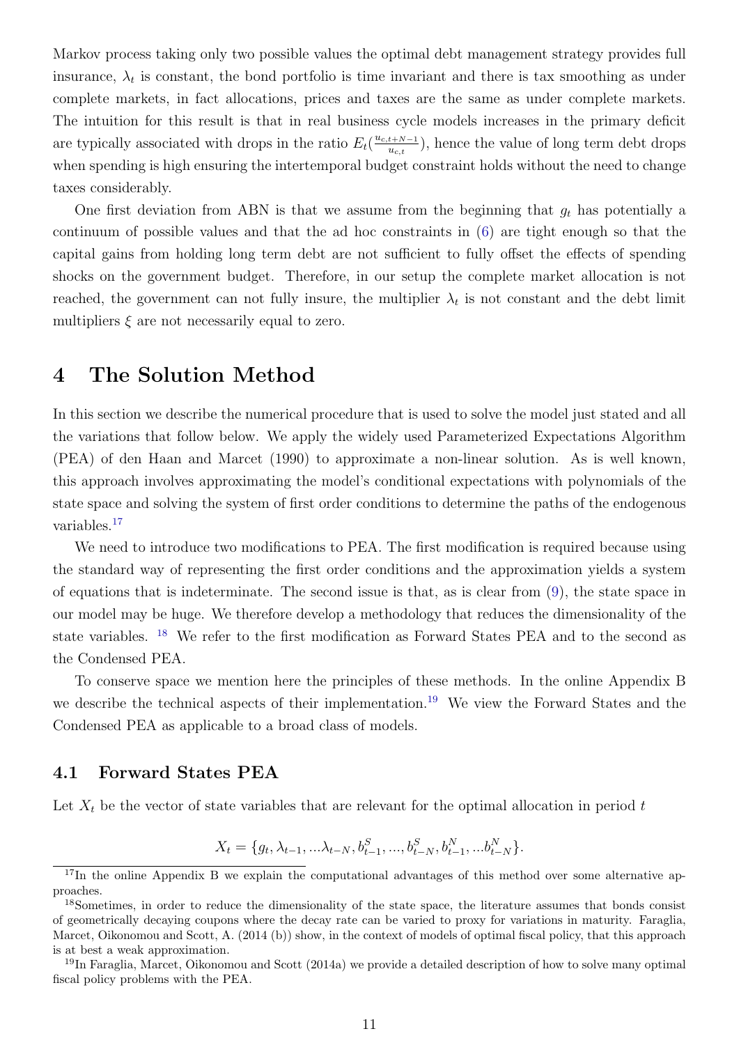Markov process taking only two possible values the optimal debt management strategy provides full insurance, $\lambda_t$ is constant, the bond portfolio is time invariant and there is tax smoothing as under complete markets, in fact allocations, prices and taxes are the same as under complete markets. The intuition for this result is that in real business cycle models increases in the primary deficit are typically associated with drops in the ratio $E_t(\frac{u_{c,t+N-1}}{u_{c,t}})$, hence the value of long term debt drops when spending is high ensuring the intertemporal budget constraint holds without the need to change taxes considerably.

One first deviation from ABN is that we assume from the beginning that $g_t$ has potentially a continuum of possible values and that the ad hoc constraints in (6) are tight enough so that the capital gains from holding long term debt are not sufficient to fully offset the effects of spending shocks on the government budget. Therefore, in our setup the complete market allocation is not reached, the government can not fully insure, the multiplier $\lambda_t$ is not constant and the debt limit multipliers $\xi$ are not necessarily equal to zero.

# 4 The Solution Method

In this section we describe the numerical procedure that is used to solve the model just stated and all the variations that follow below. We apply the widely used Parameterized Expectations Algorithm (PEA) of den Haan and Marcet (1990) to approximate a non-linear solution. As is well known, this approach involves approximating the model's conditional expectations with polynomials of the state space and solving the system of first order conditions to determine the paths of the endogenous variables.[17]

We need to introduce two modifications to PEA. The first modification is required because using the standard way of representing the first order conditions and the approximation yields a system of equations that is indeterminate. The second issue is that, as is clear from (9), the state space in our model may be huge. We therefore develop a methodology that reduces the dimensionality of the state variables. [18] We refer to the first modification as Forward States PEA and to the second as the Condensed PEA.

To conserve space we mention here the principles of these methods. In the online Appendix B we describe the technical aspects of their implementation.[19] We view the Forward States and the Condensed PEA as applicable to a broad class of models.

## 4.1 Forward States PEA

Let $X_t$ be the vector of state variables that are relevant for the optimal allocation in period $t$

$$X_t = \{g_t, \lambda_{t-1}, ...\lambda_{t-N}, b^S_{t-1}, ..., b^S_{t-N}, b^N_{t-1}, ...b^N_{t-N}\}.$$

[17]In the online Appendix B we explain the computational advantages of this method over some alternative approaches.

[18]Sometimes, in order to reduce the dimensionality of the state space, the literature assumes that bonds consist of geometrically decaying coupons where the decay rate can be varied to proxy for variations in maturity. Faraglia, Marcet, Oikonomou and Scott, A. (2014 (b)) show, in the context of models of optimal fiscal policy, that this approach is at best a weak approximation.

[19]In Faraglia, Marcet, Oikonomou and Scott (2014a) we provide a detailed description of how to solve many optimal fiscal policy problems with the PEA.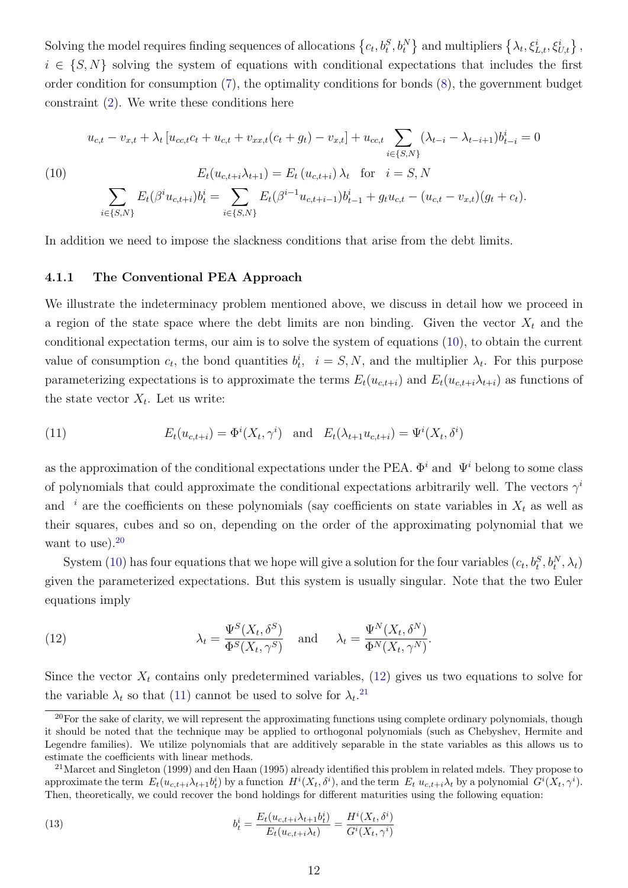Solving the model requires finding sequences of allocations $\left\{c_t, b_t^S, b_t^N\right\}$ and multipliers $\left\{\lambda_t, \xi_{L,t}^i, \xi_{U,t}^i\right\}$, $i \in \{S, N\}$ solving the system of equations with conditional expectations that includes the first order condition for consumption (7), the optimality conditions for bonds (8), the government budget constraint (2). We write these conditions here

$$
\begin{aligned}
u_{c,t} - v_{x,t} + \lambda_t \left[u_{cc,t} c_t + u_{c,t} + v_{xx,t}(c_t + g_t) - v_{x,t}\right] + u_{cc,t} \sum_{i \in \{S,N\}} (\lambda_{t-i} - \lambda_{t-i+1}) b_{t-i}^i = 0 \\
E_t(u_{c,t+i}\lambda_{t+1}) = E_t\left(u_{c,t+i}\right)\lambda_t \quad \text{for} \quad i = S, N \\
\sum_{i \in \{S,N\}} E_t(\beta^i u_{c,t+i}) b_t^i = \sum_{i \in \{S,N\}} E_t(\beta^{i-1} u_{c,t+i-1}) b_{t-1}^i + g_t u_{c,t} - (u_{c,t} - v_{x,t})(g_t + c_t).
\end{aligned}
\tag{10}
$$

In addition we need to impose the slackness conditions that arise from the debt limits.

### 4.1.1 The Conventional PEA Approach

We illustrate the indeterminacy problem mentioned above, we discuss in detail how we proceed in a region of the state space where the debt limits are non binding. Given the vector $X_t$ and the conditional expectation terms, our aim is to solve the system of equations (10), to obtain the current value of consumption $c_t$, the bond quantities $b_t^i$, $i = S, N$, and the multiplier $\lambda_t$. For this purpose parameterizing expectations is to approximate the terms $E_t(u_{c,t+i})$ and $E_t(u_{c,t+i}\lambda_{t+i})$ as functions of the state vector $X_t$. Let us write:

$$
E_t(u_{c,t+i}) = \Phi^i(X_t, \gamma^i) \quad \text{and} \quad E_t(\lambda_{t+1} u_{c,t+i}) = \Psi^i(X_t, \delta^i) \tag{11}
$$

as the approximation of the conditional expectations under the PEA. $\Phi^i$ and $\Psi^i$ belong to some class of polynomials that could approximate the conditional expectations arbitrarily well. The vectors $\gamma^i$ and $^i$ are the coefficients on these polynomials (say coefficients on state variables in $X_t$ as well as their squares, cubes and so on, depending on the order of the approximating polynomial that we want to use).[20]

System (10) has four equations that we hope will give a solution for the four variables $(c_t, b_t^S, b_t^N, \lambda_t)$ given the parameterized expectations. But this system is usually singular. Note that the two Euler equations imply

$$
\lambda_t = \frac{\Psi^S(X_t, \delta^S)}{\Phi^S(X_t, \gamma^S)} \quad \text{and} \quad \lambda_t = \frac{\Psi^N(X_t, \delta^N)}{\Phi^N(X_t, \gamma^N)}. \tag{12}
$$

Since the vector $X_t$ contains only predetermined variables, (12) gives us two equations to solve for the variable $\lambda_t$ so that (11) cannot be used to solve for $\lambda_t$.[21]

[20] For the sake of clarity, we will represent the approximating functions using complete ordinary polynomials, though it should be noted that the technique may be applied to orthogonal polynomials (such as Chebyshev, Hermite and Legendre families). We utilize polynomials that are additively separable in the state variables as this allows us to estimate the coefficients with linear methods.

[21] Marcet and Singleton (1999) and den Haan (1995) already identified this problem in related mdels. They propose to approximate the term $E_t(u_{c,t+i}\lambda_{t+1}b_t^i)$ by a function $H^i(X_t, \delta^i)$, and the term $E_t\, u_{c,t+i}\lambda_t$ by a polynomial $G^i(X_t, \gamma^i)$. Then, theoretically, we could recover the bond holdings for different maturities using the following equation:

$$
b_t^i = \frac{E_t(u_{c,t+i}\lambda_{t+1}b_t^i)}{E_t(u_{c,t+i}\lambda_t)} = \frac{H^i(X_t, \delta^i)}{G^i(X_t, \gamma^i)} \tag{13}
$$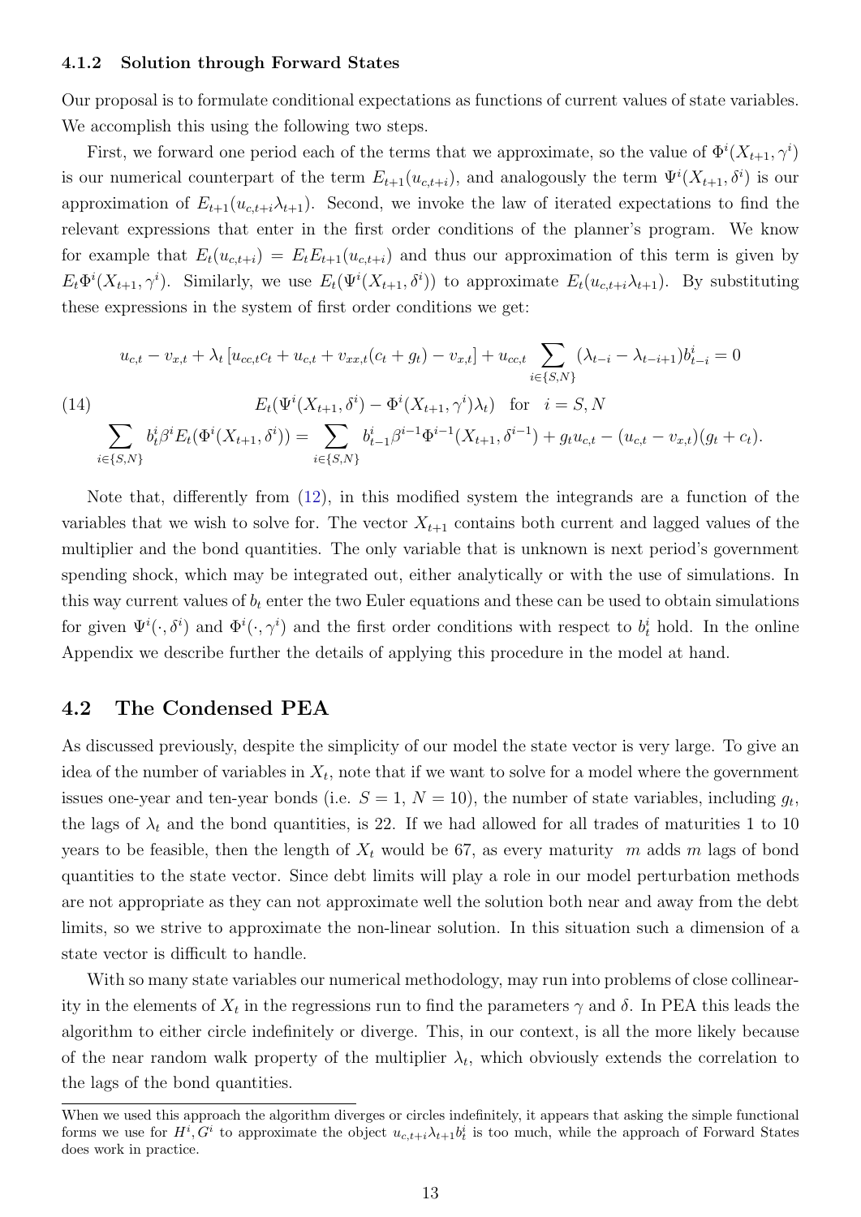### 4.1.2 Solution through Forward States

Our proposal is to formulate conditional expectations as functions of current values of state variables. We accomplish this using the following two steps.

First, we forward one period each of the terms that we approximate, so the value of $\Phi^i(X_{t+1}, \gamma^i)$ is our numerical counterpart of the term $E_{t+1}(u_{c,t+i})$, and analogously the term $\Psi^i(X_{t+1}, \delta^i)$ is our approximation of $E_{t+1}(u_{c,t+i}\lambda_{t+1})$. Second, we invoke the law of iterated expectations to find the relevant expressions that enter in the first order conditions of the planner's program. We know for example that $E_t(u_{c,t+i}) = E_t E_{t+1}(u_{c,t+i})$ and thus our approximation of this term is given by $E_t \Phi^i(X_{t+1}, \gamma^i)$. Similarly, we use $E_t(\Psi^i(X_{t+1}, \delta^i))$ to approximate $E_t(u_{c,t+i}\lambda_{t+1})$. By substituting these expressions in the system of first order conditions we get:

$$
\begin{gathered}
u_{c,t} - v_{x,t} + \lambda_t \left[ u_{cc,t} c_t + u_{c,t} + v_{xx,t}(c_t + g_t) - v_{x,t} \right] + u_{cc,t} \sum_{i \in \{S,N\}} (\lambda_{t-i} - \lambda_{t-i+1}) b^i_{t-i} = 0 \\
E_t(\Psi^i(X_{t+1}, \delta^i) - \Phi^i(X_{t+1}, \gamma^i)\lambda_t) \quad \text{for} \quad i = S, N \\
\sum_{i \in \{S,N\}} b^i_t \beta^i E_t(\Phi^i(X_{t+1}, \delta^i)) = \sum_{i \in \{S,N\}} b^i_{t-1} \beta^{i-1} \Phi^{i-1}(X_{t+1}, \delta^{i-1}) + g_t u_{c,t} - (u_{c,t} - v_{x,t})(g_t + c_t).
\end{gathered}
\tag{14}
$$

Note that, differently from (12), in this modified system the integrands are a function of the variables that we wish to solve for. The vector $X_{t+1}$ contains both current and lagged values of the multiplier and the bond quantities. The only variable that is unknown is next period's government spending shock, which may be integrated out, either analytically or with the use of simulations. In this way current values of $b_t$ enter the two Euler equations and these can be used to obtain simulations for given $\Psi^i(\cdot, \delta^i)$ and $\Phi^i(\cdot, \gamma^i)$ and the first order conditions with respect to $b^i_t$ hold. In the online Appendix we describe further the details of applying this procedure in the model at hand.

## 4.2 The Condensed PEA

As discussed previously, despite the simplicity of our model the state vector is very large. To give an idea of the number of variables in $X_t$, note that if we want to solve for a model where the government issues one-year and ten-year bonds (i.e. $S = 1$, $N = 10$), the number of state variables, including $g_t$, the lags of $\lambda_t$ and the bond quantities, is 22. If we had allowed for all trades of maturities 1 to 10 years to be feasible, then the length of $X_t$ would be 67, as every maturity $m$ adds $m$ lags of bond quantities to the state vector. Since debt limits will play a role in our model perturbation methods are not appropriate as they can not approximate well the solution both near and away from the debt limits, so we strive to approximate the non-linear solution. In this situation such a dimension of a state vector is difficult to handle.

With so many state variables our numerical methodology, may run into problems of close collinearity in the elements of $X_t$ in the regressions run to find the parameters $\gamma$ and $\delta$. In PEA this leads the algorithm to either circle indefinitely or diverge. This, in our context, is all the more likely because of the near random walk property of the multiplier $\lambda_t$, which obviously extends the correlation to the lags of the bond quantities.

---

When we used this approach the algorithm diverges or circles indefinitely, it appears that asking the simple functional forms we use for $H^i, G^i$ to approximate the object $u_{c,t+i}\lambda_{t+1}b^i_t$ is too much, while the approach of Forward States does work in practice.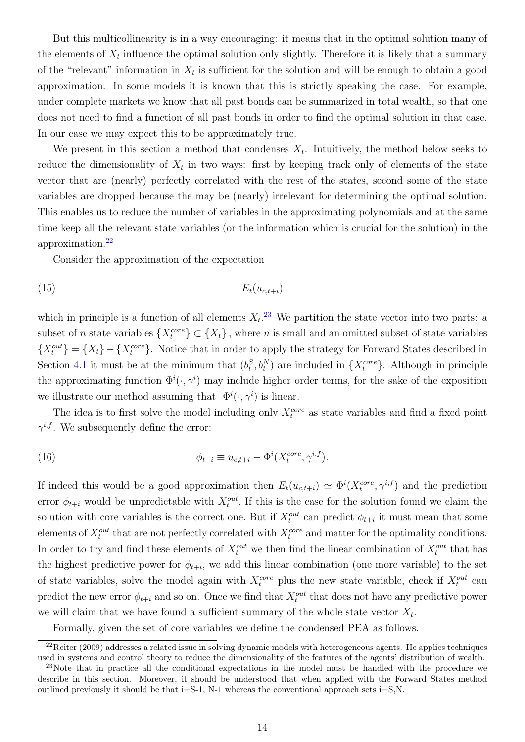But this multicollinearity is in a way encouraging: it means that in the optimal solution many of the elements of $X_t$ influence the optimal solution only slightly. Therefore it is likely that a summary of the "relevant" information in $X_t$ is sufficient for the solution and will be enough to obtain a good approximation. In some models it is known that this is strictly speaking the case. For example, under complete markets we know that all past bonds can be summarized in total wealth, so that one does not need to find a function of all past bonds in order to find the optimal solution in that case. In our case we may expect this to be approximately true.

We present in this section a method that condenses $X_t$. Intuitively, the method below seeks to reduce the dimensionality of $X_t$ in two ways: first by keeping track only of elements of the state vector that are (nearly) perfectly correlated with the rest of the states, second some of the state variables are dropped because the may be (nearly) irrelevant for determining the optimal solution. This enables us to reduce the number of variables in the approximating polynomials and at the same time keep all the relevant state variables (or the information which is crucial for the solution) in the approximation.[22]

Consider the approximation of the expectation

$$E_t(u_{c,t+i}) \tag{15}$$

which in principle is a function of all elements $X_t$.[23] We partition the state vector into two parts: a subset of $n$ state variables $\{X_t^{core}\} \subset \{X_t\}$, where $n$ is small and an omitted subset of state variables $\{X_t^{out}\} = \{X_t\} - \{X_t^{core}\}$. Notice that in order to apply the strategy for Forward States described in Section 4.1 it must be at the minimum that $(b_t^S, b_t^N)$ are included in $\{X_t^{core}\}$. Although in principle the approximating function $\Phi^i(\cdot, \gamma^i)$ may include higher order terms, for the sake of the exposition we illustrate our method assuming that $\Phi^i(\cdot, \gamma^i)$ is linear.

The idea is to first solve the model including only $X_t^{core}$ as state variables and find a fixed point $\gamma^{i,f}$. We subsequently define the error:

$$\phi_{t+i} \equiv u_{c,t+i} - \Phi^i(X_t^{core}, \gamma^{i,f}). \tag{16}$$

If indeed this would be a good approximation then $E_t(u_{c,t+i}) \simeq \Phi^i(X_t^{core}, \gamma^{i,f})$ and the prediction error $\phi_{t+i}$ would be unpredictable with $X_t^{out}$. If this is the case for the solution found we claim the solution with core variables is the correct one. But if $X_t^{out}$ can predict $\phi_{t+i}$ it must mean that some elements of $X_t^{out}$ that are not perfectly correlated with $X_t^{core}$ and matter for the optimality conditions. In order to try and find these elements of $X_t^{out}$ we then find the linear combination of $X_t^{out}$ that has the highest predictive power for $\phi_{t+i}$, we add this linear combination (one more variable) to the set of state variables, solve the model again with $X_t^{core}$ plus the new state variable, check if $X_t^{out}$ can predict the new error $\phi_{t+i}$ and so on. Once we find that $X_t^{out}$ that does not have any predictive power we will claim that we have found a sufficient summary of the whole state vector $X_t$.

Formally, given the set of core variables we define the condensed PEA as follows.

[22] Reiter (2009) addresses a related issue in solving dynamic models with heterogeneous agents. He applies techniques used in systems and control theory to reduce the dimensionality of the features of the agents' distribution of wealth.

[23] Note that in practice all the conditional expectations in the model must be handled with the procedure we describe in this section. Moreover, it should be understood that when applied with the Forward States method outlined previously it should be that i=S-1, N-1 whereas the conventional approach sets i=S,N.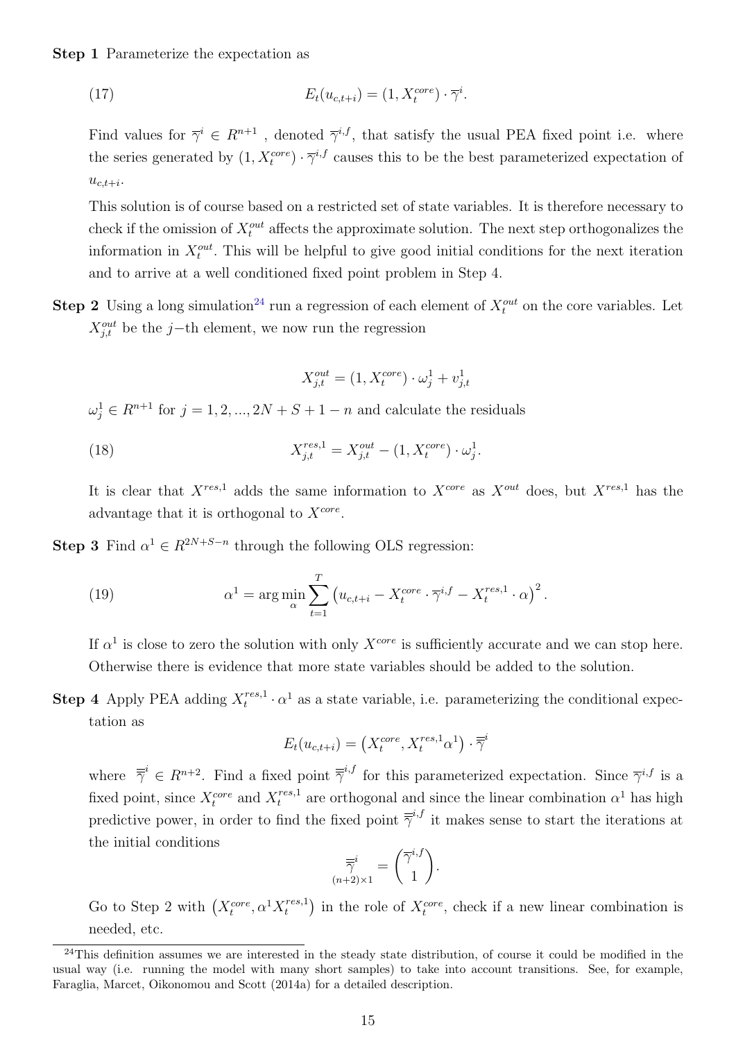**Step 1** Parameterize the expectation as

$$E_t(u_{c,t+i}) = (1, X_t^{core}) \cdot \overline{\gamma}^i. \tag{17}$$

Find values for $\overline{\gamma}^i \in R^{n+1}$ , denoted $\overline{\gamma}^{i,f}$, that satisfy the usual PEA fixed point i.e. where the series generated by $(1, X_t^{core}) \cdot \overline{\gamma}^{i,f}$ causes this to be the best parameterized expectation of $u_{c,t+i}$.

This solution is of course based on a restricted set of state variables. It is therefore necessary to check if the omission of $X_t^{out}$ affects the approximate solution. The next step orthogonalizes the information in $X_t^{out}$. This will be helpful to give good initial conditions for the next iteration and to arrive at a well conditioned fixed point problem in Step 4.

**Step 2** Using a long simulation[24] run a regression of each element of $X_t^{out}$ on the core variables. Let $X_{j,t}^{out}$ be the $j-$th element, we now run the regression

$$X_{j,t}^{out} = (1, X_t^{core}) \cdot \omega_j^1 + v_{j,t}^1$$

$\omega_j^1 \in R^{n+1}$ for $j = 1, 2, ..., 2N + S + 1 - n$ and calculate the residuals

$$X_{j,t}^{res,1} = X_{j,t}^{out} - (1, X_t^{core}) \cdot \omega_j^1. \tag{18}$$

It is clear that $X^{res,1}$ adds the same information to $X^{core}$ as $X^{out}$ does, but $X^{res,1}$ has the advantage that it is orthogonal to $X^{core}$.

**Step 3** Find $\alpha^1 \in R^{2N+S-n}$ through the following OLS regression:

$$\alpha^1 = \arg\min_{\alpha} \sum_{t=1}^{T} \left( u_{c,t+i} - X_t^{core} \cdot \overline{\gamma}^{i,f} - X_t^{res,1} \cdot \alpha \right)^2. \tag{19}$$

If $\alpha^1$ is close to zero the solution with only $X^{core}$ is sufficiently accurate and we can stop here. Otherwise there is evidence that more state variables should be added to the solution.

**Step 4** Apply PEA adding $X_t^{res,1} \cdot \alpha^1$ as a state variable, i.e. parameterizing the conditional expectation as

$$E_t(u_{c,t+i}) = \left( X_t^{core}, X_t^{res,1} \alpha^1 \right) \cdot \overline{\overline{\gamma}}^i$$

where $\overline{\overline{\gamma}}^i \in R^{n+2}$. Find a fixed point $\overline{\overline{\gamma}}^{i,f}$ for this parameterized expectation. Since $\overline{\gamma}^{i,f}$ is a fixed point, since $X_t^{core}$ and $X_t^{res,1}$ are orthogonal and since the linear combination $\alpha^1$ has high predictive power, in order to find the fixed point $\overline{\overline{\gamma}}^{i,f}$ it makes sense to start the iterations at the initial conditions

$$\underset{(n+2)\times 1}{\overline{\overline{\gamma}}^i} = \begin{pmatrix} \overline{\gamma}^{i,f} \\ 1 \end{pmatrix}.$$

Go to Step 2 with $\left( X_t^{core}, \alpha^1 X_t^{res,1} \right)$ in the role of $X_t^{core}$, check if a new linear combination is needed, etc.

[24] This definition assumes we are interested in the steady state distribution, of course it could be modified in the usual way (i.e. running the model with many short samples) to take into account transitions. See, for example, Faraglia, Marcet, Oikonomou and Scott (2014a) for a detailed description.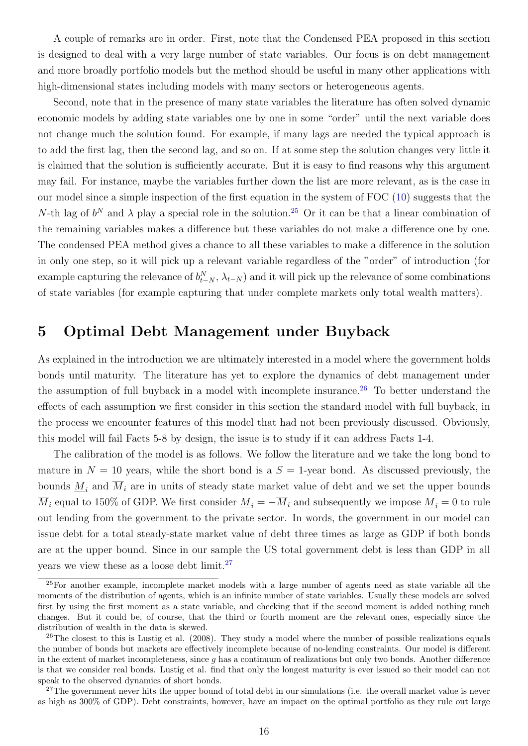A couple of remarks are in order. First, note that the Condensed PEA proposed in this section is designed to deal with a very large number of state variables. Our focus is on debt management and more broadly portfolio models but the method should be useful in many other applications with high-dimensional states including models with many sectors or heterogeneous agents.

Second, note that in the presence of many state variables the literature has often solved dynamic economic models by adding state variables one by one in some "order" until the next variable does not change much the solution found. For example, if many lags are needed the typical approach is to add the first lag, then the second lag, and so on. If at some step the solution changes very little it is claimed that the solution is sufficiently accurate. But it is easy to find reasons why this argument may fail. For instance, maybe the variables further down the list are more relevant, as is the case in our model since a simple inspection of the first equation in the system of FOC (10) suggests that the $N$-th lag of $b^N$ and $\lambda$ play a special role in the solution.[25] Or it can be that a linear combination of the remaining variables makes a difference but these variables do not make a difference one by one. The condensed PEA method gives a chance to all these variables to make a difference in the solution in only one step, so it will pick up a relevant variable regardless of the "order" of introduction (for example capturing the relevance of $b^N_{t-N}$, $\lambda_{t-N}$) and it will pick up the relevance of some combinations of state variables (for example capturing that under complete markets only total wealth matters).

# 5 Optimal Debt Management under Buyback

As explained in the introduction we are ultimately interested in a model where the government holds bonds until maturity. The literature has yet to explore the dynamics of debt management under the assumption of full buyback in a model with incomplete insurance.[26] To better understand the effects of each assumption we first consider in this section the standard model with full buyback, in the process we encounter features of this model that had not been previously discussed. Obviously, this model will fail Facts 5-8 by design, the issue is to study if it can address Facts 1-4.

The calibration of the model is as follows. We follow the literature and we take the long bond to mature in $N = 10$ years, while the short bond is a $S = 1$-year bond. As discussed previously, the bounds $\underline{M}_i$ and $\overline{M}_i$ are in units of steady state market value of debt and we set the upper bounds $\overline{M}_i$ equal to 150% of GDP. We first consider $\underline{M}_i = -\overline{M}_i$ and subsequently we impose $\underline{M}_i = 0$ to rule out lending from the government to the private sector. In words, the government in our model can issue debt for a total steady-state market value of debt three times as large as GDP if both bonds are at the upper bound. Since in our sample the US total government debt is less than GDP in all years we view these as a loose debt limit.[27]

[25] For another example, incomplete market models with a large number of agents need as state variable all the moments of the distribution of agents, which is an infinite number of state variables. Usually these models are solved first by using the first moment as a state variable, and checking that if the second moment is added nothing much changes. But it could be, of course, that the third or fourth moment are the relevant ones, especially since the distribution of wealth in the data is skewed.

[26] The closest to this is Lustig et al. (2008). They study a model where the number of possible realizations equals the number of bonds but markets are effectively incomplete because of no-lending constraints. Our model is different in the extent of market incompleteness, since $g$ has a continuum of realizations but only two bonds. Another difference is that we consider real bonds. Lustig et al. find that only the longest maturity is ever issued so their model can not speak to the observed dynamics of short bonds.

[27] The government never hits the upper bound of total debt in our simulations (i.e. the overall market value is never as high as 300% of GDP). Debt constraints, however, have an impact on the optimal portfolio as they rule out large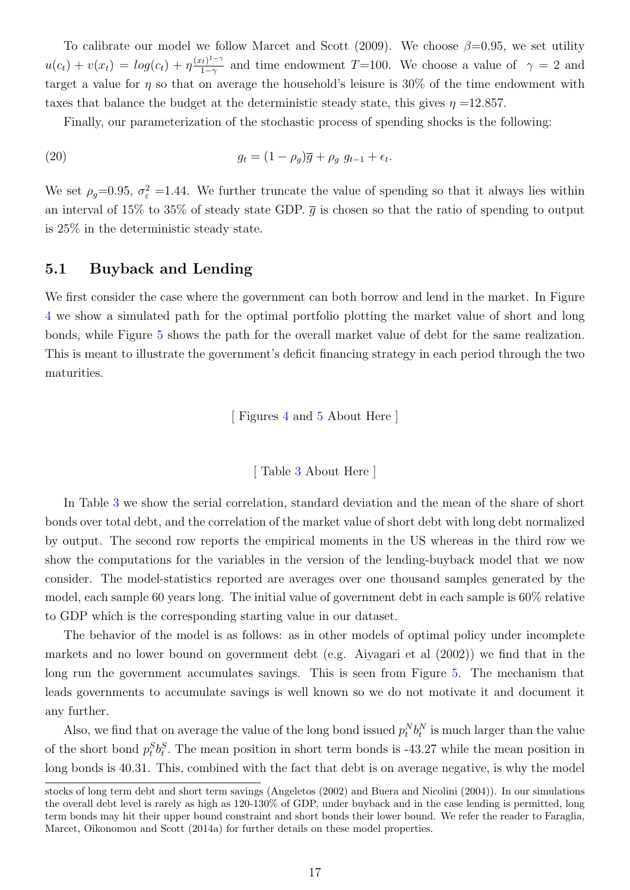To calibrate our model we follow Marcet and Scott (2009). We choose $\beta$=0.95, we set utility $u(c_t) + v(x_t) = log(c_t) + \eta \frac{(x_t)^{1-\gamma}}{1-\gamma}$ and time endowment $T$=100. We choose a value of $\gamma = 2$ and target a value for $\eta$ so that on average the household's leisure is 30% of the time endowment with taxes that balance the budget at the deterministic steady state, this gives $\eta$ =12.857.

Finally, our parameterization of the stochastic process of spending shocks is the following:

$$g_t = (1 - \rho_g)\overline{g} + \rho_g \; g_{t-1} + \epsilon_t. \tag{20}$$

We set $\rho_g$=0.95, $\sigma^2_\varepsilon$ =1.44. We further truncate the value of spending so that it always lies within an interval of 15% to 35% of steady state GDP. $\overline{g}$ is chosen so that the ratio of spending to output is 25% in the deterministic steady state.

## 5.1 Buyback and Lending

We first consider the case where the government can both borrow and lend in the market. In Figure 4 we show a simulated path for the optimal portfolio plotting the market value of short and long bonds, while Figure 5 shows the path for the overall market value of debt for the same realization. This is meant to illustrate the government's deficit financing strategy in each period through the two maturities.

[ Figures 4 and 5 About Here ]

[ Table 3 About Here ]

In Table 3 we show the serial correlation, standard deviation and the mean of the share of short bonds over total debt, and the correlation of the market value of short debt with long debt normalized by output. The second row reports the empirical moments in the US whereas in the third row we show the computations for the variables in the version of the lending-buyback model that we now consider. The model-statistics reported are averages over one thousand samples generated by the model, each sample 60 years long. The initial value of government debt in each sample is 60% relative to GDP which is the corresponding starting value in our dataset.

The behavior of the model is as follows: as in other models of optimal policy under incomplete markets and no lower bound on government debt (e.g. Aiyagari et al (2002)) we find that in the long run the government accumulates savings. This is seen from Figure 5. The mechanism that leads governments to accumulate savings is well known so we do not motivate it and document it any further.

Also, we find that on average the value of the long bond issued $p^N_t b^N_t$ is much larger than the value of the short bond $p^S_t b^S_t$. The mean position in short term bonds is -43.27 while the mean position in long bonds is 40.31. This, combined with the fact that debt is on average negative, is why the model

stocks of long term debt and short term savings (Angeletos (2002) and Buera and Nicolini (2004)). In our simulations the overall debt level is rarely as high as 120-130% of GDP, under buyback and in the case lending is permitted, long term bonds may hit their upper bound constraint and short bonds their lower bound. We refer the reader to Faraglia, Marcet, Oikonomou and Scott (2014a) for further details on these model properties.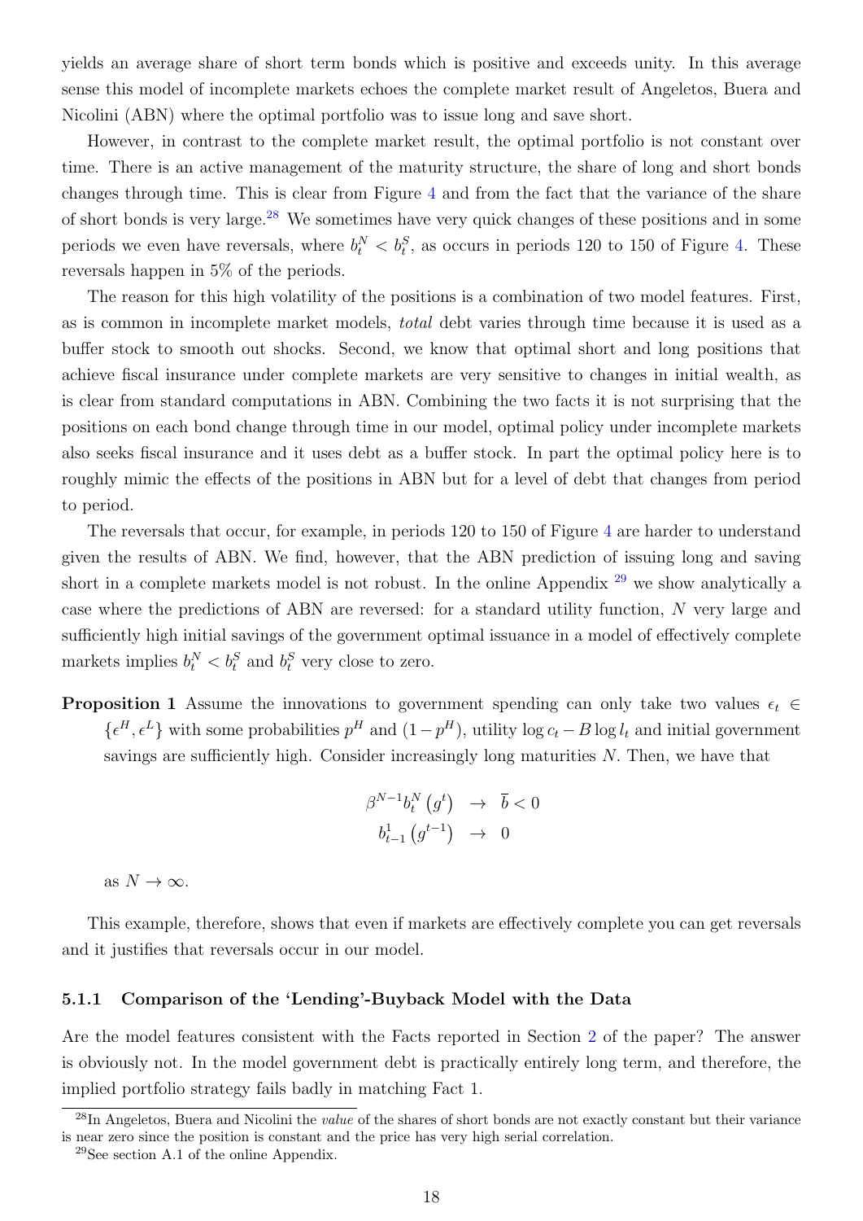yields an average share of short term bonds which is positive and exceeds unity. In this average sense this model of incomplete markets echoes the complete market result of Angeletos, Buera and Nicolini (ABN) where the optimal portfolio was to issue long and save short.

However, in contrast to the complete market result, the optimal portfolio is not constant over time. There is an active management of the maturity structure, the share of long and short bonds changes through time. This is clear from Figure 4 and from the fact that the variance of the share of short bonds is very large.[28] We sometimes have very quick changes of these positions and in some periods we even have reversals, where $b_t^N < b_t^S$, as occurs in periods 120 to 150 of Figure 4. These reversals happen in 5% of the periods.

The reason for this high volatility of the positions is a combination of two model features. First, as is common in incomplete market models, *total* debt varies through time because it is used as a buffer stock to smooth out shocks. Second, we know that optimal short and long positions that achieve fiscal insurance under complete markets are very sensitive to changes in initial wealth, as is clear from standard computations in ABN. Combining the two facts it is not surprising that the positions on each bond change through time in our model, optimal policy under incomplete markets also seeks fiscal insurance and it uses debt as a buffer stock. In part the optimal policy here is to roughly mimic the effects of the positions in ABN but for a level of debt that changes from period to period.

The reversals that occur, for example, in periods 120 to 150 of Figure 4 are harder to understand given the results of ABN. We find, however, that the ABN prediction of issuing long and saving short in a complete markets model is not robust. In the online Appendix [29] we show analytically a case where the predictions of ABN are reversed: for a standard utility function, $N$ very large and sufficiently high initial savings of the government optimal issuance in a model of effectively complete markets implies $b_t^N < b_t^S$ and $b_t^S$ very close to zero.

**Proposition 1** Assume the innovations to government spending can only take two values $\epsilon_t \in \{\epsilon^H, \epsilon^L\}$ with some probabilities $p^H$ and $(1 - p^H)$, utility $\log c_t - B \log l_t$ and initial government savings are sufficiently high. Consider increasingly long maturities $N$. Then, we have that

$$
\begin{aligned}
\beta^{N-1} b_t^N \left(g^t\right) &\rightarrow \overline{b} < 0 \\
b_{t-1}^1 \left(g^{t-1}\right) &\rightarrow 0
\end{aligned}
$$

as $N \to \infty$.

This example, therefore, shows that even if markets are effectively complete you can get reversals and it justifies that reversals occur in our model.

### 5.1.1 Comparison of the 'Lending'-Buyback Model with the Data

Are the model features consistent with the Facts reported in Section 2 of the paper? The answer is obviously not. In the model government debt is practically entirely long term, and therefore, the implied portfolio strategy fails badly in matching Fact 1.

[28] In Angeletos, Buera and Nicolini the *value* of the shares of short bonds are not exactly constant but their variance is near zero since the position is constant and the price has very high serial correlation.

[29] See section A.1 of the online Appendix.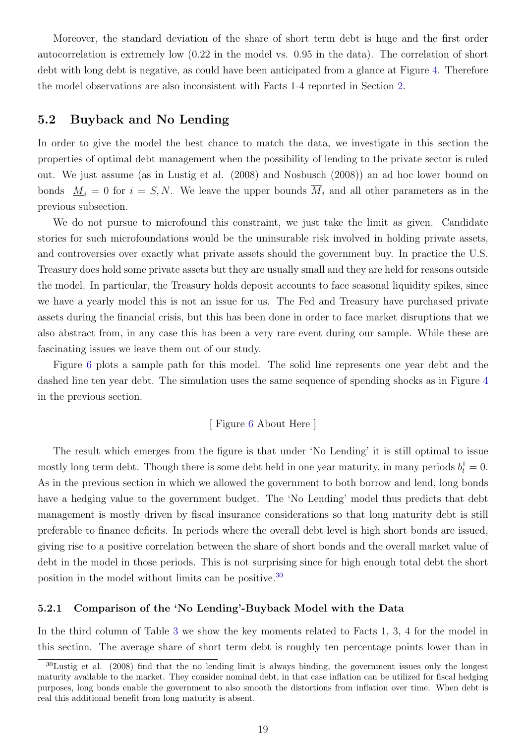Moreover, the standard deviation of the share of short term debt is huge and the first order autocorrelation is extremely low (0.22 in the model vs. 0.95 in the data). The correlation of short debt with long debt is negative, as could have been anticipated from a glance at Figure 4. Therefore the model observations are also inconsistent with Facts 1-4 reported in Section 2.

## 5.2 Buyback and No Lending

In order to give the model the best chance to match the data, we investigate in this section the properties of optimal debt management when the possibility of lending to the private sector is ruled out. We just assume (as in Lustig et al. (2008) and Nosbusch (2008)) an ad hoc lower bound on bonds $\underline{M}_i = 0$ for $i = S, N$. We leave the upper bounds $\overline{M}_i$ and all other parameters as in the previous subsection.

We do not pursue to microfound this constraint, we just take the limit as given. Candidate stories for such microfoundations would be the uninsurable risk involved in holding private assets, and controversies over exactly what private assets should the government buy. In practice the U.S. Treasury does hold some private assets but they are usually small and they are held for reasons outside the model. In particular, the Treasury holds deposit accounts to face seasonal liquidity spikes, since we have a yearly model this is not an issue for us. The Fed and Treasury have purchased private assets during the financial crisis, but this has been done in order to face market disruptions that we also abstract from, in any case this has been a very rare event during our sample. While these are fascinating issues we leave them out of our study.

Figure 6 plots a sample path for this model. The solid line represents one year debt and the dashed line ten year debt. The simulation uses the same sequence of spending shocks as in Figure 4 in the previous section.

[ Figure 6 About Here ]

The result which emerges from the figure is that under 'No Lending' it is still optimal to issue mostly long term debt. Though there is some debt held in one year maturity, in many periods $b_t^1 = 0$. As in the previous section in which we allowed the government to both borrow and lend, long bonds have a hedging value to the government budget. The 'No Lending' model thus predicts that debt management is mostly driven by fiscal insurance considerations so that long maturity debt is still preferable to finance deficits. In periods where the overall debt level is high short bonds are issued, giving rise to a positive correlation between the share of short bonds and the overall market value of debt in the model in those periods. This is not surprising since for high enough total debt the short position in the model without limits can be positive.[30]

### 5.2.1 Comparison of the 'No Lending'-Buyback Model with the Data

In the third column of Table 3 we show the key moments related to Facts 1, 3, 4 for the model in this section. The average share of short term debt is roughly ten percentage points lower than in

[30] Lustig et al. (2008) find that the no lending limit is always binding, the government issues only the longest maturity available to the market. They consider nominal debt, in that case inflation can be utilized for fiscal hedging purposes, long bonds enable the government to also smooth the distortions from inflation over time. When debt is real this additional benefit from long maturity is absent.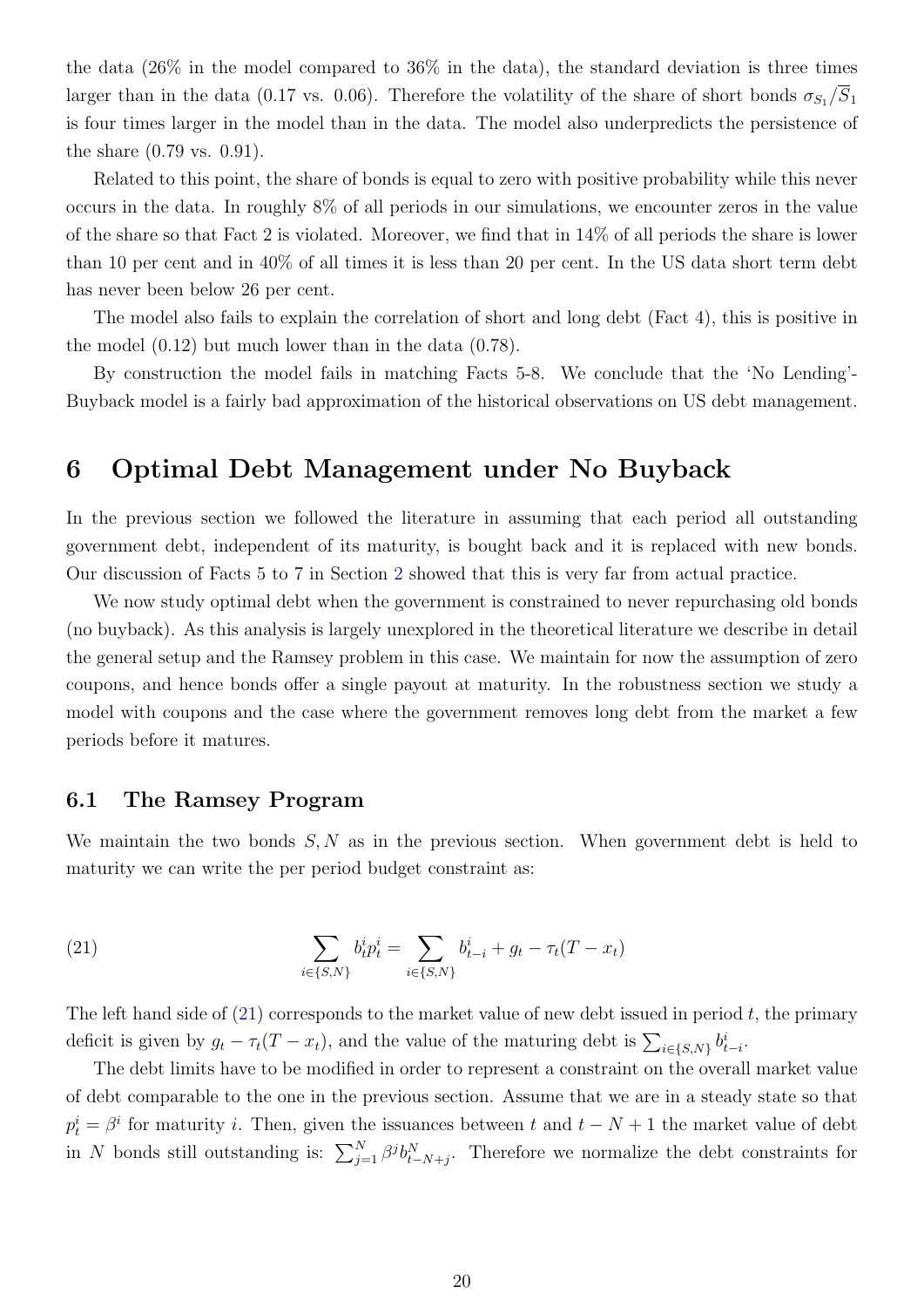the data (26% in the model compared to 36% in the data), the standard deviation is three times larger than in the data (0.17 vs. 0.06). Therefore the volatility of the share of short bonds $\sigma_{S_1}/\overline{S}_1$ is four times larger in the model than the data. The model also underpredicts the persistence of the share (0.79 vs. 0.91).

Related to this point, the share of bonds is equal to zero with positive probability while this never occurs in the data. In roughly 8% of all periods in our simulations, we encounter zeros in the value of the share so that Fact 2 is violated. Moreover, we find that in 14% of all periods the share is lower than 10 per cent and in 40% of all times it is less than 20 per cent. In the US data short term debt has never been below 26 per cent.

The model also fails to explain the correlation of short and long debt (Fact 4), this is positive in the model (0.12) but much lower than in the data (0.78).

By construction the model fails in matching Facts 5-8. We conclude that the 'No Lending'-Buyback model is a fairly bad approximation of the historical observations on US debt management.

# 6 Optimal Debt Management under No Buyback

In the previous section we followed the literature in assuming that each period all outstanding government debt, independent of its maturity, is bought back and it is replaced with new bonds. Our discussion of Facts 5 to 7 in Section 2 showed that this is very far from actual practice.

We now study optimal debt when the government is constrained to never repurchasing old bonds (no buyback). As this analysis is largely unexplored in the theoretical literature we describe in detail the general setup and the Ramsey problem in this case. We maintain for now the assumption of zero coupons, and hence bonds offer a single payout at maturity. In the robustness section we study a model with coupons and the case where the government removes long debt from the market a few periods before it matures.

## 6.1 The Ramsey Program

We maintain the two bonds $S, N$ as in the previous section. When government debt is held to maturity we can write the per period budget constraint as:

$$\sum_{i\in\{S,N\}} b_t^i p_t^i = \sum_{i\in\{S,N\}} b_{t-i}^i + g_t - \tau_t(T - x_t) \tag{21}$$

The left hand side of (21) corresponds to the market value of new debt issued in period $t$, the primary deficit is given by $g_t - \tau_t(T - x_t)$, and the value of the maturing debt is $\sum_{i\in\{S,N\}} b_{t-i}^i$.

The debt limits have to be modified in order to represent a constraint on the overall market value of debt comparable to the one in the previous section. Assume that we are in a steady state so that $p_t^i = \beta^i$ for maturity $i$. Then, given the issuances between $t$ and $t - N + 1$ the market value of debt in $N$ bonds still outstanding is: $\sum_{j=1}^{N} \beta^j b_{t-N+j}^N$. Therefore we normalize the debt constraints for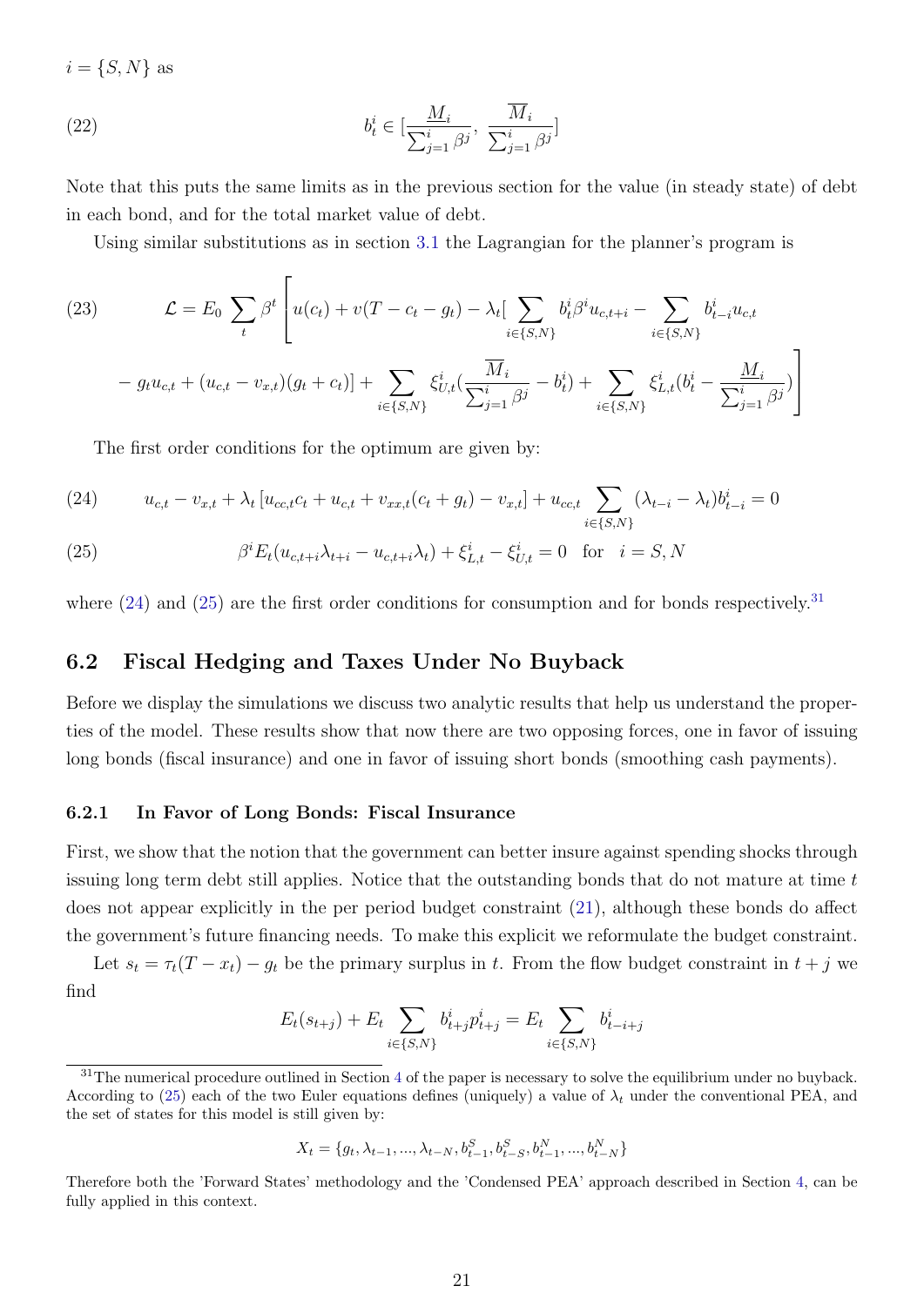$i = \{S, N\}$ as

$$b_t^i \in [\frac{\underline{M}_i}{\sum_{j=1}^{i} \beta^j}, \frac{\overline{M}_i}{\sum_{j=1}^{i} \beta^j}] \tag{22}$$

Note that this puts the same limits as in the previous section for the value (in steady state) of debt in each bond, and for the total market value of debt.

Using similar substitutions as in section 3.1 the Lagrangian for the planner's program is

$$\mathcal{L} = E_0 \sum_t \beta^t \Bigg[ u(c_t) + v(T - c_t - g_t) - \lambda_t [ \sum_{i \in \{S,N\}} b_t^i \beta^i u_{c,t+i} - \sum_{i \in \{S,N\}} b_{t-i}^i u_{c,t} \\ - g_t u_{c,t} + (u_{c,t} - v_{x,t})(g_t + c_t)] + \sum_{i \in \{S,N\}} \xi_{U,t}^i (\frac{\overline{M}_i}{\sum_{j=1}^{i} \beta^j} - b_t^i) + \sum_{i \in \{S,N\}} \xi_{L,t}^i (b_t^i - \frac{\underline{M}_i}{\sum_{j=1}^{i} \beta^j}) \Bigg] \tag{23}$$

The first order conditions for the optimum are given by:

$$u_{c,t} - v_{x,t} + \lambda_t [u_{cc,t} c_t + u_{c,t} + v_{xx,t}(c_t + g_t) - v_{x,t}] + u_{cc,t} \sum_{i \in \{S,N\}} (\lambda_{t-i} - \lambda_t) b_{t-i}^i = 0 \tag{24}$$

$$\beta^i E_t (u_{c,t+i} \lambda_{t+i} - u_{c,t+i} \lambda_t) + \xi_{L,t}^i - \xi_{U,t}^i = 0 \quad \text{for} \quad i = S, N \tag{25}$$

where (24) and (25) are the first order conditions for consumption and for bonds respectively.[31]

## 6.2 Fiscal Hedging and Taxes Under No Buyback

Before we display the simulations we discuss two analytic results that help us understand the properties of the model. These results show that now there are two opposing forces, one in favor of issuing long bonds (fiscal insurance) and one in favor of issuing short bonds (smoothing cash payments).

### 6.2.1 In Favor of Long Bonds: Fiscal Insurance

First, we show that the notion that the government can better insure against spending shocks through issuing long term debt still applies. Notice that the outstanding bonds that do not mature at time $t$ does not appear explicitly in the per period budget constraint (21), although these bonds do affect the government's future financing needs. To make this explicit we reformulate the budget constraint.

Let $s_t = \tau_t(T - x_t) - g_t$ be the primary surplus in $t$. From the flow budget constraint in $t + j$ we find

$$E_t(s_{t+j}) + E_t \sum_{i \in \{S,N\}} b_{t+j}^i p_{t+j}^i = E_t \sum_{i \in \{S,N\}} b_{t-i+j}^i$$

[31] The numerical procedure outlined in Section 4 of the paper is necessary to solve the equilibrium under no buyback. According to (25) each of the two Euler equations defines (uniquely) a value of $\lambda_t$ under the conventional PEA, and the set of states for this model is still given by:

$$X_t = \{g_t, \lambda_{t-1}, ..., \lambda_{t-N}, b_{t-1}^S, b_{t-S}^S, b_{t-1}^N, ..., b_{t-N}^N\}$$

Therefore both the 'Forward States' methodology and the 'Condensed PEA' approach described in Section 4, can be fully applied in this context.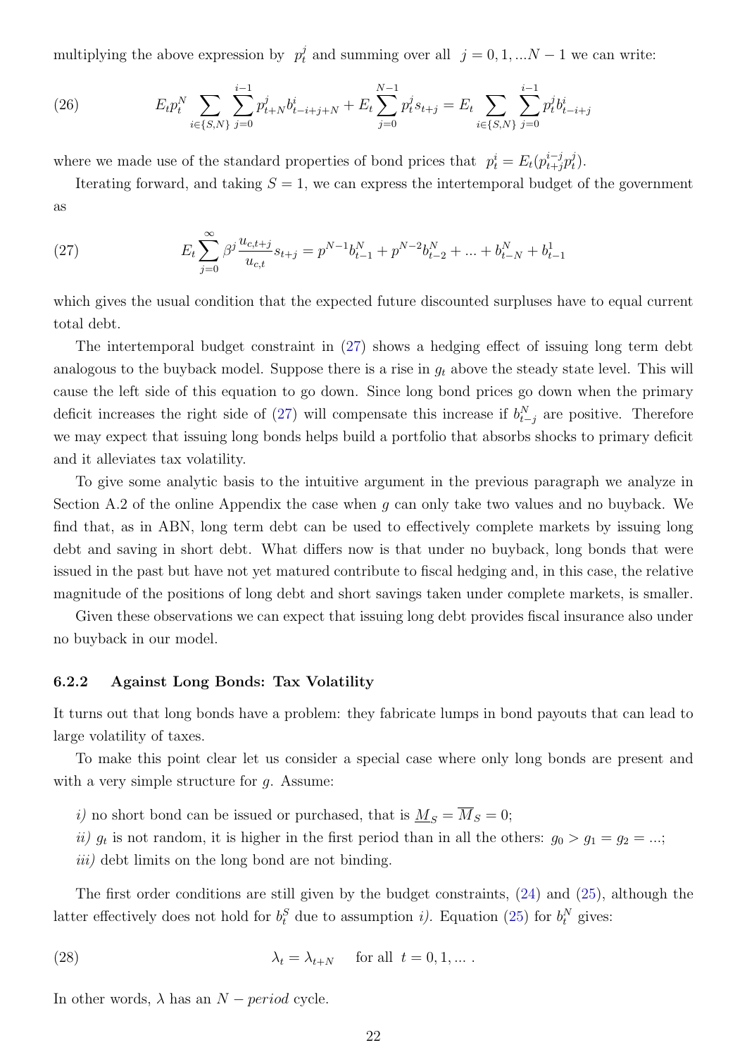multiplying the above expression by $p_t^j$ and summing over all $j = 0, 1, ...N-1$ we can write:

$$E_t p_t^N \sum_{i\in\{S,N\}} \sum_{j=0}^{i-1} p_{t+N}^j b_{t-i+j+N}^i + E_t \sum_{j=0}^{N-1} p_t^j s_{t+j} = E_t \sum_{i\in\{S,N\}} \sum_{j=0}^{i-1} p_t^j b_{t-i+j}^i \tag{26}$$

where we made use of the standard properties of bond prices that $p_t^i = E_t(p_{t+j}^{i-j} p_t^j)$.

Iterating forward, and taking $S = 1$, we can express the intertemporal budget of the government as

$$E_t \sum_{j=0}^{\infty} \beta^j \frac{u_{c,t+j}}{u_{c,t}} s_{t+j} = p^{N-1} b_{t-1}^N + p^{N-2} b_{t-2}^N + ... + b_{t-N}^N + b_{t-1}^1 \tag{27}$$

which gives the usual condition that the expected future discounted surpluses have to equal current total debt.

The intertemporal budget constraint in (27) shows a hedging effect of issuing long term debt analogous to the buyback model. Suppose there is a rise in $g_t$ above the steady state level. This will cause the left side of this equation to go down. Since long bond prices go down when the primary deficit increases the right side of (27) will compensate this increase if $b_{t-j}^N$ are positive. Therefore we may expect that issuing long bonds helps build a portfolio that absorbs shocks to primary deficit and it alleviates tax volatility.

To give some analytic basis to the intuitive argument in the previous paragraph we analyze in Section A.2 of the online Appendix the case when $g$ can only take two values and no buyback. We find that, as in ABN, long term debt can be used to effectively complete markets by issuing long debt and saving in short debt. What differs now is that under no buyback, long bonds that were issued in the past but have not yet matured contribute to fiscal hedging and, in this case, the relative magnitude of the positions of long debt and short savings taken under complete markets, is smaller.

Given these observations we can expect that issuing long debt provides fiscal insurance also under no buyback in our model.

### 6.2.2 Against Long Bonds: Tax Volatility

It turns out that long bonds have a problem: they fabricate lumps in bond payouts that can lead to large volatility of taxes.

To make this point clear let us consider a special case where only long bonds are present and with a very simple structure for $g$. Assume:

*i)* no short bond can be issued or purchased, that is $\underline{M}_S = \overline{M}_S = 0$;

*ii)* $g_t$ is not random, it is higher in the first period than in all the others: $g_0 > g_1 = g_2 = ...$;

*iii)* debt limits on the long bond are not binding.

The first order conditions are still given by the budget constraints, (24) and (25), although the latter effectively does not hold for $b_t^S$ due to assumption *i)*. Equation (25) for $b_t^N$ gives:

$$\lambda_t = \lambda_{t+N} \quad \text{for all } t = 0, 1, ... \; . \tag{28}$$

In other words, $\lambda$ has an $N-period$ cycle.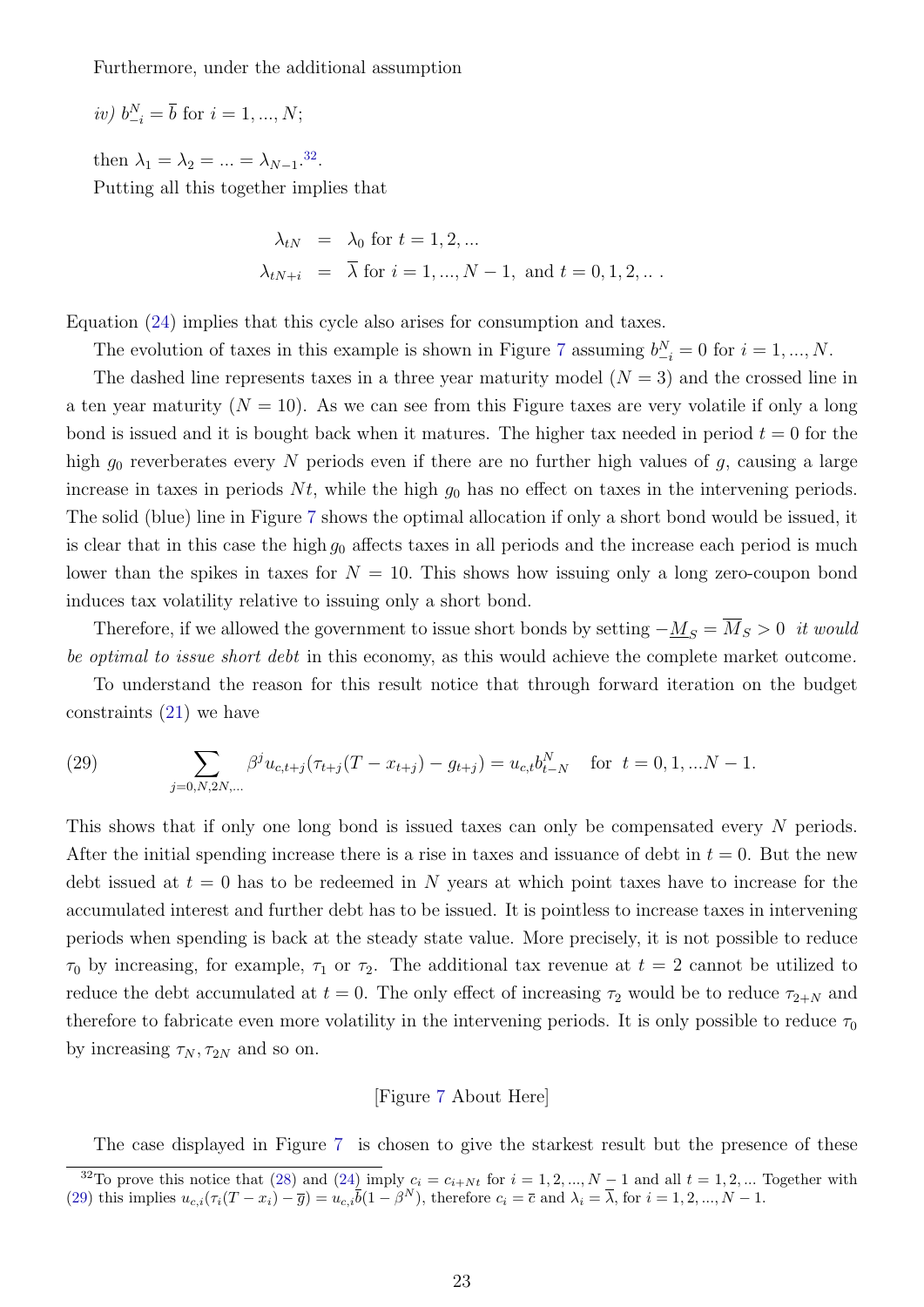Furthermore, under the additional assumption

*iv)* $b^N_{-i} = \overline{b}$ for $i = 1, ..., N$;

then $\lambda_1 = \lambda_2 = ... = \lambda_{N-1}$.[32].

Putting all this together implies that

$$\begin{aligned} \lambda_{tN} &= \lambda_0 \text{ for } t = 1, 2, ... \\ \lambda_{tN+i} &= \overline{\lambda} \text{ for } i = 1, ..., N-1, \text{ and } t = 0, 1, 2, .. . \end{aligned}$$

Equation (24) implies that this cycle also arises for consumption and taxes.

The evolution of taxes in this example is shown in Figure 7 assuming $b^N_{-i} = 0$ for $i = 1, ..., N$.

The dashed line represents taxes in a three year maturity model ($N = 3$) and the crossed line in a ten year maturity ($N = 10$). As we can see from this Figure taxes are very volatile if only a long bond is issued and it is bought back when it matures. The higher tax needed in period $t = 0$ for the high $g_0$ reverberates every $N$ periods even if there are no further high values of $g$, causing a large increase in taxes in periods $Nt$, while the high $g_0$ has no effect on taxes in the intervening periods. The solid (blue) line in Figure 7 shows the optimal allocation if only a short bond would be issued, it is clear that in this case the high $g_0$ affects taxes in all periods and the increase each period is much lower than the spikes in taxes for $N = 10$. This shows how issuing only a long zero-coupon bond induces tax volatility relative to issuing only a short bond.

Therefore, if we allowed the government to issue short bonds by setting $-\underline{M}_S = \overline{M}_S > 0$ *it would be optimal to issue short debt* in this economy, as this would achieve the complete market outcome.

To understand the reason for this result notice that through forward iteration on the budget constraints (21) we have

$$(29) \qquad \sum_{j=0,N,2N,...} \beta^j u_{c,t+j}(\tau_{t+j}(T - x_{t+j}) - g_{t+j}) = u_{c,t} b^N_{t-N} \quad \text{for } t = 0, 1, ...N-1.$$

This shows that if only one long bond is issued taxes can only be compensated every $N$ periods. After the initial spending increase there is a rise in taxes and issuance of debt in $t = 0$. But the new debt issued at $t = 0$ has to be redeemed in $N$ years at which point taxes have to increase for the accumulated interest and further debt has to be issued. It is pointless to increase taxes in intervening periods when spending is back at the steady state value. More precisely, it is not possible to reduce $\tau_0$ by increasing, for example, $\tau_1$ or $\tau_2$. The additional tax revenue at $t = 2$ cannot be utilized to reduce the debt accumulated at $t = 0$. The only effect of increasing $\tau_2$ would be to reduce $\tau_{2+N}$ and therefore to fabricate even more volatility in the intervening periods. It is only possible to reduce $\tau_0$ by increasing $\tau_N, \tau_{2N}$ and so on.

[Figure 7 About Here]

The case displayed in Figure 7 is chosen to give the starkest result but the presence of these

[32] To prove this notice that (28) and (24) imply $c_i = c_{i+Nt}$ for $i = 1, 2, ..., N-1$ and all $t = 1, 2, ...$ Together with (29) this implies $u_{c,i}(\tau_i(T - x_i) - \overline{g}) = u_{c,i}\overline{b}(1 - \beta^N)$, therefore $c_i = \overline{c}$ and $\lambda_i = \overline{\lambda}$, for $i = 1, 2, ..., N-1$.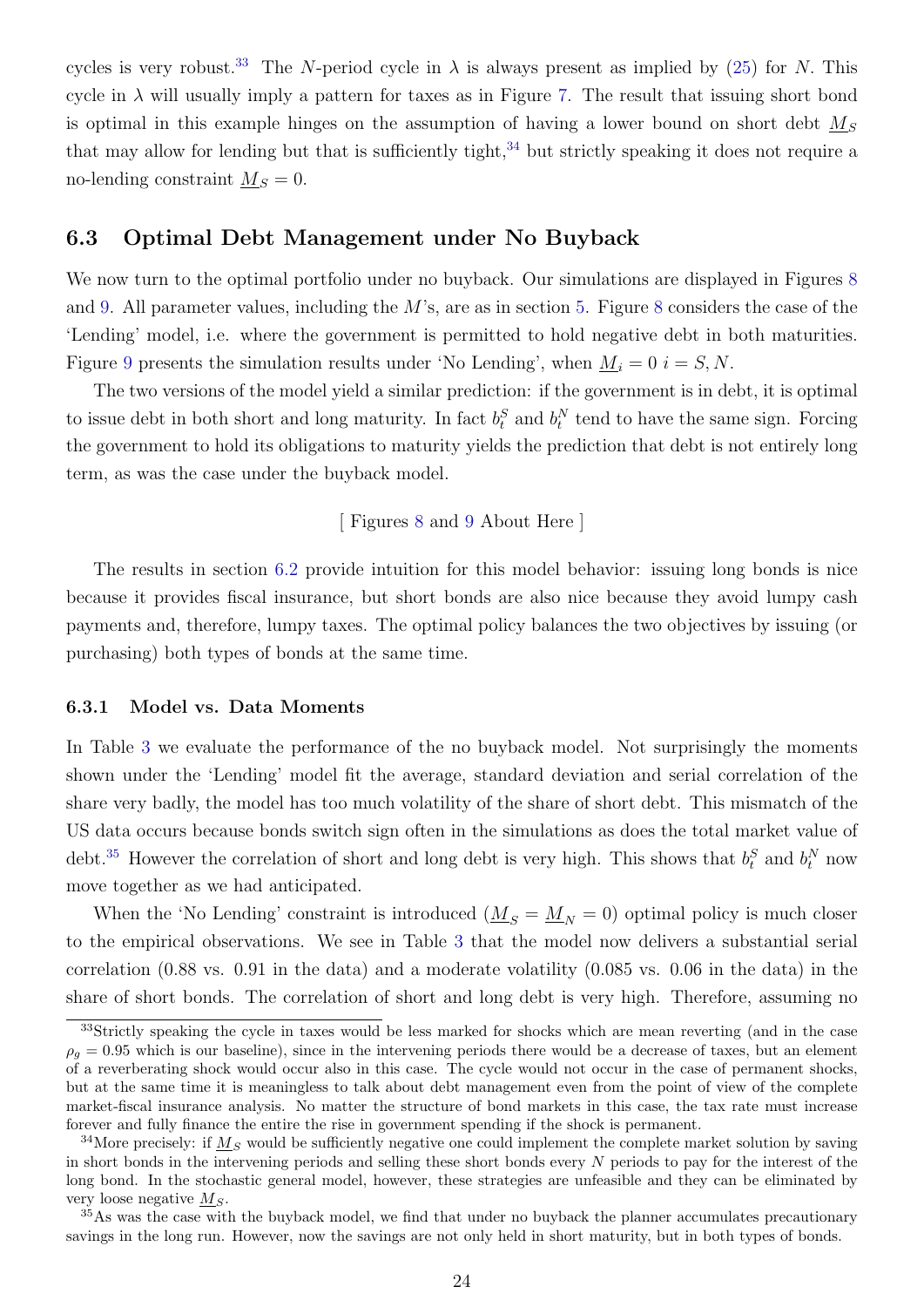cycles is very robust.[33] The $N$-period cycle in $\lambda$ is always present as implied by (25) for $N$. This cycle in $\lambda$ will usually imply a pattern for taxes as in Figure 7. The result that issuing short bond is optimal in this example hinges on the assumption of having a lower bound on short debt $\underline{M}_S$ that may allow for lending but that is sufficiently tight,[34] but strictly speaking it does not require a no-lending constraint $\underline{M}_S = 0$.

## 6.3 Optimal Debt Management under No Buyback

We now turn to the optimal portfolio under no buyback. Our simulations are displayed in Figures 8 and 9. All parameter values, including the $M$'s, are as in section 5. Figure 8 considers the case of the 'Lending' model, i.e. where the government is permitted to hold negative debt in both maturities. Figure 9 presents the simulation results under 'No Lending', when $\underline{M}_i = 0$ $i = S, N$.

The two versions of the model yield a similar prediction: if the government is in debt, it is optimal to issue debt in both short and long maturity. In fact $b_t^S$ and $b_t^N$ tend to have the same sign. Forcing the government to hold its obligations to maturity yields the prediction that debt is not entirely long term, as was the case under the buyback model.

[ Figures 8 and 9 About Here ]

The results in section 6.2 provide intuition for this model behavior: issuing long bonds is nice because it provides fiscal insurance, but short bonds are also nice because they avoid lumpy cash payments and, therefore, lumpy taxes. The optimal policy balances the two objectives by issuing (or purchasing) both types of bonds at the same time.

### 6.3.1 Model vs. Data Moments

In Table 3 we evaluate the performance of the no buyback model. Not surprisingly the moments shown under the 'Lending' model fit the average, standard deviation and serial correlation of the share very badly, the model has too much volatility of the share of short debt. This mismatch of the US data occurs because bonds switch sign often in the simulations as does the total market value of debt.[35] However the correlation of short and long debt is very high. This shows that $b_t^S$ and $b_t^N$ now move together as we had anticipated.

When the 'No Lending' constraint is introduced ($\underline{M}_S = \underline{M}_N = 0$) optimal policy is much closer to the empirical observations. We see in Table 3 that the model now delivers a substantial serial correlation (0.88 vs. 0.91 in the data) and a moderate volatility (0.085 vs. 0.06 in the data) in the share of short bonds. The correlation of short and long debt is very high. Therefore, assuming no

[33] Strictly speaking the cycle in taxes would be less marked for shocks which are mean reverting (and in the case $\rho_g = 0.95$ which is our baseline), since in the intervening periods there would be a decrease of taxes, but an element of a reverberating shock would occur also in this case. The cycle would not occur in the case of permanent shocks, but at the same time it is meaningless to talk about debt management even from the point of view of the complete market-fiscal insurance analysis. No matter the structure of bond markets in this case, the tax rate must increase forever and fully finance the entire the rise in government spending if the shock is permanent.

[34] More precisely: if $\underline{M}_S$ would be sufficiently negative one could implement the complete market solution by saving in short bonds in the intervening periods and selling these short bonds every $N$ periods to pay for the interest of the long bond. In the stochastic general model, however, these strategies are unfeasible and they can be eliminated by very loose negative $\underline{M}_S$.

[35] As was the case with the buyback model, we find that under no buyback the planner accumulates precautionary savings in the long run. However, now the savings are not only held in short maturity, but in both types of bonds.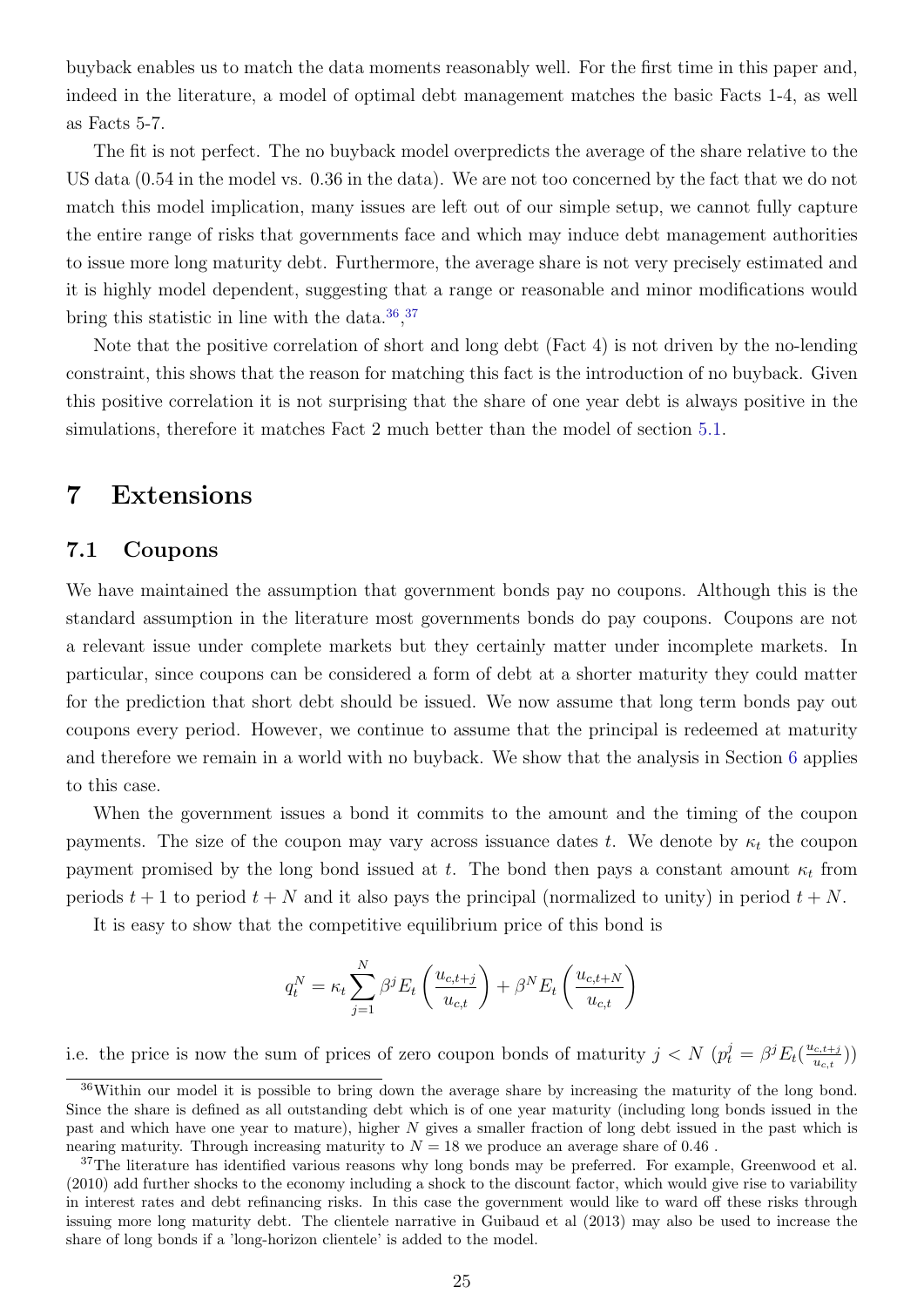buyback enables us to match the data moments reasonably well. For the first time in this paper and, indeed in the literature, a model of optimal debt management matches the basic Facts 1-4, as well as Facts 5-7.

The fit is not perfect. The no buyback model overpredicts the average of the share relative to the US data (0.54 in the model vs. 0.36 in the data). We are not too concerned by the fact that we do not match this model implication, many issues are left out of our simple setup, we cannot fully capture the entire range of risks that governments face and which may induce debt management authorities to issue more long maturity debt. Furthermore, the average share is not very precisely estimated and it is highly model dependent, suggesting that a range or reasonable and minor modifications would bring this statistic in line with the data.[36],[37]

Note that the positive correlation of short and long debt (Fact 4) is not driven by the no-lending constraint, this shows that the reason for matching this fact is the introduction of no buyback. Given this positive correlation it is not surprising that the share of one year debt is always positive in the simulations, therefore it matches Fact 2 much better than the model of section 5.1.

# 7 Extensions

## 7.1 Coupons

We have maintained the assumption that government bonds pay no coupons. Although this is the standard assumption in the literature most governments bonds do pay coupons. Coupons are not a relevant issue under complete markets but they certainly matter under incomplete markets. In particular, since coupons can be considered a form of debt at a shorter maturity they could matter for the prediction that short debt should be issued. We now assume that long term bonds pay out coupons every period. However, we continue to assume that the principal is redeemed at maturity and therefore we remain in a world with no buyback. We show that the analysis in Section 6 applies to this case.

When the government issues a bond it commits to the amount and the timing of the coupon payments. The size of the coupon may vary across issuance dates $t$. We denote by $\kappa_t$ the coupon payment promised by the long bond issued at $t$. The bond then pays a constant amount $\kappa_t$ from periods $t+1$ to period $t+N$ and it also pays the principal (normalized to unity) in period $t+N$.

It is easy to show that the competitive equilibrium price of this bond is

$$q_t^N = \kappa_t \sum_{j=1}^{N} \beta^j E_t \left( \frac{u_{c,t+j}}{u_{c,t}} \right) + \beta^N E_t \left( \frac{u_{c,t+N}}{u_{c,t}} \right)$$

i.e. the price is now the sum of prices of zero coupon bonds of maturity $j < N$ ($p_t^j = \beta^j E_t(\frac{u_{c,t+j}}{u_{c,t}})$)

[36] Within our model it is possible to bring down the average share by increasing the maturity of the long bond. Since the share is defined as all outstanding debt which is of one year maturity (including long bonds issued in the past and which have one year to mature), higher $N$ gives a smaller fraction of long debt issued in the past which is nearing maturity. Through increasing maturity to $N = 18$ we produce an average share of 0.46 .

[37] The literature has identified various reasons why long bonds may be preferred. For example, Greenwood et al. (2010) add further shocks to the economy including a shock to the discount factor, which would give rise to variability in interest rates and debt refinancing risks. In this case the government would like to ward off these risks through issuing more long maturity debt. The clientele narrative in Guibaud et al (2013) may also be used to increase the share of long bonds if a 'long-horizon clientele' is added to the model.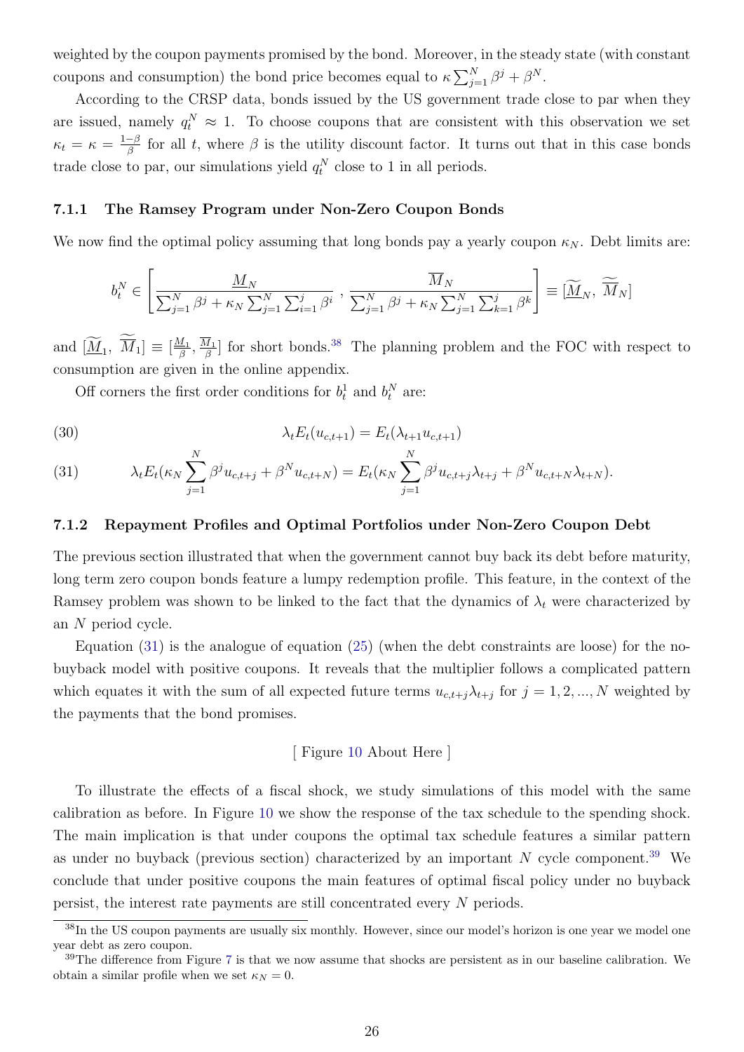weighted by the coupon payments promised by the bond. Moreover, in the steady state (with constant coupons and consumption) the bond price becomes equal to $\kappa \sum_{j=1}^{N} \beta^j + \beta^N$.

According to the CRSP data, bonds issued by the US government trade close to par when they are issued, namely $q_t^N \approx 1$. To choose coupons that are consistent with this observation we set $\kappa_t = \kappa = \frac{1-\beta}{\beta}$ for all $t$, where $\beta$ is the utility discount factor. It turns out that in this case bonds trade close to par, our simulations yield $q_t^N$ close to 1 in all periods.

### 7.1.1 The Ramsey Program under Non-Zero Coupon Bonds

We now find the optimal policy assuming that long bonds pay a yearly coupon $\kappa_N$. Debt limits are:

$$b_t^N \in \left[ \frac{\underline{M}_N}{\sum_{j=1}^{N} \beta^j + \kappa_N \sum_{j=1}^{N} \sum_{i=1}^{j} \beta^i} , \frac{\overline{M}_N}{\sum_{j=1}^{N} \beta^j + \kappa_N \sum_{j=1}^{N} \sum_{k=1}^{j} \beta^k} \right] \equiv [\widetilde{\underline{M}}_N, \widetilde{\overline{M}}_N]$$

and $[\widetilde{\underline{M}}_1, \widetilde{\overline{M}}_1] \equiv [\frac{\underline{M}_1}{\beta}, \frac{\overline{M}_1}{\beta}]$ for short bonds.[38] The planning problem and the FOC with respect to consumption are given in the online appendix.

Off corners the first order conditions for $b_t^1$ and $b_t^N$ are:

$$\lambda_t E_t(u_{c,t+1}) = E_t(\lambda_{t+1} u_{c,t+1}) \tag{30}$$

$$\lambda_t E_t(\kappa_N \sum_{j=1}^{N} \beta^j u_{c,t+j} + \beta^N u_{c,t+N}) = E_t(\kappa_N \sum_{j=1}^{N} \beta^j u_{c,t+j} \lambda_{t+j} + \beta^N u_{c,t+N} \lambda_{t+N}). \tag{31}$$

### 7.1.2 Repayment Profiles and Optimal Portfolios under Non-Zero Coupon Debt

The previous section illustrated that when the government cannot buy back its debt before maturity, long term zero coupon bonds feature a lumpy redemption profile. This feature, in the context of the Ramsey problem was shown to be linked to the fact that the dynamics of $\lambda_t$ were characterized by an $N$ period cycle.

Equation (31) is the analogue of equation (25) (when the debt constraints are loose) for the no-buyback model with positive coupons. It reveals that the multiplier follows a complicated pattern which equates it with the sum of all expected future terms $u_{c,t+j}\lambda_{t+j}$ for $j = 1, 2, ..., N$ weighted by the payments that the bond promises.

[ Figure 10 About Here ]

To illustrate the effects of a fiscal shock, we study simulations of this model with the same calibration as before. In Figure 10 we show the response of the tax schedule to the spending shock. The main implication is that under coupons the optimal tax schedule features a similar pattern as under no buyback (previous section) characterized by an important $N$ cycle component.[39] We conclude that under positive coupons the main features of optimal fiscal policy under no buyback persist, the interest rate payments are still concentrated every $N$ periods.

---

[38] In the US coupon payments are usually six monthly. However, since our model's horizon is one year we model one year debt as zero coupon.

[39] The difference from Figure 7 is that we now assume that shocks are persistent as in our baseline calibration. We obtain a similar profile when we set $\kappa_N = 0$.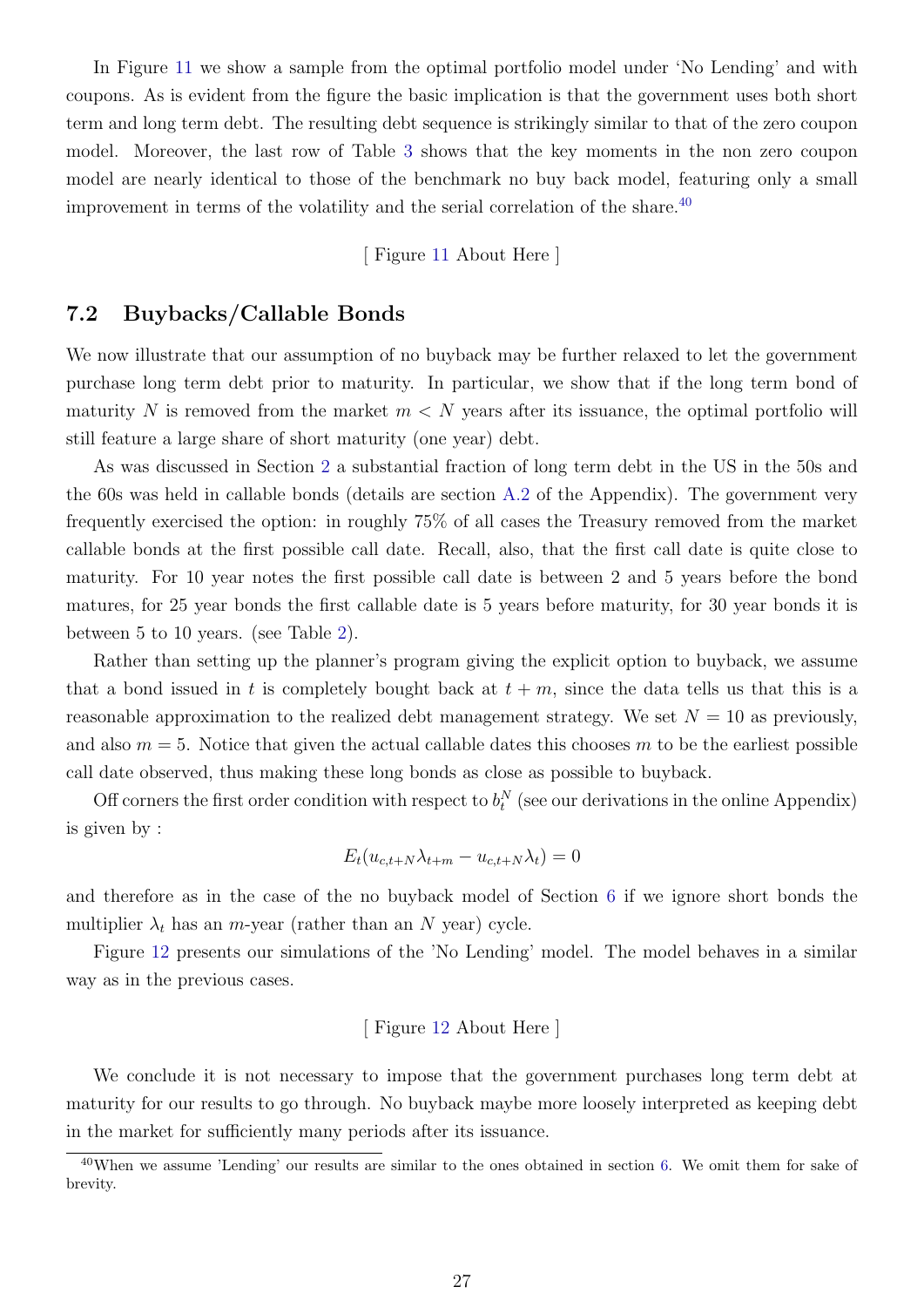In Figure 11 we show a sample from the optimal portfolio model under 'No Lending' and with coupons. As is evident from the figure the basic implication is that the government uses both short term and long term debt. The resulting debt sequence is strikingly similar to that of the zero coupon model. Moreover, the last row of Table 3 shows that the key moments in the non zero coupon model are nearly identical to those of the benchmark no buy back model, featuring only a small improvement in terms of the volatility and the serial correlation of the share.[40]

[ Figure 11 About Here ]

## 7.2 Buybacks/Callable Bonds

We now illustrate that our assumption of no buyback may be further relaxed to let the government purchase long term debt prior to maturity. In particular, we show that if the long term bond of maturity $N$ is removed from the market $m < N$ years after its issuance, the optimal portfolio will still feature a large share of short maturity (one year) debt.

As was discussed in Section 2 a substantial fraction of long term debt in the US in the 50s and the 60s was held in callable bonds (details are section A.2 of the Appendix). The government very frequently exercised the option: in roughly 75% of all cases the Treasury removed from the market callable bonds at the first possible call date. Recall, also, that the first call date is quite close to maturity. For 10 year notes the first possible call date is between 2 and 5 years before the bond matures, for 25 year bonds the first callable date is 5 years before maturity, for 30 year bonds it is between 5 to 10 years. (see Table 2).

Rather than setting up the planner's program giving the explicit option to buyback, we assume that a bond issued in $t$ is completely bought back at $t+m$, since the data tells us that this is a reasonable approximation to the realized debt management strategy. We set $N = 10$ as previously, and also $m = 5$. Notice that given the actual callable dates this chooses $m$ to be the earliest possible call date observed, thus making these long bonds as close as possible to buyback.

Off corners the first order condition with respect to $b_t^N$ (see our derivations in the online Appendix) is given by :

$$E_t(u_{c,t+N}\lambda_{t+m} - u_{c,t+N}\lambda_t) = 0$$

and therefore as in the case of the no buyback model of Section 6 if we ignore short bonds the multiplier $\lambda_t$ has an $m$-year (rather than an $N$ year) cycle.

Figure 12 presents our simulations of the 'No Lending' model. The model behaves in a similar way as in the previous cases.

[ Figure 12 About Here ]

We conclude it is not necessary to impose that the government purchases long term debt at maturity for our results to go through. No buyback maybe more loosely interpreted as keeping debt in the market for sufficiently many periods after its issuance.

[40] When we assume 'Lending' our results are similar to the ones obtained in section 6. We omit them for sake of brevity.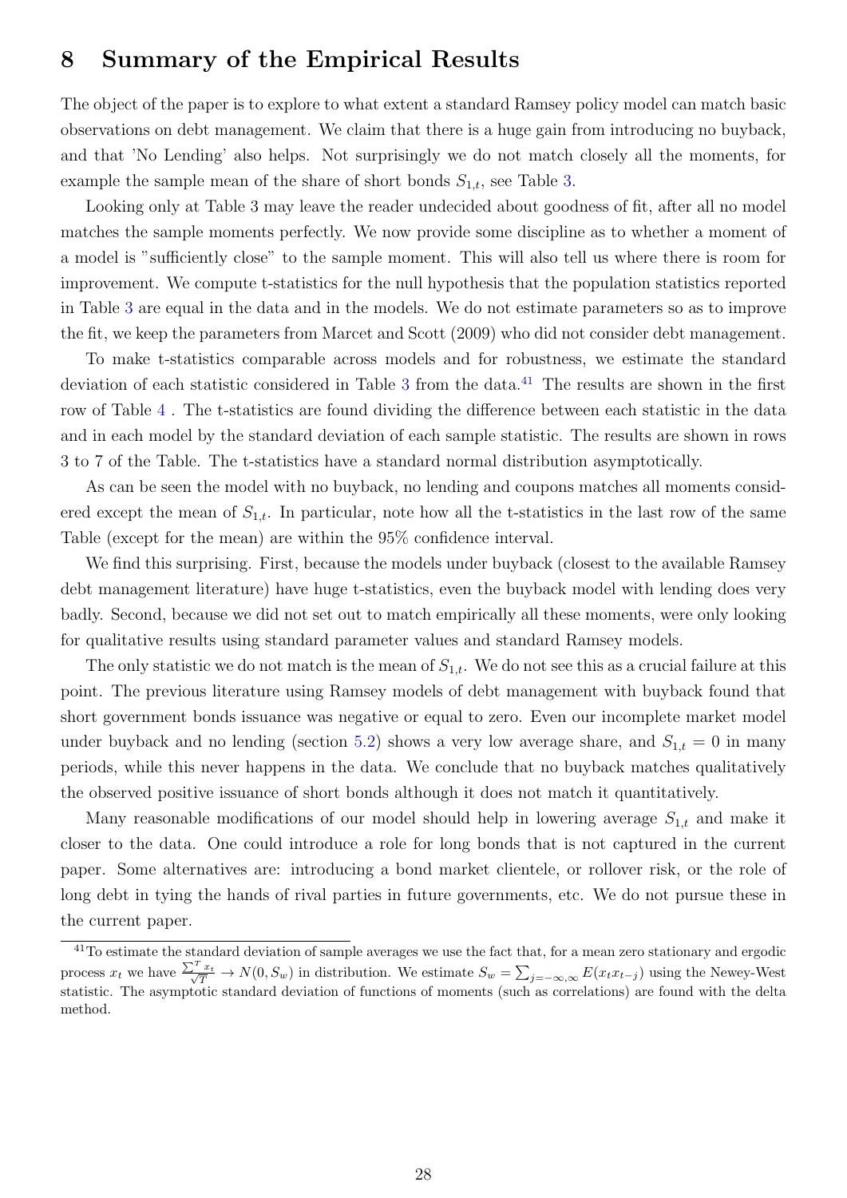# 8 Summary of the Empirical Results

The object of the paper is to explore to what extent a standard Ramsey policy model can match basic observations on debt management. We claim that there is a huge gain from introducing no buyback, and that 'No Lending' also helps. Not surprisingly we do not match closely all the moments, for example the sample mean of the share of short bonds $S_{1,t}$, see Table 3.

Looking only at Table 3 may leave the reader undecided about goodness of fit, after all no model matches the sample moments perfectly. We now provide some discipline as to whether a moment of a model is "sufficiently close" to the sample moment. This will also tell us where there is room for improvement. We compute t-statistics for the null hypothesis that the population statistics reported in Table 3 are equal in the data and in the models. We do not estimate parameters so as to improve the fit, we keep the parameters from Marcet and Scott (2009) who did not consider debt management.

To make t-statistics comparable across models and for robustness, we estimate the standard deviation of each statistic considered in Table 3 from the data.[41] The results are shown in the first row of Table 4 . The t-statistics are found dividing the difference between each statistic in the data and in each model by the standard deviation of each sample statistic. The results are shown in rows 3 to 7 of the Table. The t-statistics have a standard normal distribution asymptotically.

As can be seen the model with no buyback, no lending and coupons matches all moments considered except the mean of $S_{1,t}$. In particular, note how all the t-statistics in the last row of the same Table (except for the mean) are within the 95% confidence interval.

We find this surprising. First, because the models under buyback (closest to the available Ramsey debt management literature) have huge t-statistics, even the buyback model with lending does very badly. Second, because we did not set out to match empirically all these moments, were only looking for qualitative results using standard parameter values and standard Ramsey models.

The only statistic we do not match is the mean of $S_{1,t}$. We do not see this as a crucial failure at this point. The previous literature using Ramsey models of debt management with buyback found that short government bonds issuance was negative or equal to zero. Even our incomplete market model under buyback and no lending (section 5.2) shows a very low average share, and $S_{1,t} = 0$ in many periods, while this never happens in the data. We conclude that no buyback matches qualitatively the observed positive issuance of short bonds although it does not match it quantitatively.

Many reasonable modifications of our model should help in lowering average $S_{1,t}$ and make it closer to the data. One could introduce a role for long bonds that is not captured in the current paper. Some alternatives are: introducing a bond market clientele, or rollover risk, or the role of long debt in tying the hands of rival parties in future governments, etc. We do not pursue these in the current paper.

[41] To estimate the standard deviation of sample averages we use the fact that, for a mean zero stationary and ergodic process $x_t$ we have $\frac{\sum^T x_t}{\sqrt{T}} \to N(0, S_w)$ in distribution. We estimate $S_w = \sum_{j=-\infty,\infty} E(x_t x_{t-j})$ using the Newey-West statistic. The asymptotic standard deviation of functions of moments (such as correlations) are found with the delta method.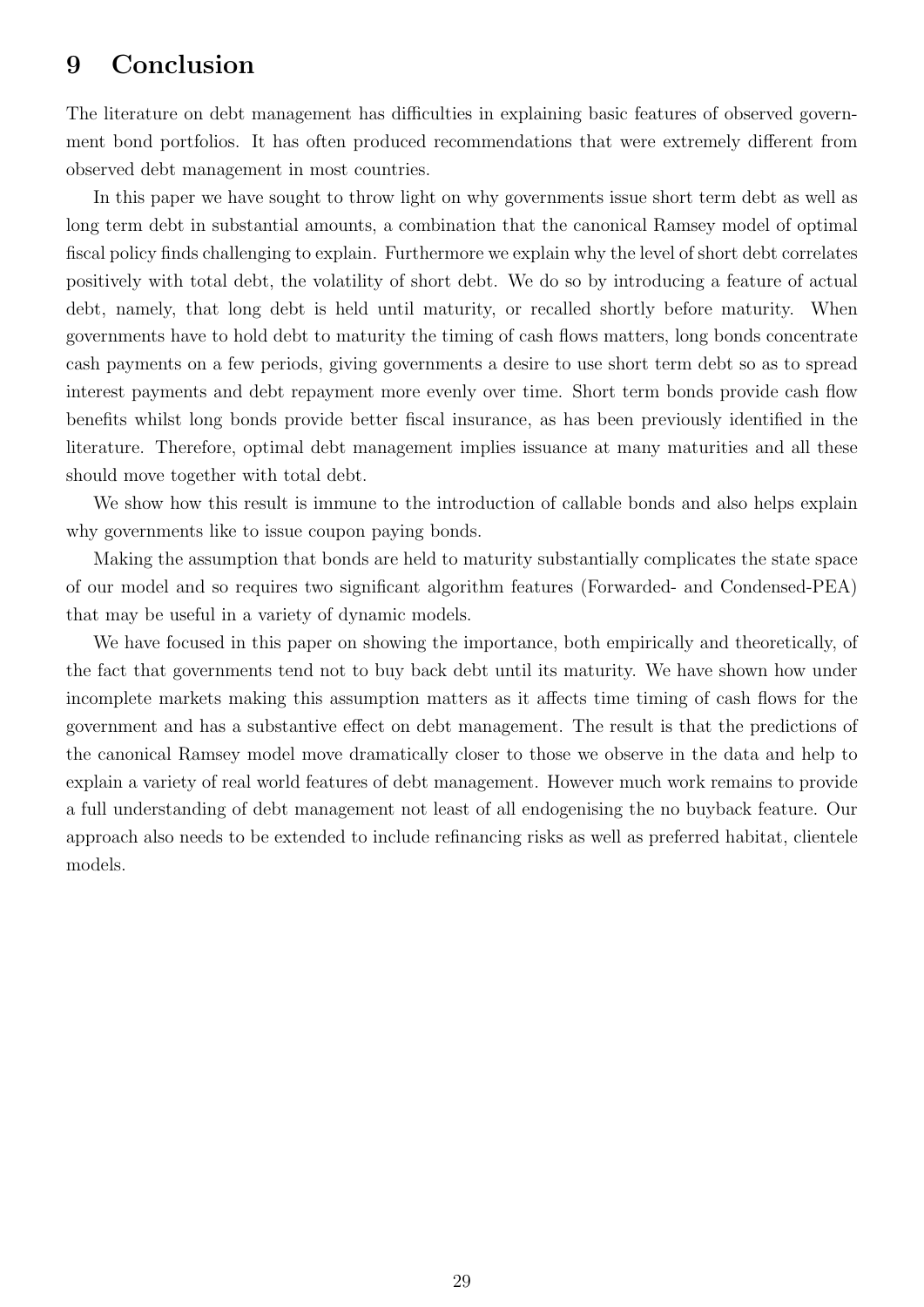# 9 Conclusion

The literature on debt management has difficulties in explaining basic features of observed government bond portfolios. It has often produced recommendations that were extremely different from observed debt management in most countries.

In this paper we have sought to throw light on why governments issue short term debt as well as long term debt in substantial amounts, a combination that the canonical Ramsey model of optimal fiscal policy finds challenging to explain. Furthermore we explain why the level of short debt correlates positively with total debt, the volatility of short debt. We do so by introducing a feature of actual debt, namely, that long debt is held until maturity, or recalled shortly before maturity. When governments have to hold debt to maturity the timing of cash flows matters, long bonds concentrate cash payments on a few periods, giving governments a desire to use short term debt so as to spread interest payments and debt repayment more evenly over time. Short term bonds provide cash flow benefits whilst long bonds provide better fiscal insurance, as has been previously identified in the literature. Therefore, optimal debt management implies issuance at many maturities and all these should move together with total debt.

We show how this result is immune to the introduction of callable bonds and also helps explain why governments like to issue coupon paying bonds.

Making the assumption that bonds are held to maturity substantially complicates the state space of our model and so requires two significant algorithm features (Forwarded- and Condensed-PEA) that may be useful in a variety of dynamic models.

We have focused in this paper on showing the importance, both empirically and theoretically, of the fact that governments tend not to buy back debt until its maturity. We have shown how under incomplete markets making this assumption matters as it affects time timing of cash flows for the government and has a substantive effect on debt management. The result is that the predictions of the canonical Ramsey model move dramatically closer to those we observe in the data and help to explain a variety of real world features of debt management. However much work remains to provide a full understanding of debt management not least of all endogenising the no buyback feature. Our approach also needs to be extended to include refinancing risks as well as preferred habitat, clientele models.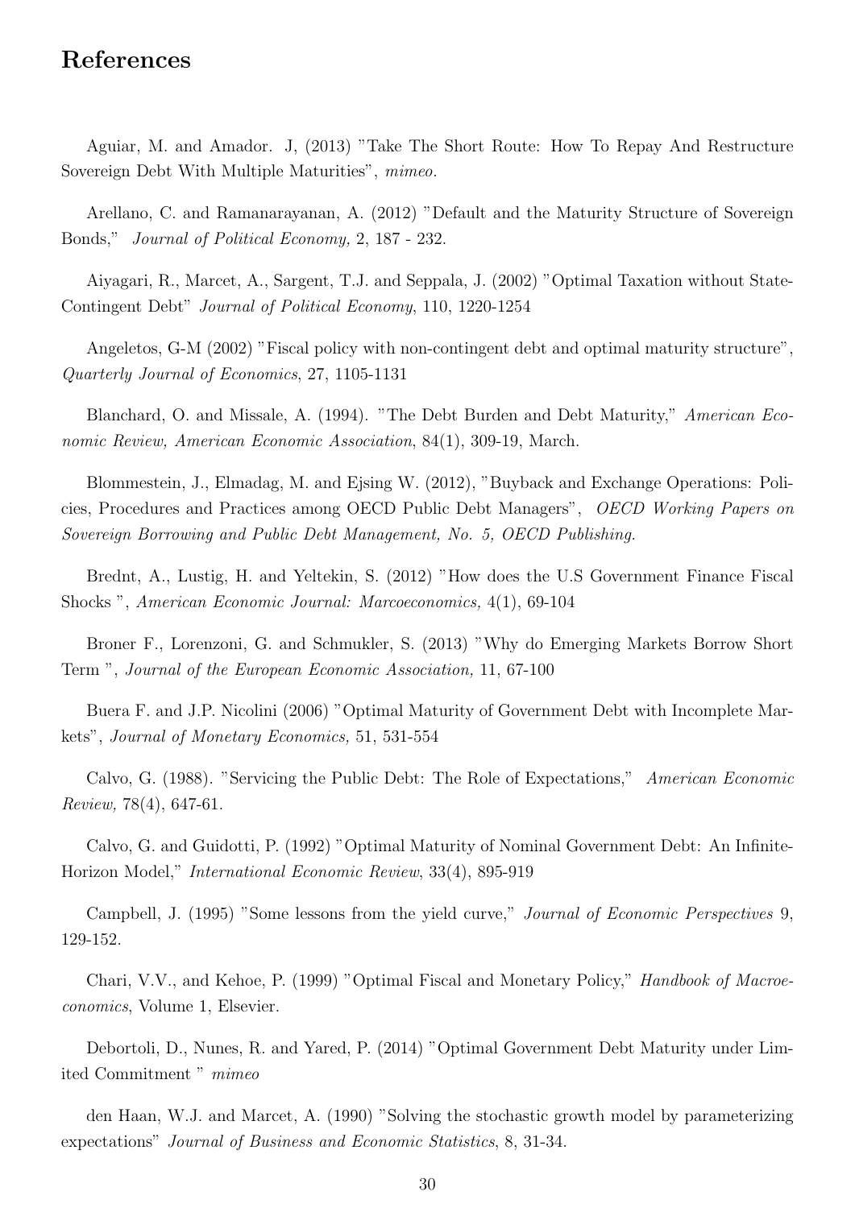## References

Aguiar, M. and Amador. J, (2013) "Take The Short Route: How To Repay And Restructure Sovereign Debt With Multiple Maturities", *mimeo.*

Arellano, C. and Ramanarayanan, A. (2012) "Default and the Maturity Structure of Sovereign Bonds," *Journal of Political Economy,* 2, 187 - 232.

Aiyagari, R., Marcet, A., Sargent, T.J. and Seppala, J. (2002) "Optimal Taxation without State-Contingent Debt" *Journal of Political Economy*, 110, 1220-1254

Angeletos, G-M (2002) "Fiscal policy with non-contingent debt and optimal maturity structure", *Quarterly Journal of Economics*, 27, 1105-1131

Blanchard, O. and Missale, A. (1994). "The Debt Burden and Debt Maturity," *American Economic Review, American Economic Association*, 84(1), 309-19, March.

Blommestein, J., Elmadag, M. and Ejsing W. (2012), "Buyback and Exchange Operations: Policies, Procedures and Practices among OECD Public Debt Managers", *OECD Working Papers on Sovereign Borrowing and Public Debt Management, No. 5, OECD Publishing.*

Brednt, A., Lustig, H. and Yeltekin, S. (2012) "How does the U.S Government Finance Fiscal Shocks ", *American Economic Journal: Marcoeconomics,* 4(1), 69-104

Broner F., Lorenzoni, G. and Schmukler, S. (2013) "Why do Emerging Markets Borrow Short Term ", *Journal of the European Economic Association,* 11, 67-100

Buera F. and J.P. Nicolini (2006) "Optimal Maturity of Government Debt with Incomplete Markets", *Journal of Monetary Economics,* 51, 531-554

Calvo, G. (1988). "Servicing the Public Debt: The Role of Expectations," *American Economic Review,* 78(4), 647-61.

Calvo, G. and Guidotti, P. (1992) "Optimal Maturity of Nominal Government Debt: An Infinite-Horizon Model," *International Economic Review*, 33(4), 895-919

Campbell, J. (1995) "Some lessons from the yield curve," *Journal of Economic Perspectives* 9, 129-152.

Chari, V.V., and Kehoe, P. (1999) "Optimal Fiscal and Monetary Policy," *Handbook of Macroeconomics*, Volume 1, Elsevier.

Debortoli, D., Nunes, R. and Yared, P. (2014) "Optimal Government Debt Maturity under Limited Commitment " *mimeo*

den Haan, W.J. and Marcet, A. (1990) "Solving the stochastic growth model by parameterizing expectations" *Journal of Business and Economic Statistics*, 8, 31-34.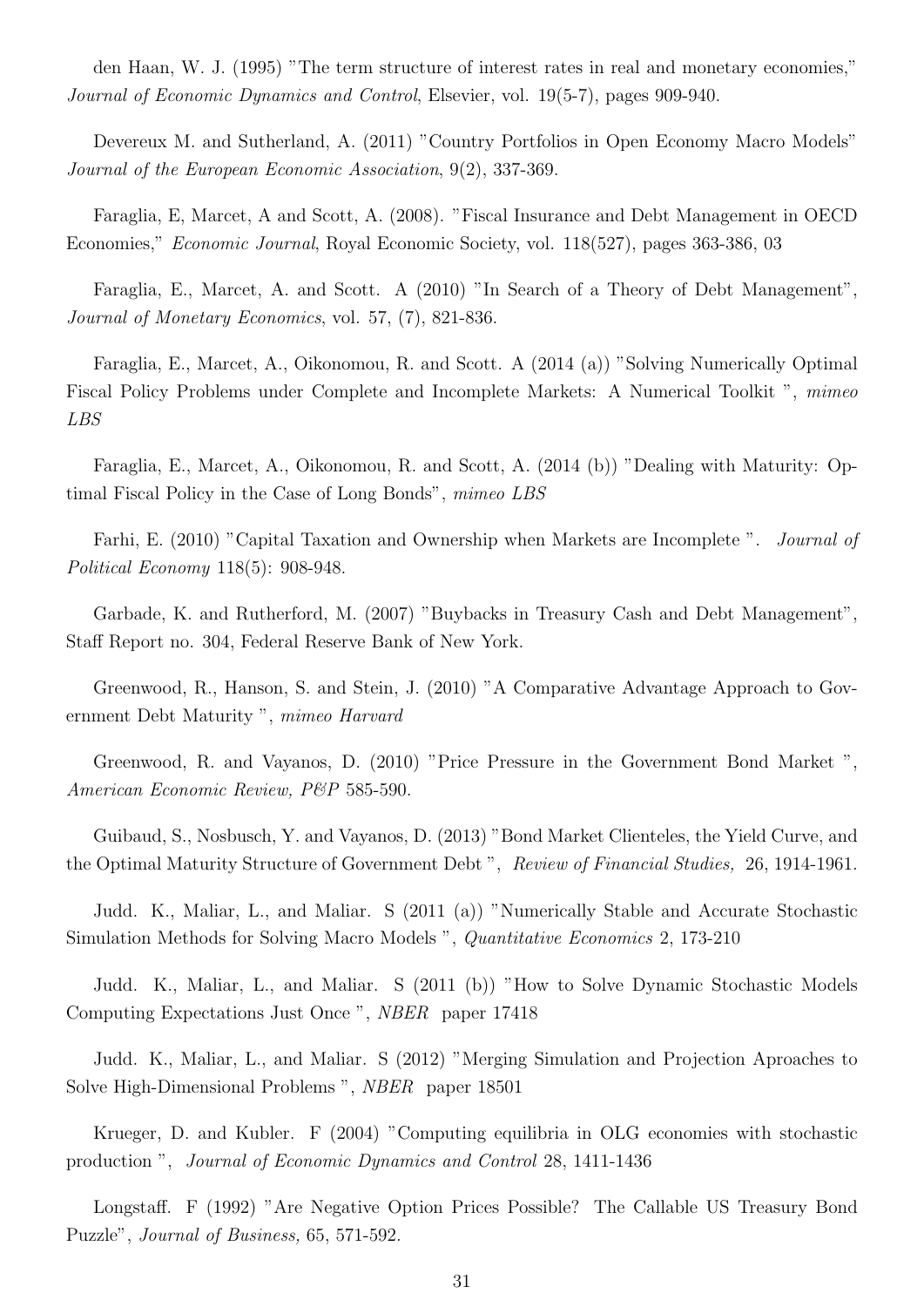den Haan, W. J. (1995) "The term structure of interest rates in real and monetary economies," *Journal of Economic Dynamics and Control*, Elsevier, vol. 19(5-7), pages 909-940.

Devereux M. and Sutherland, A. (2011) "Country Portfolios in Open Economy Macro Models" *Journal of the European Economic Association*, 9(2), 337-369.

Faraglia, E, Marcet, A and Scott, A. (2008). "Fiscal Insurance and Debt Management in OECD Economies," *Economic Journal*, Royal Economic Society, vol. 118(527), pages 363-386, 03

Faraglia, E., Marcet, A. and Scott. A (2010) "In Search of a Theory of Debt Management", *Journal of Monetary Economics*, vol. 57, (7), 821-836.

Faraglia, E., Marcet, A., Oikonomou, R. and Scott. A (2014 (a)) "Solving Numerically Optimal Fiscal Policy Problems under Complete and Incomplete Markets: A Numerical Toolkit ", *mimeo LBS*

Faraglia, E., Marcet, A., Oikonomou, R. and Scott, A. (2014 (b)) "Dealing with Maturity: Optimal Fiscal Policy in the Case of Long Bonds", *mimeo LBS*

Farhi, E. (2010) "Capital Taxation and Ownership when Markets are Incomplete ". *Journal of Political Economy* 118(5): 908-948.

Garbade, K. and Rutherford, M. (2007) "Buybacks in Treasury Cash and Debt Management", Staff Report no. 304, Federal Reserve Bank of New York.

Greenwood, R., Hanson, S. and Stein, J. (2010) "A Comparative Advantage Approach to Government Debt Maturity ", *mimeo Harvard*

Greenwood, R. and Vayanos, D. (2010) "Price Pressure in the Government Bond Market ", *American Economic Review, P&P* 585-590.

Guibaud, S., Nosbusch, Y. and Vayanos, D. (2013) "Bond Market Clienteles, the Yield Curve, and the Optimal Maturity Structure of Government Debt ", *Review of Financial Studies,* 26, 1914-1961.

Judd. K., Maliar, L., and Maliar. S (2011 (a)) "Numerically Stable and Accurate Stochastic Simulation Methods for Solving Macro Models ", *Quantitative Economics* 2, 173-210

Judd. K., Maliar, L., and Maliar. S (2011 (b)) "How to Solve Dynamic Stochastic Models Computing Expectations Just Once ", *NBER* paper 17418

Judd. K., Maliar, L., and Maliar. S (2012) "Merging Simulation and Projection Aproaches to Solve High-Dimensional Problems ", *NBER* paper 18501

Krueger, D. and Kubler. F (2004) "Computing equilibria in OLG economies with stochastic production ", *Journal of Economic Dynamics and Control* 28, 1411-1436

Longstaff. F (1992) "Are Negative Option Prices Possible? The Callable US Treasury Bond Puzzle", *Journal of Business,* 65, 571-592.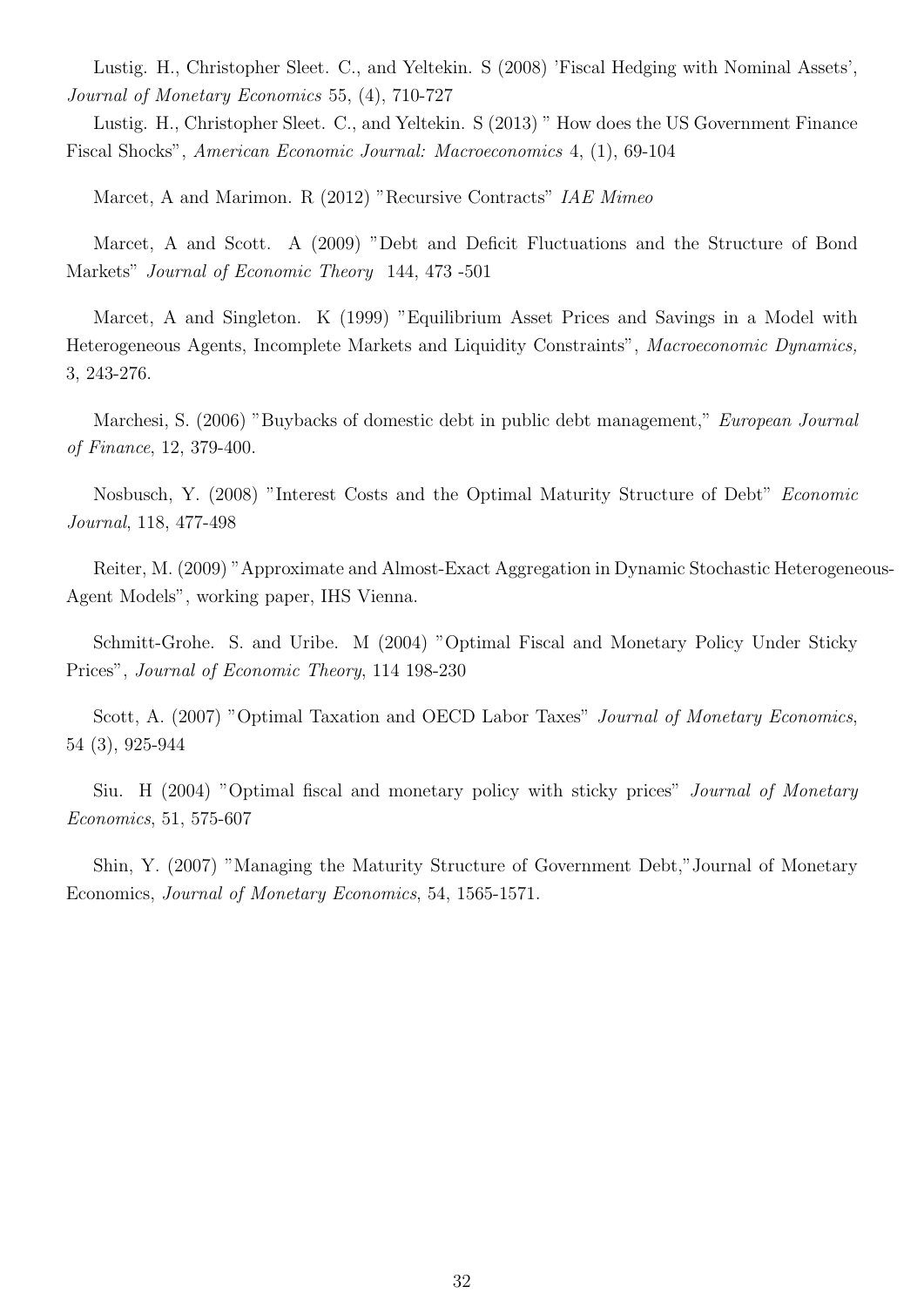Lustig. H., Christopher Sleet. C., and Yeltekin. S (2008) 'Fiscal Hedging with Nominal Assets', *Journal of Monetary Economics* 55, (4), 710-727

Lustig. H., Christopher Sleet. C., and Yeltekin. S (2013) " How does the US Government Finance Fiscal Shocks", *American Economic Journal: Macroeconomics* 4, (1), 69-104

Marcet, A and Marimon. R (2012) "Recursive Contracts" *IAE Mimeo*

Marcet, A and Scott. A (2009) "Debt and Deficit Fluctuations and the Structure of Bond Markets" *Journal of Economic Theory* 144, 473 -501

Marcet, A and Singleton. K (1999) "Equilibrium Asset Prices and Savings in a Model with Heterogeneous Agents, Incomplete Markets and Liquidity Constraints", *Macroeconomic Dynamics,* 3, 243-276.

Marchesi, S. (2006) "Buybacks of domestic debt in public debt management," *European Journal of Finance*, 12, 379-400.

Nosbusch, Y. (2008) "Interest Costs and the Optimal Maturity Structure of Debt" *Economic Journal*, 118, 477-498

Reiter, M. (2009) "Approximate and Almost-Exact Aggregation in Dynamic Stochastic Heterogeneous-Agent Models", working paper, IHS Vienna.

Schmitt-Grohe. S. and Uribe. M (2004) "Optimal Fiscal and Monetary Policy Under Sticky Prices", *Journal of Economic Theory*, 114 198-230

Scott, A. (2007) "Optimal Taxation and OECD Labor Taxes" *Journal of Monetary Economics*, 54 (3), 925-944

Siu. H (2004) "Optimal fiscal and monetary policy with sticky prices" *Journal of Monetary Economics*, 51, 575-607

Shin, Y. (2007) "Managing the Maturity Structure of Government Debt,"Journal of Monetary Economics, *Journal of Monetary Economics*, 54, 1565-1571.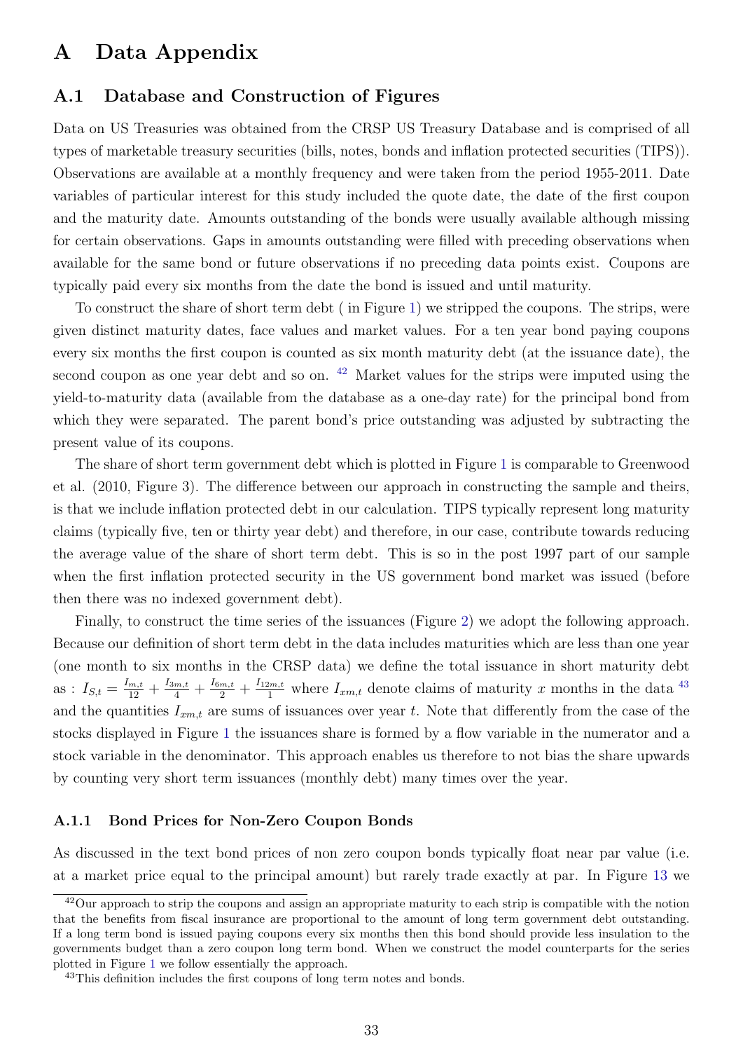# A Data Appendix

## A.1 Database and Construction of Figures

Data on US Treasuries was obtained from the CRSP US Treasury Database and is comprised of all types of marketable treasury securities (bills, notes, bonds and inflation protected securities (TIPS)). Observations are available at a monthly frequency and were taken from the period 1955-2011. Date variables of particular interest for this study included the quote date, the date of the first coupon and the maturity date. Amounts outstanding of the bonds were usually available although missing for certain observations. Gaps in amounts outstanding were filled with preceding observations when available for the same bond or future observations if no preceding data points exist. Coupons are typically paid every six months from the date the bond is issued and until maturity.

To construct the share of short term debt ( in Figure 1) we stripped the coupons. The strips, were given distinct maturity dates, face values and market values. For a ten year bond paying coupons every six months the first coupon is counted as six month maturity debt (at the issuance date), the second coupon as one year debt and so on. [42] Market values for the strips were imputed using the yield-to-maturity data (available from the database as a one-day rate) for the principal bond from which they were separated. The parent bond's price outstanding was adjusted by subtracting the present value of its coupons.

The share of short term government debt which is plotted in Figure 1 is comparable to Greenwood et al. (2010, Figure 3). The difference between our approach in constructing the sample and theirs, is that we include inflation protected debt in our calculation. TIPS typically represent long maturity claims (typically five, ten or thirty year debt) and therefore, in our case, contribute towards reducing the average value of the share of short term debt. This is so in the post 1997 part of our sample when the first inflation protected security in the US government bond market was issued (before then there was no indexed government debt).

Finally, to construct the time series of the issuances (Figure 2) we adopt the following approach. Because our definition of short term debt in the data includes maturities which are less than one year (one month to six months in the CRSP data) we define the total issuance in short maturity debt as : $I_{S,t} = \frac{I_{m,t}}{12} + \frac{I_{3m,t}}{4} + \frac{I_{6m,t}}{2} + \frac{I_{12m,t}}{1}$ where $I_{xm,t}$ denote claims of maturity $x$ months in the data [43] and the quantities $I_{xm,t}$ are sums of issuances over year $t$. Note that differently from the case of the stocks displayed in Figure 1 the issuances share is formed by a flow variable in the numerator and a stock variable in the denominator. This approach enables us therefore to not bias the share upwards by counting very short term issuances (monthly debt) many times over the year.

### A.1.1 Bond Prices for Non-Zero Coupon Bonds

As discussed in the text bond prices of non zero coupon bonds typically float near par value (i.e. at a market price equal to the principal amount) but rarely trade exactly at par. In Figure 13 we

[42] Our approach to strip the coupons and assign an appropriate maturity to each strip is compatible with the notion that the benefits from fiscal insurance are proportional to the amount of long term government debt outstanding. If a long term bond is issued paying coupons every six months then this bond should provide less insulation to the governments budget than a zero coupon long term bond. When we construct the model counterparts for the series plotted in Figure 1 we follow essentially the approach.

[43] This definition includes the first coupons of long term notes and bonds.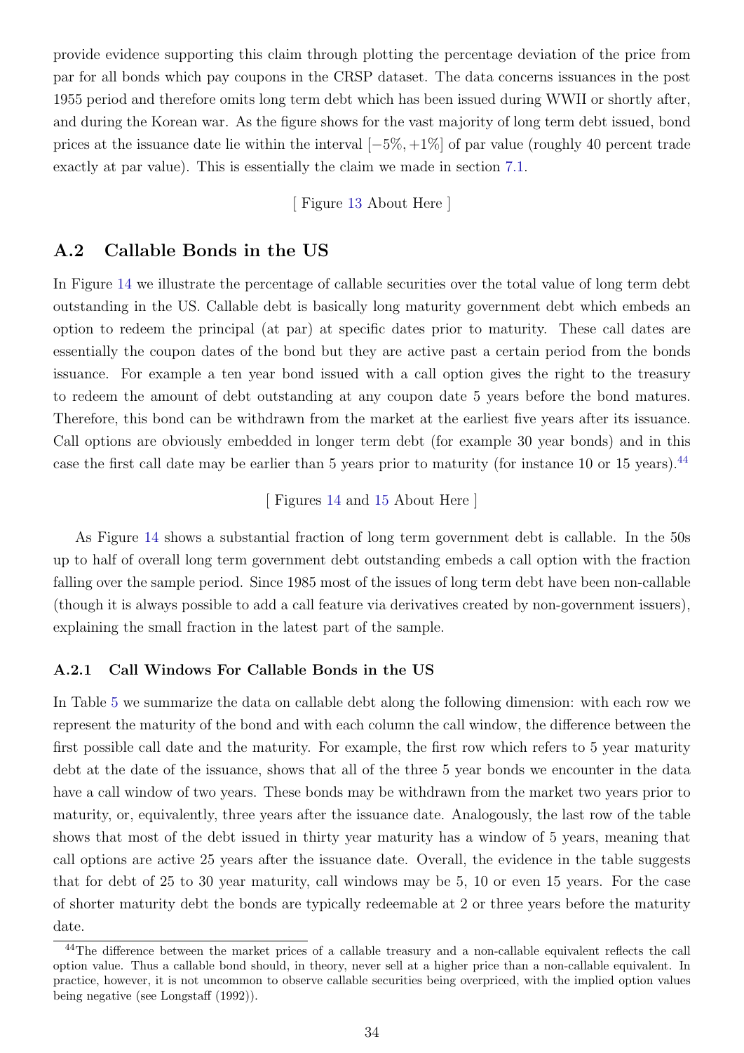provide evidence supporting this claim through plotting the percentage deviation of the price from par for all bonds which pay coupons in the CRSP dataset. The data concerns issuances in the post 1955 period and therefore omits long term debt which has been issued during WWII or shortly after, and during the Korean war. As the figure shows for the vast majority of long term debt issued, bond prices at the issuance date lie within the interval $[-5\%, +1\%]$ of par value (roughly 40 percent trade exactly at par value). This is essentially the claim we made in section 7.1.

[ Figure 13 About Here ]

## A.2 Callable Bonds in the US

In Figure 14 we illustrate the percentage of callable securities over the total value of long term debt outstanding in the US. Callable debt is basically long maturity government debt which embeds an option to redeem the principal (at par) at specific dates prior to maturity. These call dates are essentially the coupon dates of the bond but they are active past a certain period from the bonds issuance. For example a ten year bond issued with a call option gives the right to the treasury to redeem the amount of debt outstanding at any coupon date 5 years before the bond matures. Therefore, this bond can be withdrawn from the market at the earliest five years after its issuance. Call options are obviously embedded in longer term debt (for example 30 year bonds) and in this case the first call date may be earlier than 5 years prior to maturity (for instance 10 or 15 years).[44]

[ Figures 14 and 15 About Here ]

As Figure 14 shows a substantial fraction of long term government debt is callable. In the 50s up to half of overall long term government debt outstanding embeds a call option with the fraction falling over the sample period. Since 1985 most of the issues of long term debt have been non-callable (though it is always possible to add a call feature via derivatives created by non-government issuers), explaining the small fraction in the latest part of the sample.

### A.2.1 Call Windows For Callable Bonds in the US

In Table 5 we summarize the data on callable debt along the following dimension: with each row we represent the maturity of the bond and with each column the call window, the difference between the first possible call date and the maturity. For example, the first row which refers to 5 year maturity debt at the date of the issuance, shows that all of the three 5 year bonds we encounter in the data have a call window of two years. These bonds may be withdrawn from the market two years prior to maturity, or, equivalently, three years after the issuance date. Analogously, the last row of the table shows that most of the debt issued in thirty year maturity has a window of 5 years, meaning that call options are active 25 years after the issuance date. Overall, the evidence in the table suggests that for debt of 25 to 30 year maturity, call windows may be 5, 10 or even 15 years. For the case of shorter maturity debt the bonds are typically redeemable at 2 or three years before the maturity date.

[44] The difference between the market prices of a callable treasury and a non-callable equivalent reflects the call option value. Thus a callable bond should, in theory, never sell at a higher price than a non-callable equivalent. In practice, however, it is not uncommon to observe callable securities being overpriced, with the implied option values being negative (see Longstaff (1992)).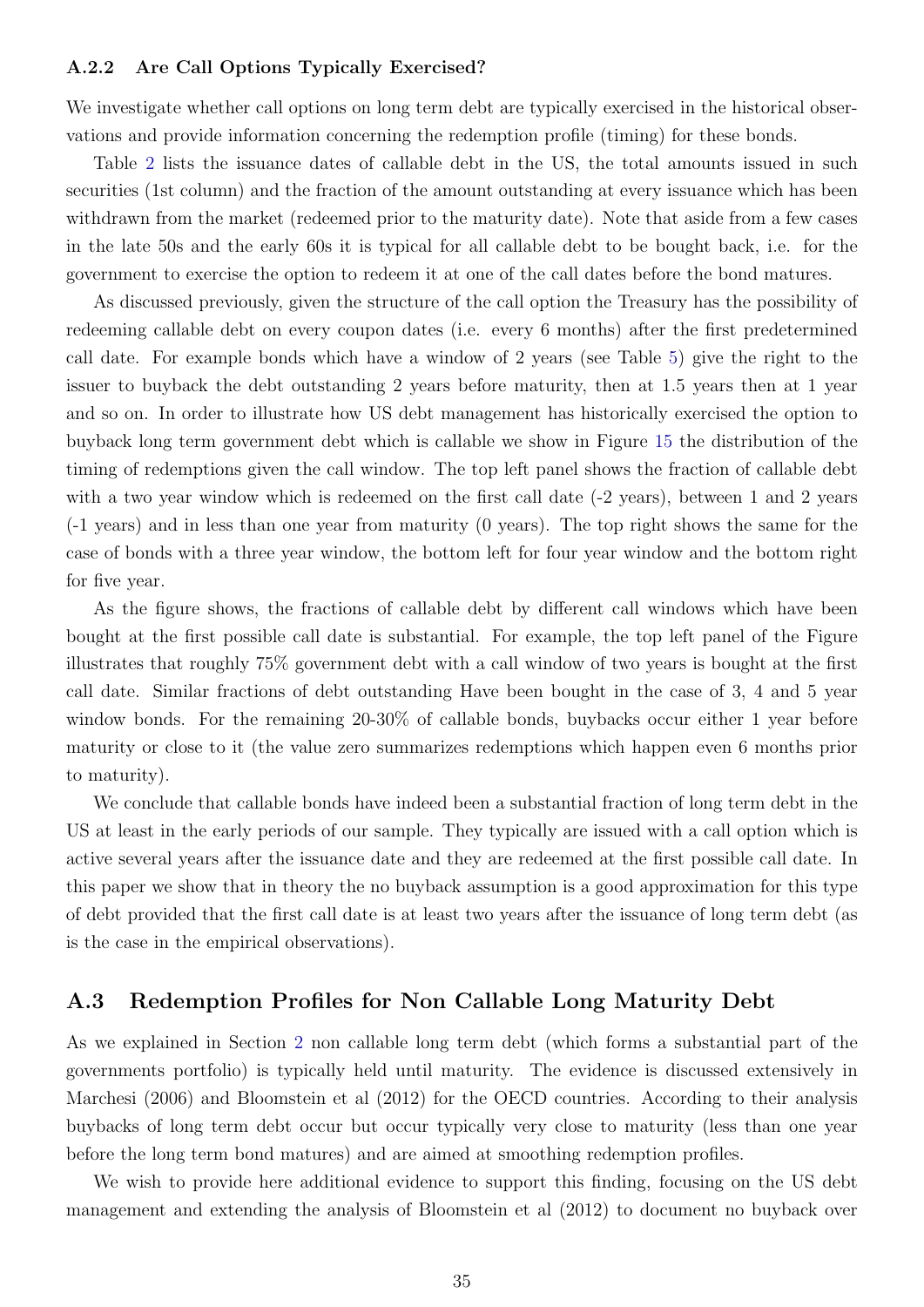### A.2.2 Are Call Options Typically Exercised?

We investigate whether call options on long term debt are typically exercised in the historical observations and provide information concerning the redemption profile (timing) for these bonds.

Table 2 lists the issuance dates of callable debt in the US, the total amounts issued in such securities (1st column) and the fraction of the amount outstanding at every issuance which has been withdrawn from the market (redeemed prior to the maturity date). Note that aside from a few cases in the late 50s and the early 60s it is typical for all callable debt to be bought back, i.e. for the government to exercise the option to redeem it at one of the call dates before the bond matures.

As discussed previously, given the structure of the call option the Treasury has the possibility of redeeming callable debt on every coupon dates (i.e. every 6 months) after the first predetermined call date. For example bonds which have a window of 2 years (see Table 5) give the right to the issuer to buyback the debt outstanding 2 years before maturity, then at 1.5 years then at 1 year and so on. In order to illustrate how US debt management has historically exercised the option to buyback long term government debt which is callable we show in Figure 15 the distribution of the timing of redemptions given the call window. The top left panel shows the fraction of callable debt with a two year window which is redeemed on the first call date (-2 years), between 1 and 2 years (-1 years) and in less than one year from maturity (0 years). The top right shows the same for the case of bonds with a three year window, the bottom left for four year window and the bottom right for five year.

As the figure shows, the fractions of callable debt by different call windows which have been bought at the first possible call date is substantial. For example, the top left panel of the Figure illustrates that roughly 75% government debt with a call window of two years is bought at the first call date. Similar fractions of debt outstanding Have been bought in the case of 3, 4 and 5 year window bonds. For the remaining 20-30% of callable bonds, buybacks occur either 1 year before maturity or close to it (the value zero summarizes redemptions which happen even 6 months prior to maturity).

We conclude that callable bonds have indeed been a substantial fraction of long term debt in the US at least in the early periods of our sample. They typically are issued with a call option which is active several years after the issuance date and they are redeemed at the first possible call date. In this paper we show that in theory the no buyback assumption is a good approximation for this type of debt provided that the first call date is at least two years after the issuance of long term debt (as is the case in the empirical observations).

## A.3 Redemption Profiles for Non Callable Long Maturity Debt

As we explained in Section 2 non callable long term debt (which forms a substantial part of the governments portfolio) is typically held until maturity. The evidence is discussed extensively in Marchesi (2006) and Bloomstein et al (2012) for the OECD countries. According to their analysis buybacks of long term debt occur but occur typically very close to maturity (less than one year before the long term bond matures) and are aimed at smoothing redemption profiles.

We wish to provide here additional evidence to support this finding, focusing on the US debt management and extending the analysis of Bloomstein et al (2012) to document no buyback over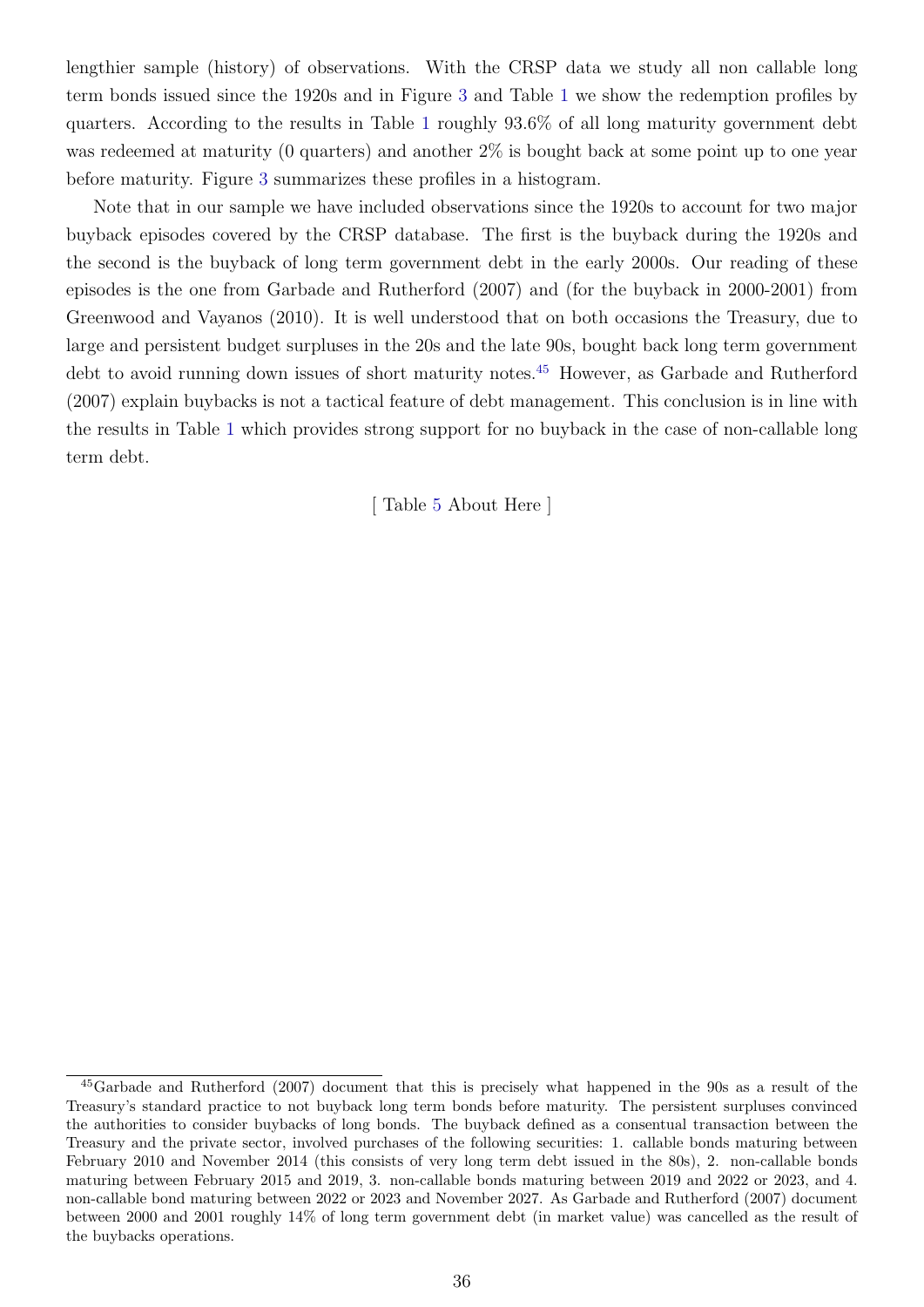lengthier sample (history) of observations. With the CRSP data we study all non callable long term bonds issued since the 1920s and in Figure 3 and Table 1 we show the redemption profiles by quarters. According to the results in Table 1 roughly 93.6% of all long maturity government debt was redeemed at maturity (0 quarters) and another 2% is bought back at some point up to one year before maturity. Figure 3 summarizes these profiles in a histogram.

Note that in our sample we have included observations since the 1920s to account for two major buyback episodes covered by the CRSP database. The first is the buyback during the 1920s and the second is the buyback of long term government debt in the early 2000s. Our reading of these episodes is the one from Garbade and Rutherford (2007) and (for the buyback in 2000-2001) from Greenwood and Vayanos (2010). It is well understood that on both occasions the Treasury, due to large and persistent budget surpluses in the 20s and the late 90s, bought back long term government debt to avoid running down issues of short maturity notes.[45] However, as Garbade and Rutherford (2007) explain buybacks is not a tactical feature of debt management. This conclusion is in line with the results in Table 1 which provides strong support for no buyback in the case of non-callable long term debt.

[ Table 5 About Here ]

[45] Garbade and Rutherford (2007) document that this is precisely what happened in the 90s as a result of the Treasury's standard practice to not buyback long term bonds before maturity. The persistent surpluses convinced the authorities to consider buybacks of long bonds. The buyback defined as a consentual transaction between the Treasury and the private sector, involved purchases of the following securities: 1. callable bonds maturing between February 2010 and November 2014 (this consists of very long term debt issued in the 80s), 2. non-callable bonds maturing between February 2015 and 2019, 3. non-callable bonds maturing between 2019 and 2022 or 2023, and 4. non-callable bond maturing between 2022 or 2023 and November 2027. As Garbade and Rutherford (2007) document between 2000 and 2001 roughly 14% of long term government debt (in market value) was cancelled as the result of the buybacks operations.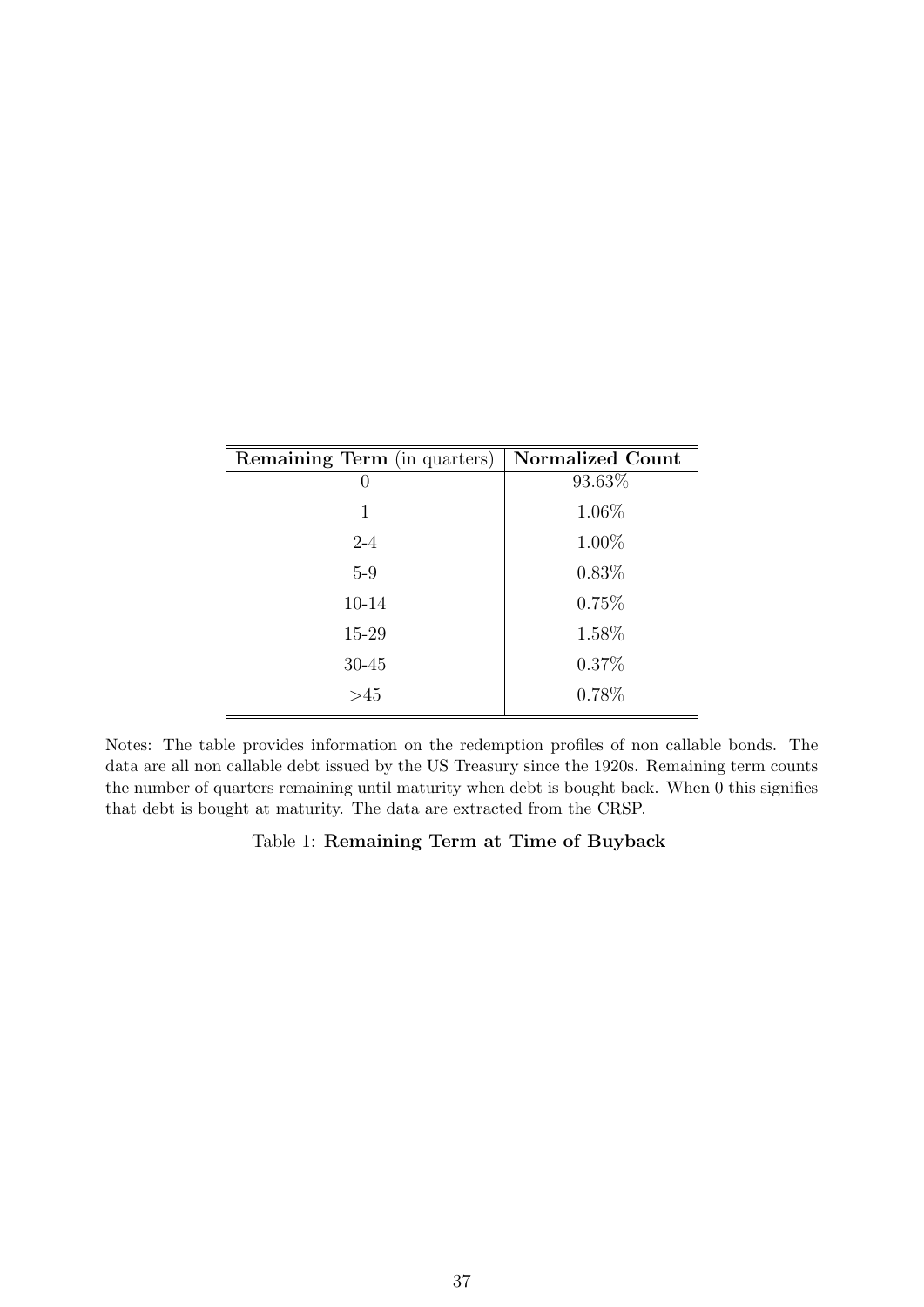| **Remaining Term** (in quarters) | **Normalized Count** |
|---|---|
| 0 | 93.63% |
| 1 | 1.06% |
| 2-4 | 1.00% |
| 5-9 | 0.83% |
| 10-14 | 0.75% |
| 15-29 | 1.58% |
| 30-45 | 0.37% |
| >45 | 0.78% |

Notes: The table provides information on the redemption profiles of non callable bonds. The data are all non callable debt issued by the US Treasury since the 1920s. Remaining term counts the number of quarters remaining until maturity when debt is bought back. When 0 this signifies that debt is bought at maturity. The data are extracted from the CRSP.

Table 1: **Remaining Term at Time of Buyback**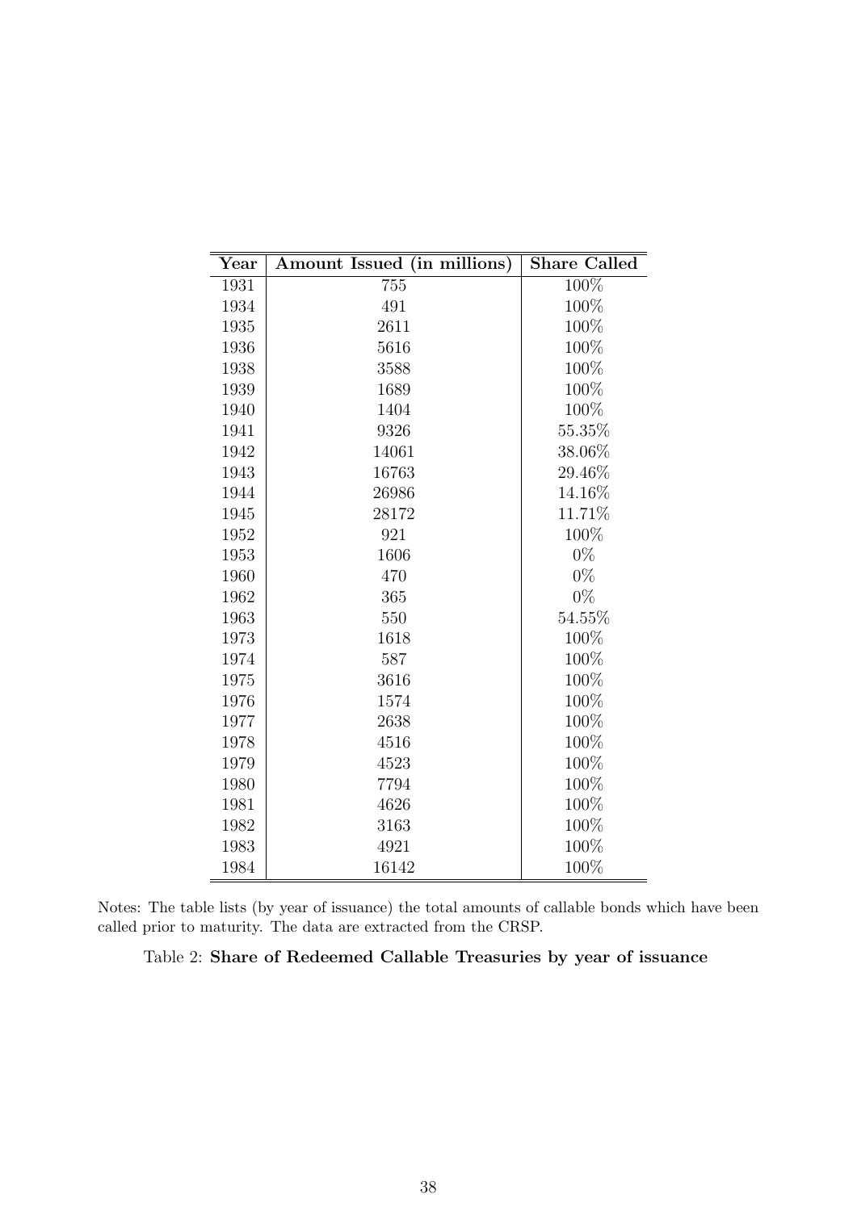| Year | Amount Issued (in millions) | Share Called |
|---|---|---|
| 1931 | 755 | 100% |
| 1934 | 491 | 100% |
| 1935 | 2611 | 100% |
| 1936 | 5616 | 100% |
| 1938 | 3588 | 100% |
| 1939 | 1689 | 100% |
| 1940 | 1404 | 100% |
| 1941 | 9326 | 55.35% |
| 1942 | 14061 | 38.06% |
| 1943 | 16763 | 29.46% |
| 1944 | 26986 | 14.16% |
| 1945 | 28172 | 11.71% |
| 1952 | 921 | 100% |
| 1953 | 1606 | 0% |
| 1960 | 470 | 0% |
| 1962 | 365 | 0% |
| 1963 | 550 | 54.55% |
| 1973 | 1618 | 100% |
| 1974 | 587 | 100% |
| 1975 | 3616 | 100% |
| 1976 | 1574 | 100% |
| 1977 | 2638 | 100% |
| 1978 | 4516 | 100% |
| 1979 | 4523 | 100% |
| 1980 | 7794 | 100% |
| 1981 | 4626 | 100% |
| 1982 | 3163 | 100% |
| 1983 | 4921 | 100% |
| 1984 | 16142 | 100% |

Notes: The table lists (by year of issuance) the total amounts of callable bonds which have been called prior to maturity. The data are extracted from the CRSP.

Table 2: **Share of Redeemed Callable Treasuries by year of issuance**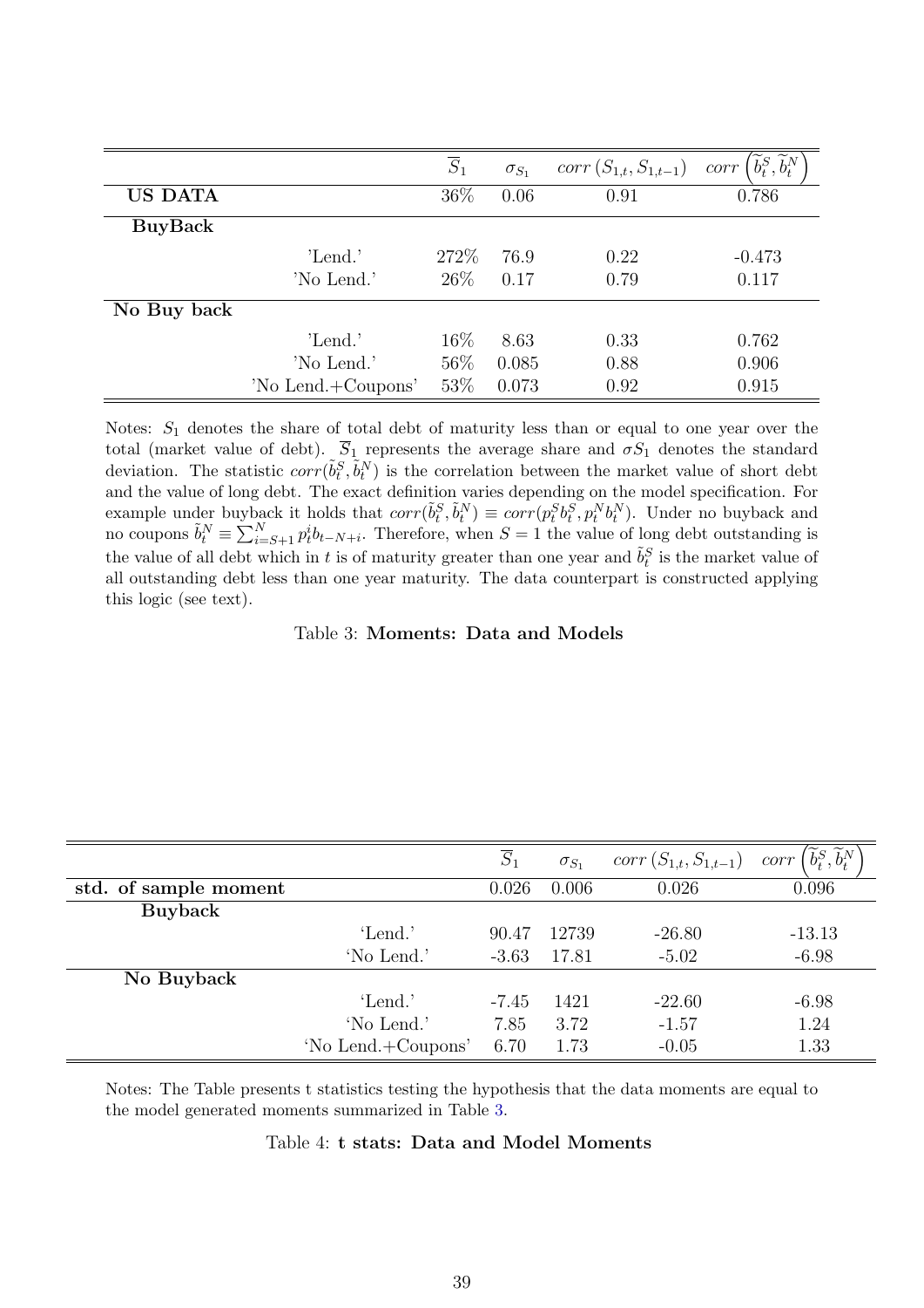| | | $\overline{S}_1$ | $\sigma_{S_1}$ | $corr\left(S_{1,t}, S_{1,t-1}\right)$ | $corr\left(\widetilde{b}_t^S, \widetilde{b}_t^N\right)$ |
|---|---|---|---|---|---|
| **US DATA** | | 36% | 0.06 | 0.91 | 0.786 |
| **BuyBack** | | | | | |
| | 'Lend.' | 272% | 76.9 | 0.22 | -0.473 |
| | 'No Lend.' | 26% | 0.17 | 0.79 | 0.117 |
| **No Buy back** | | | | | |
| | 'Lend.' | 16% | 8.63 | 0.33 | 0.762 |
| | 'No Lend.' | 56% | 0.085 | 0.88 | 0.906 |
| | 'No Lend.+Coupons' | 53% | 0.073 | 0.92 | 0.915 |

Notes: $S_1$ denotes the share of total debt of maturity less than or equal to one year over the total (market value of debt). $\overline{S}_1$ represents the average share and $\sigma S_1$ denotes the standard deviation. The statistic $corr(\tilde{b}_t^S, \tilde{b}_t^N)$ is the correlation between the market value of short debt and the value of long debt. The exact definition varies depending on the model specification. For example under buyback it holds that $corr(\tilde{b}_t^S, \tilde{b}_t^N) \equiv corr(p_t^S b_t^S, p_t^N b_t^N)$. Under no buyback and no coupons $\tilde{b}_t^N \equiv \sum_{i=S+1}^{N} p_t^i b_{t-N+i}$. Therefore, when $S = 1$ the value of long debt outstanding is the value of all debt which in $t$ is of maturity greater than one year and $\tilde{b}_t^S$ is the market value of all outstanding debt less than one year maturity. The data counterpart is constructed applying this logic (see text).

Table 3: **Moments: Data and Models**

| | | $\overline{S}_1$ | $\sigma_{S_1}$ | $corr\left(S_{1,t}, S_{1,t-1}\right)$ | $corr\left(\widetilde{b}_t^S, \widetilde{b}_t^N\right)$ |
|---|---|---|---|---|---|
| **std. of sample moment** | | 0.026 | 0.006 | 0.026 | 0.096 |
| **Buyback** | | | | | |
| | 'Lend.' | 90.47 | 12739 | -26.80 | -13.13 |
| | 'No Lend.' | -3.63 | 17.81 | -5.02 | -6.98 |
| **No Buyback** | | | | | |
| | 'Lend.' | -7.45 | 1421 | -22.60 | -6.98 |
| | 'No Lend.' | 7.85 | 3.72 | -1.57 | 1.24 |
| | 'No Lend.+Coupons' | 6.70 | 1.73 | -0.05 | 1.33 |

Notes: The Table presents t statistics testing the hypothesis that the data moments are equal to the model generated moments summarized in Table 3.

Table 4: **t stats: Data and Model Moments**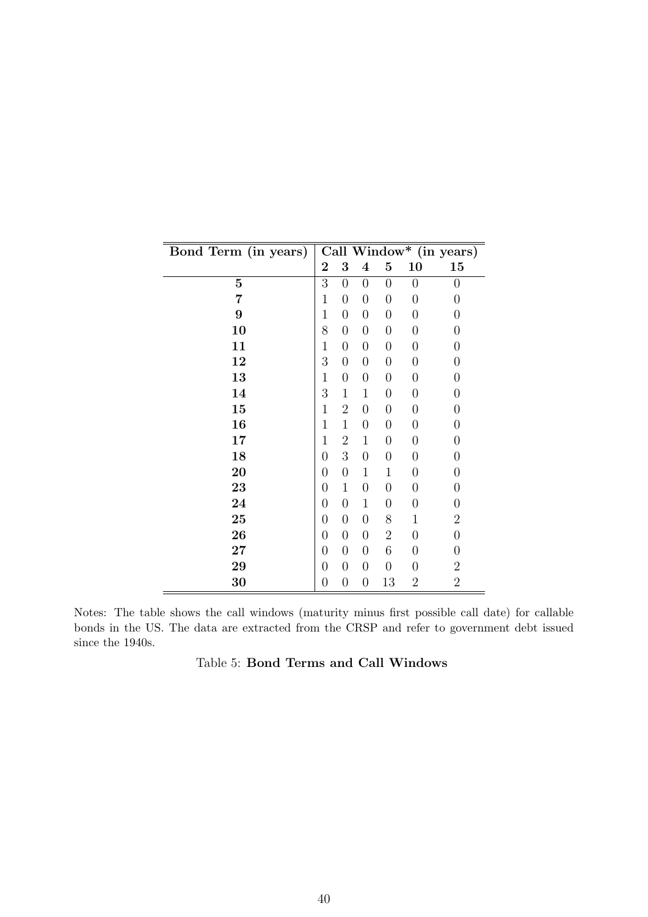| **Bond Term (in years)** | **Call Window* (in years)** | | | | | |
|---|---|---|---|---|---|---|
| | **2** | **3** | **4** | **5** | **10** | **15** |
| **5** | 3 | 0 | 0 | 0 | 0 | 0 |
| **7** | 1 | 0 | 0 | 0 | 0 | 0 |
| **9** | 1 | 0 | 0 | 0 | 0 | 0 |
| **10** | 8 | 0 | 0 | 0 | 0 | 0 |
| **11** | 1 | 0 | 0 | 0 | 0 | 0 |
| **12** | 3 | 0 | 0 | 0 | 0 | 0 |
| **13** | 1 | 0 | 0 | 0 | 0 | 0 |
| **14** | 3 | 1 | 1 | 0 | 0 | 0 |
| **15** | 1 | 2 | 0 | 0 | 0 | 0 |
| **16** | 1 | 1 | 0 | 0 | 0 | 0 |
| **17** | 1 | 2 | 1 | 0 | 0 | 0 |
| **18** | 0 | 3 | 0 | 0 | 0 | 0 |
| **20** | 0 | 0 | 1 | 1 | 0 | 0 |
| **23** | 0 | 1 | 0 | 0 | 0 | 0 |
| **24** | 0 | 0 | 1 | 0 | 0 | 0 |
| **25** | 0 | 0 | 0 | 8 | 1 | 2 |
| **26** | 0 | 0 | 0 | 2 | 0 | 0 |
| **27** | 0 | 0 | 0 | 6 | 0 | 0 |
| **29** | 0 | 0 | 0 | 0 | 0 | 2 |
| **30** | 0 | 0 | 0 | 13 | 2 | 2 |

Notes: The table shows the call windows (maturity minus first possible call date) for callable bonds in the US. The data are extracted from the CRSP and refer to government debt issued since the 1940s.

Table 5: **Bond Terms and Call Windows**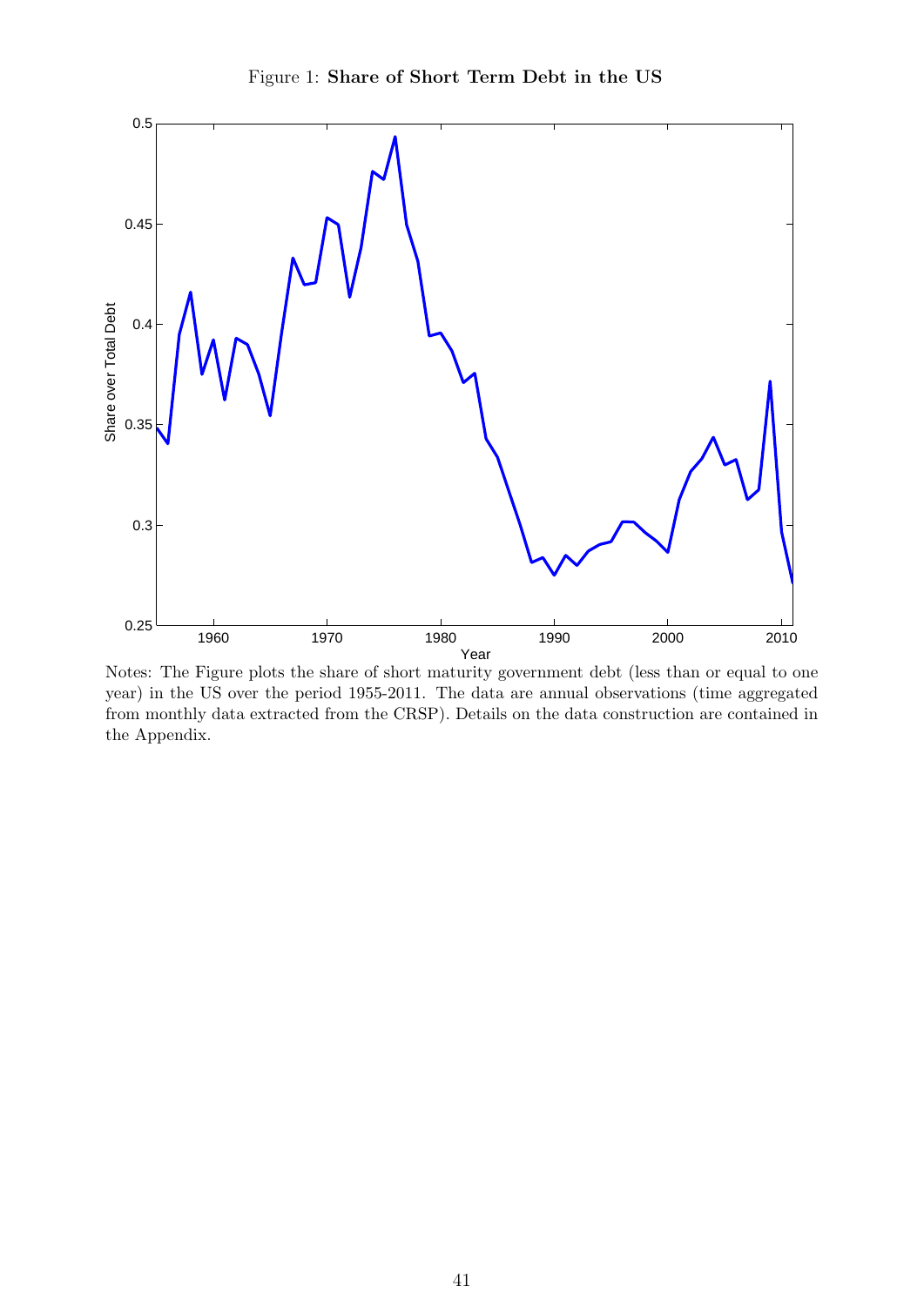Figure 1: **Share of Short Term Debt in the US**

Notes: The Figure plots the share of short maturity government debt (less than or equal to one year) in the US over the period 1955-2011. The data are annual observations (time aggregated from monthly data extracted from the CRSP). Details on the data construction are contained in the Appendix.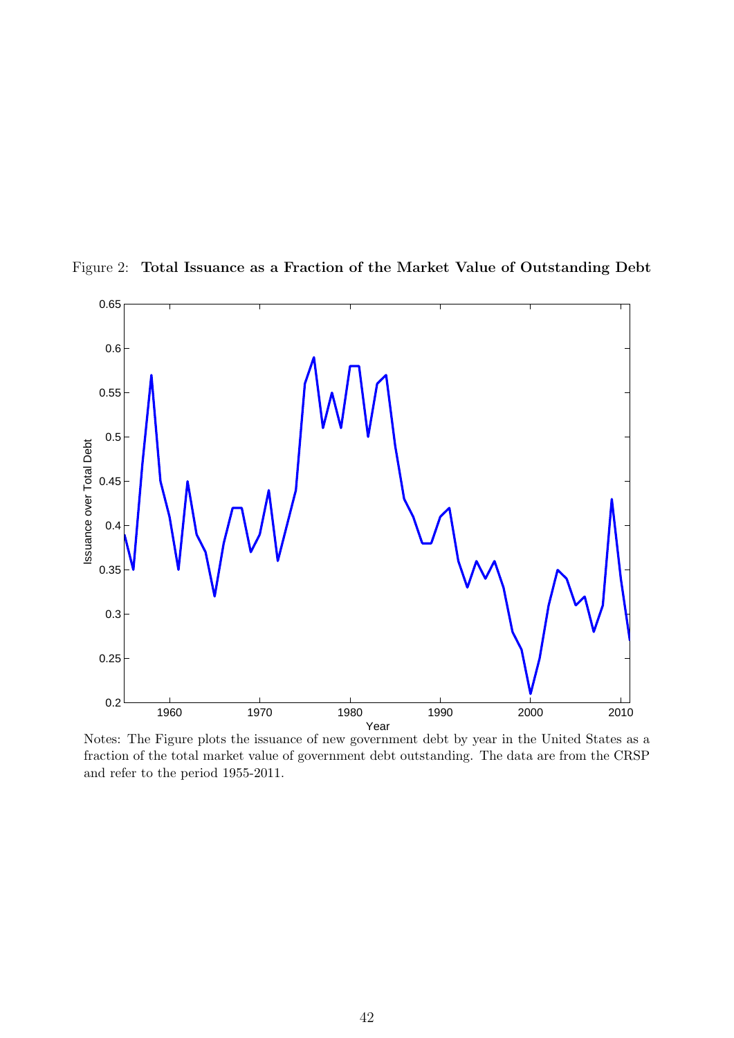Figure 2: **Total Issuance as a Fraction of the Market Value of Outstanding Debt**

Notes: The Figure plots the issuance of new government debt by year in the United States as a fraction of the total market value of government debt outstanding. The data are from the CRSP and refer to the period 1955-2011.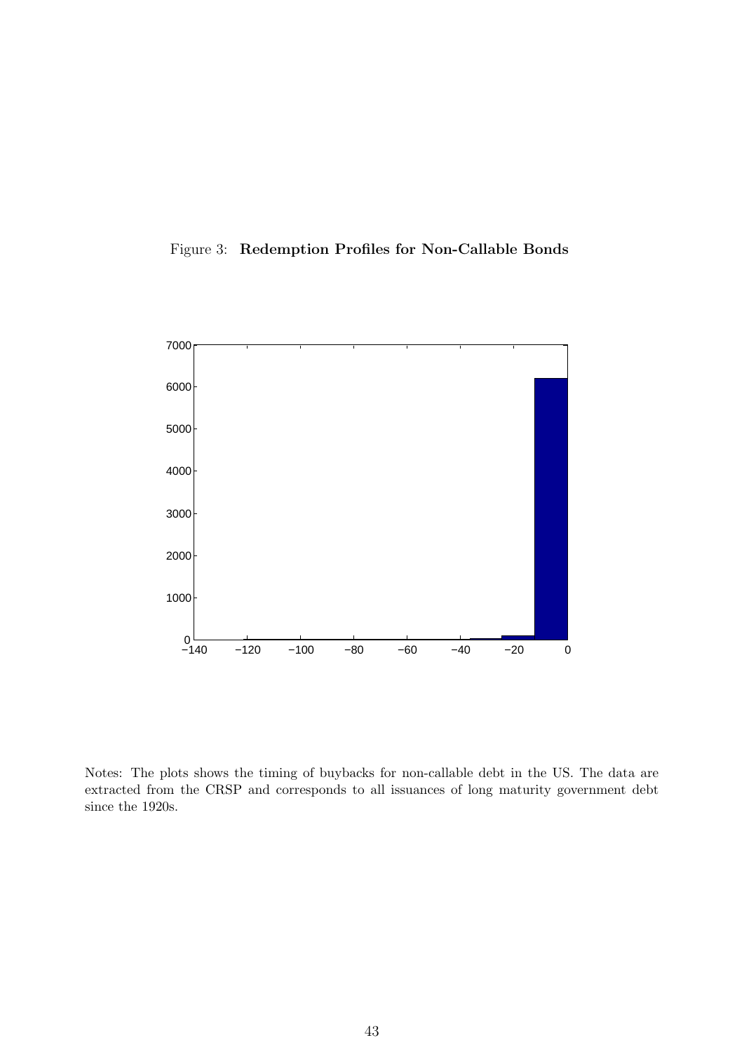Figure 3: **Redemption Profiles for Non-Callable Bonds**

Notes: The plots shows the timing of buybacks for non-callable debt in the US. The data are extracted from the CRSP and corresponds to all issuances of long maturity government debt since the 1920s.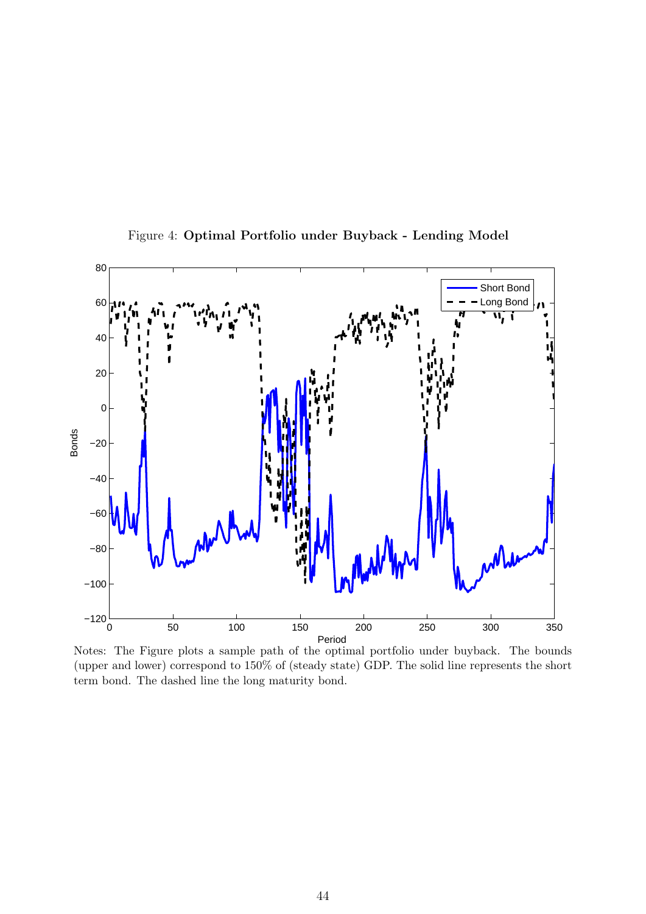Figure 4: **Optimal Portfolio under Buyback - Lending Model**

Notes: The Figure plots a sample path of the optimal portfolio under buyback. The bounds (upper and lower) correspond to 150% of (steady state) GDP. The solid line represents the short term bond. The dashed line the long maturity bond.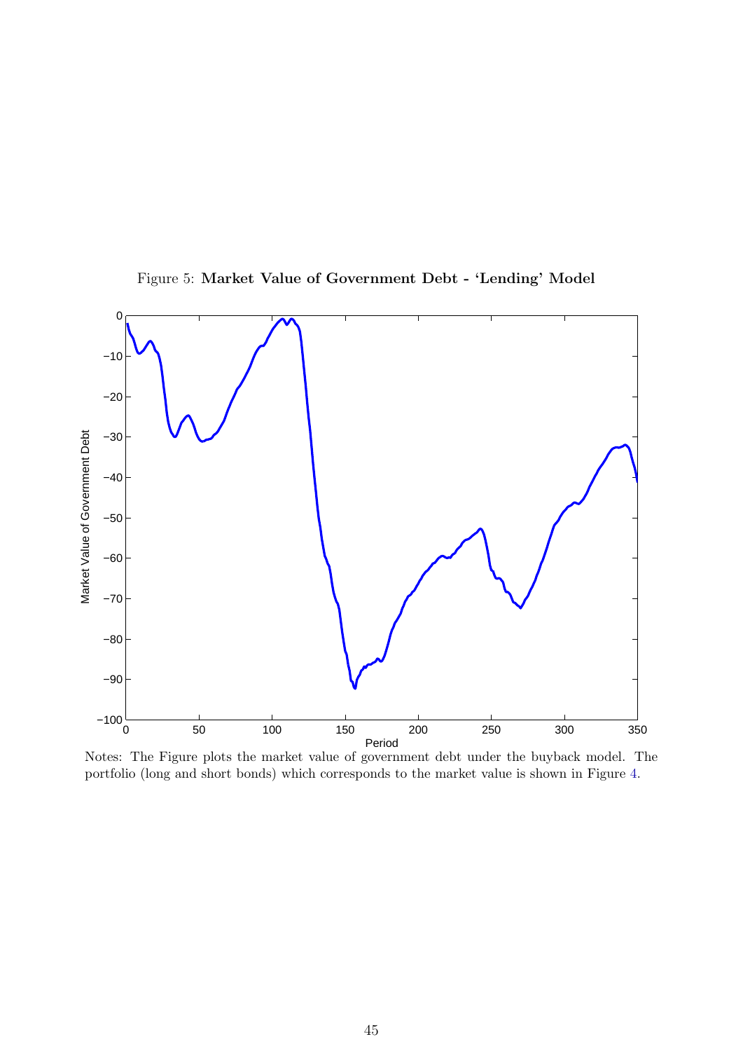Figure 5: **Market Value of Government Debt - 'Lending' Model**

Notes: The Figure plots the market value of government debt under the buyback model. The portfolio (long and short bonds) which corresponds to the market value is shown in Figure 4.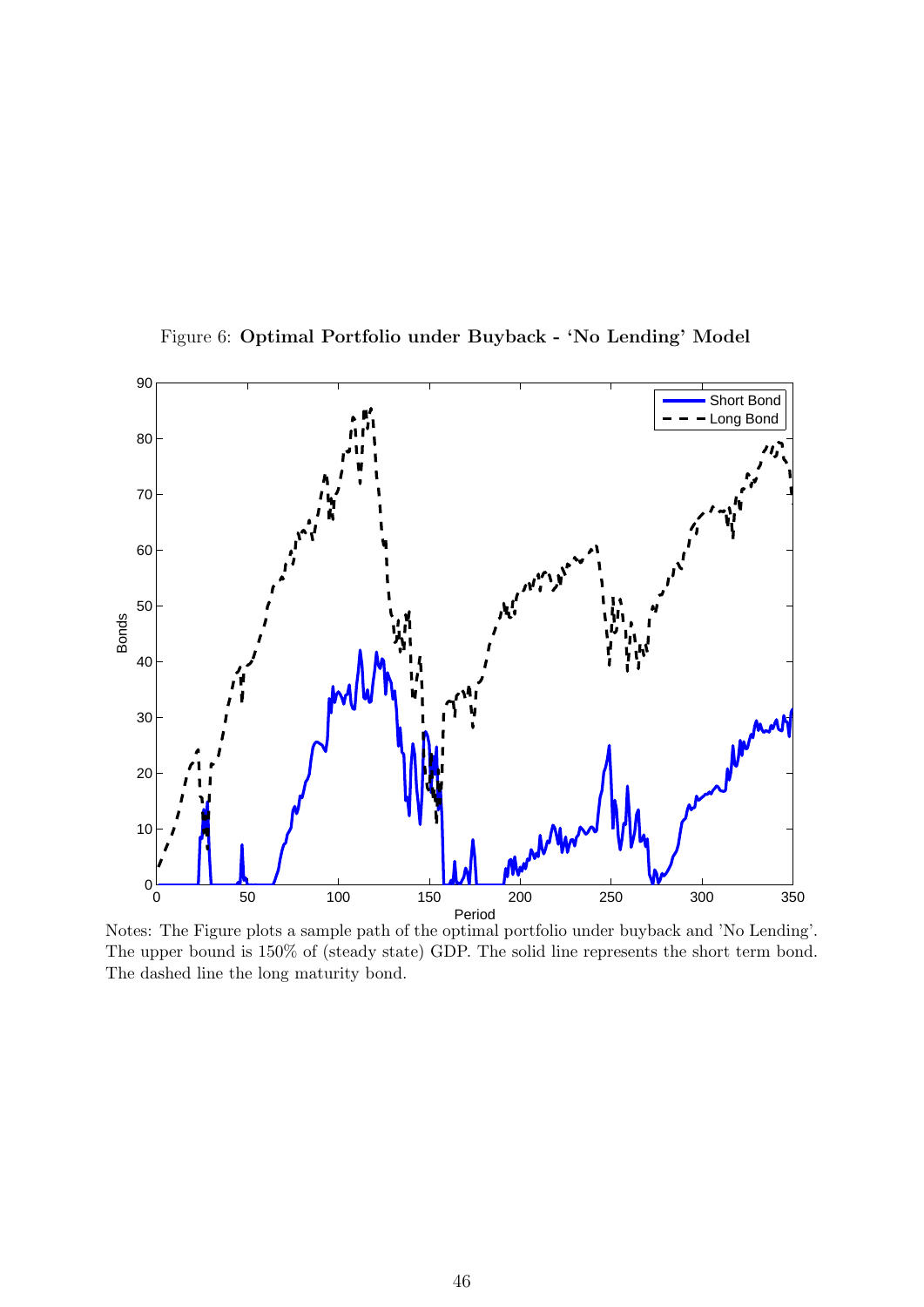Figure 6: **Optimal Portfolio under Buyback - 'No Lending' Model**

Notes: The Figure plots a sample path of the optimal portfolio under buyback and 'No Lending'. The upper bound is 150% of (steady state) GDP. The solid line represents the short term bond. The dashed line the long maturity bond.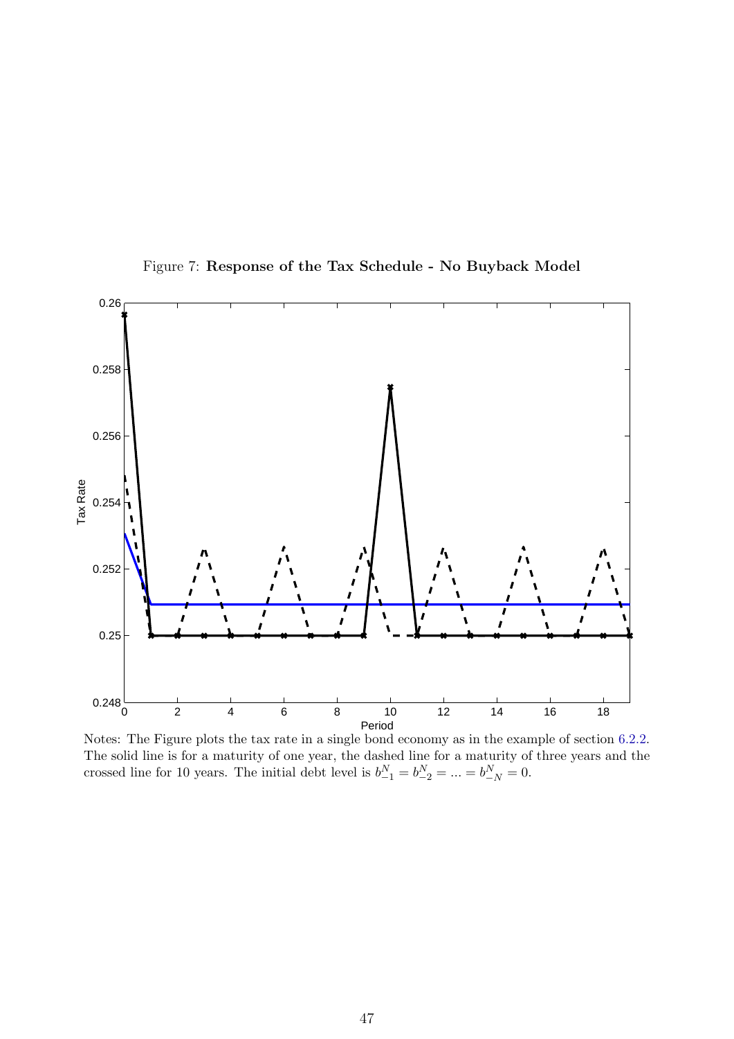Figure 7: **Response of the Tax Schedule - No Buyback Model**

Notes: The Figure plots the tax rate in a single bond economy as in the example of section 6.2.2. The solid line is for a maturity of one year, the dashed line for a maturity of three years and the crossed line for 10 years. The initial debt level is $b^N_{-1} = b^N_{-2} = ... = b^N_{-N} = 0$.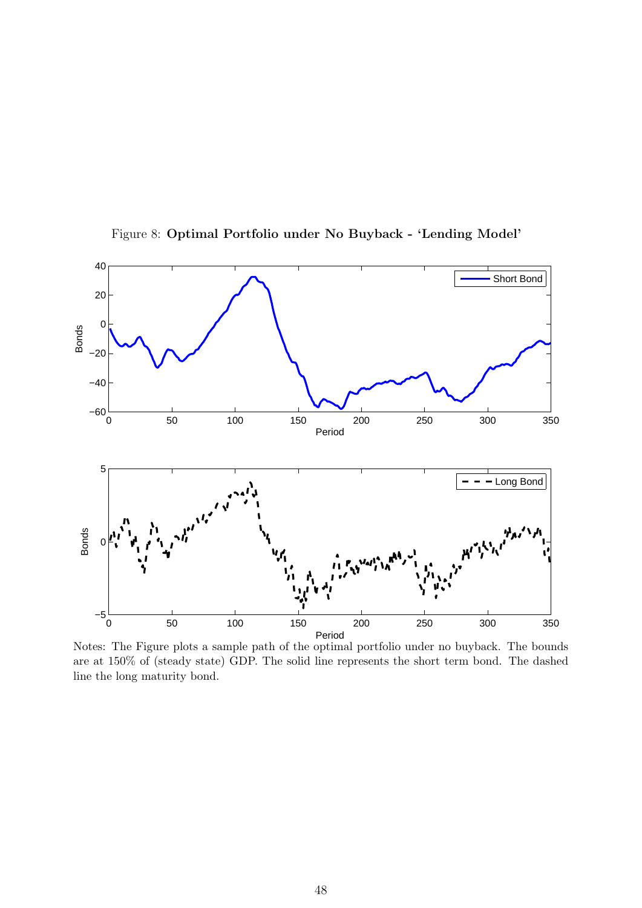Figure 8: **Optimal Portfolio under No Buyback - 'Lending Model'**

Notes: The Figure plots a sample path of the optimal portfolio under no buyback. The bounds are at 150% of (steady state) GDP. The solid line represents the short term bond. The dashed line the long maturity bond.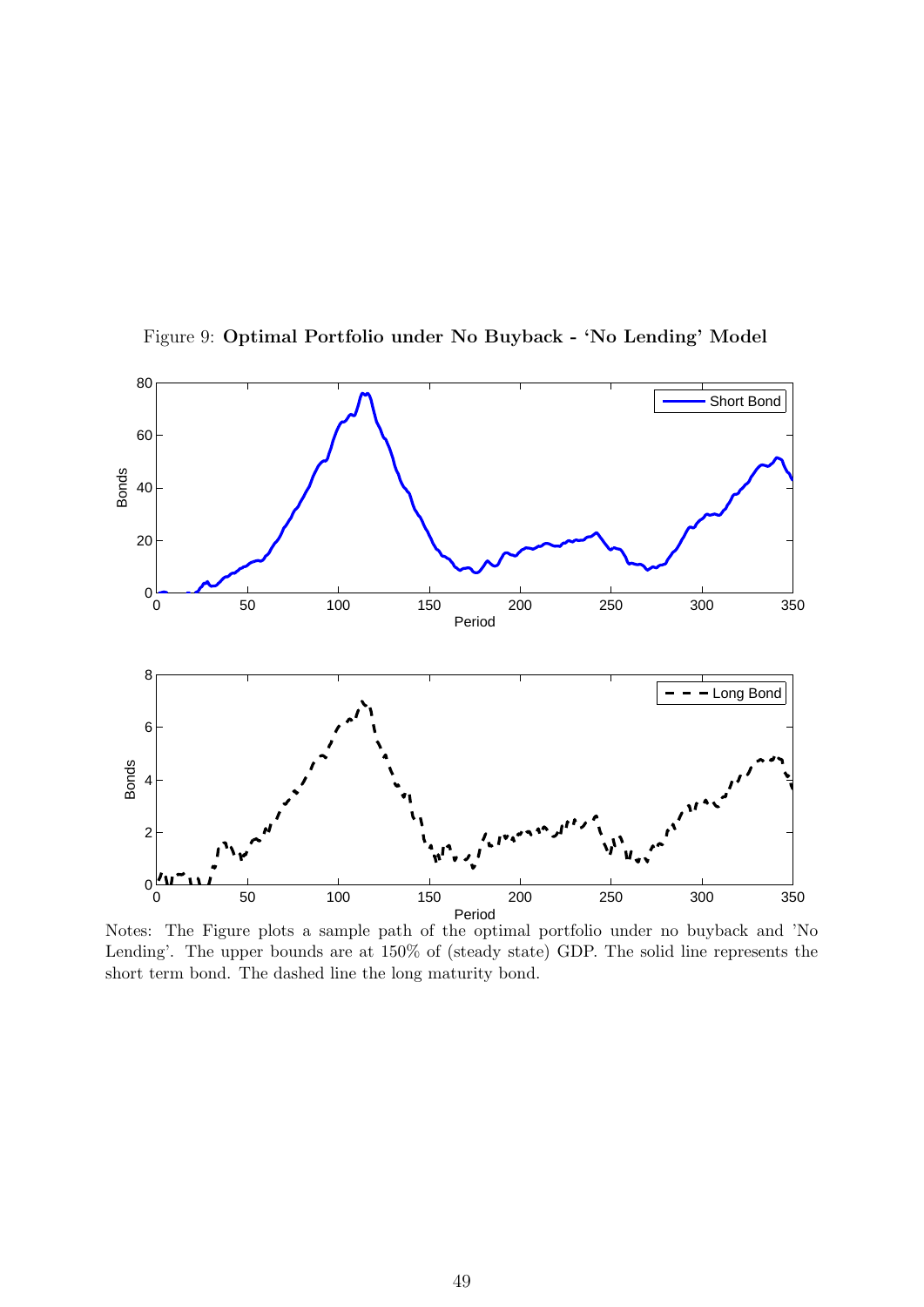Figure 9: **Optimal Portfolio under No Buyback - 'No Lending' Model**

Notes: The Figure plots a sample path of the optimal portfolio under no buyback and 'No Lending'. The upper bounds are at 150% of (steady state) GDP. The solid line represents the short term bond. The dashed line the long maturity bond.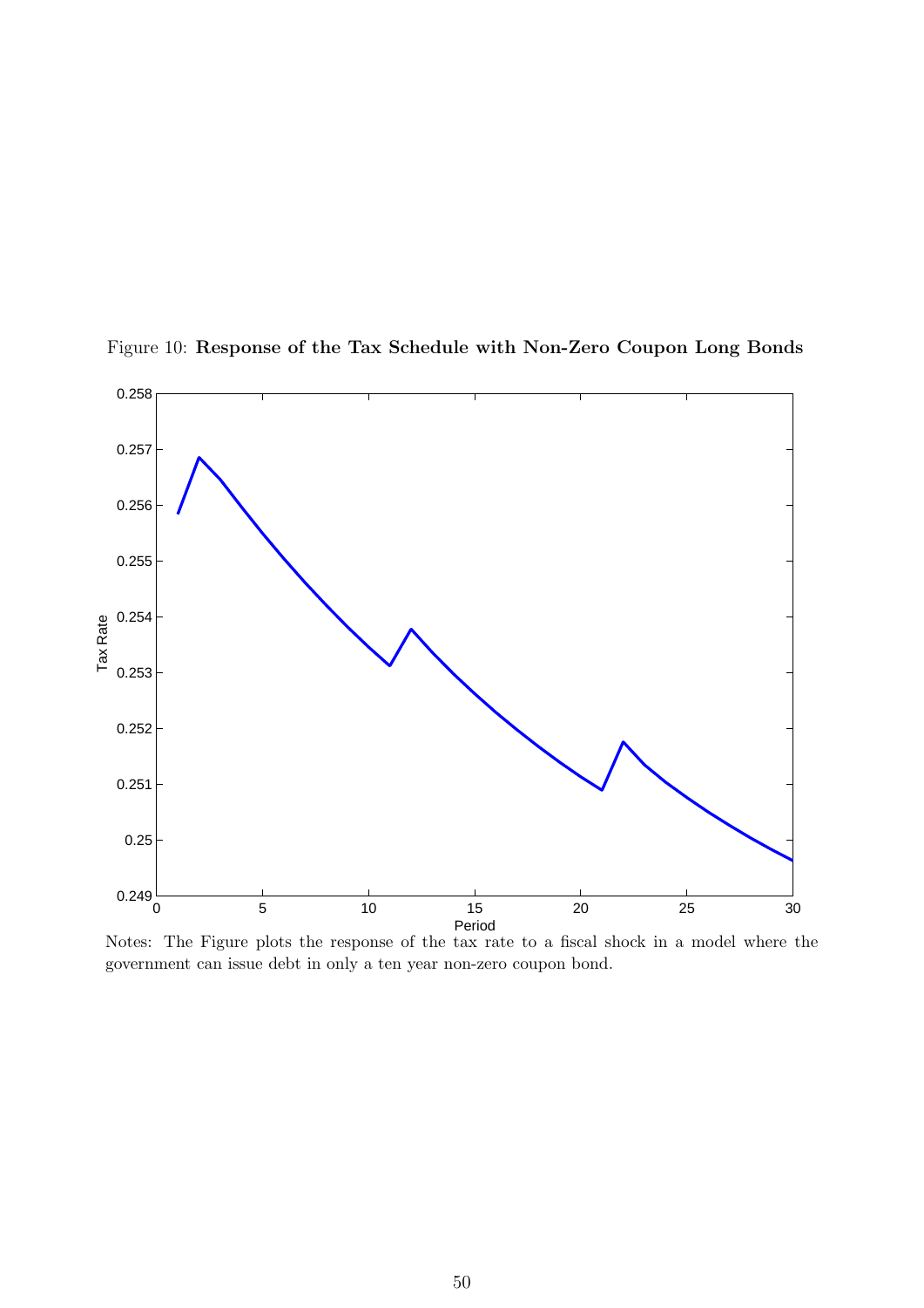Figure 10: **Response of the Tax Schedule with Non-Zero Coupon Long Bonds**

Notes: The Figure plots the response of the tax rate to a fiscal shock in a model where the government can issue debt in only a ten year non-zero coupon bond.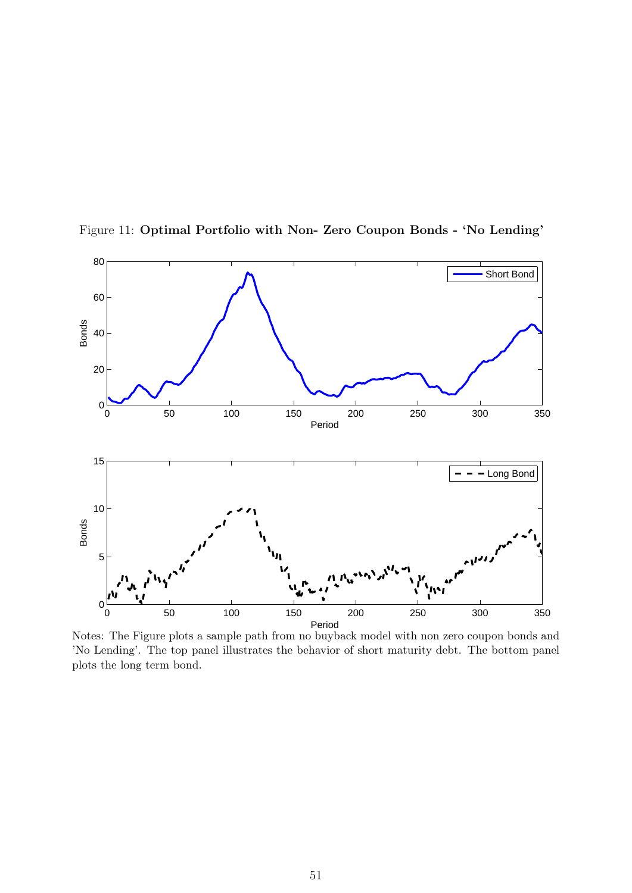Figure 11: **Optimal Portfolio with Non- Zero Coupon Bonds - 'No Lending'**

Notes: The Figure plots a sample path from no buyback model with non zero coupon bonds and 'No Lending'. The top panel illustrates the behavior of short maturity debt. The bottom panel plots the long term bond.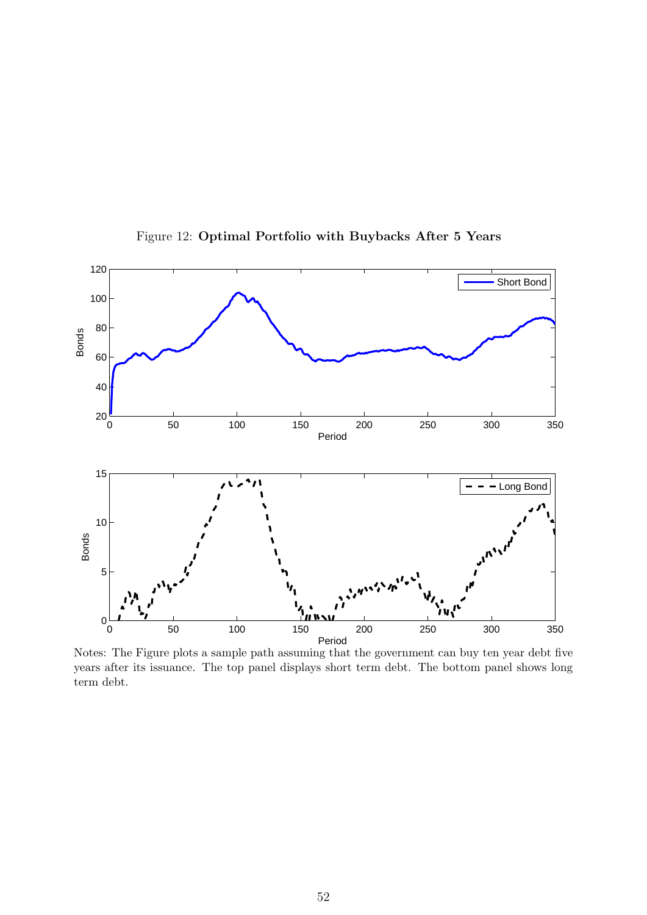Figure 12: **Optimal Portfolio with Buybacks After 5 Years**

Notes: The Figure plots a sample path assuming that the government can buy ten year debt five years after its issuance. The top panel displays short term debt. The bottom panel shows long term debt.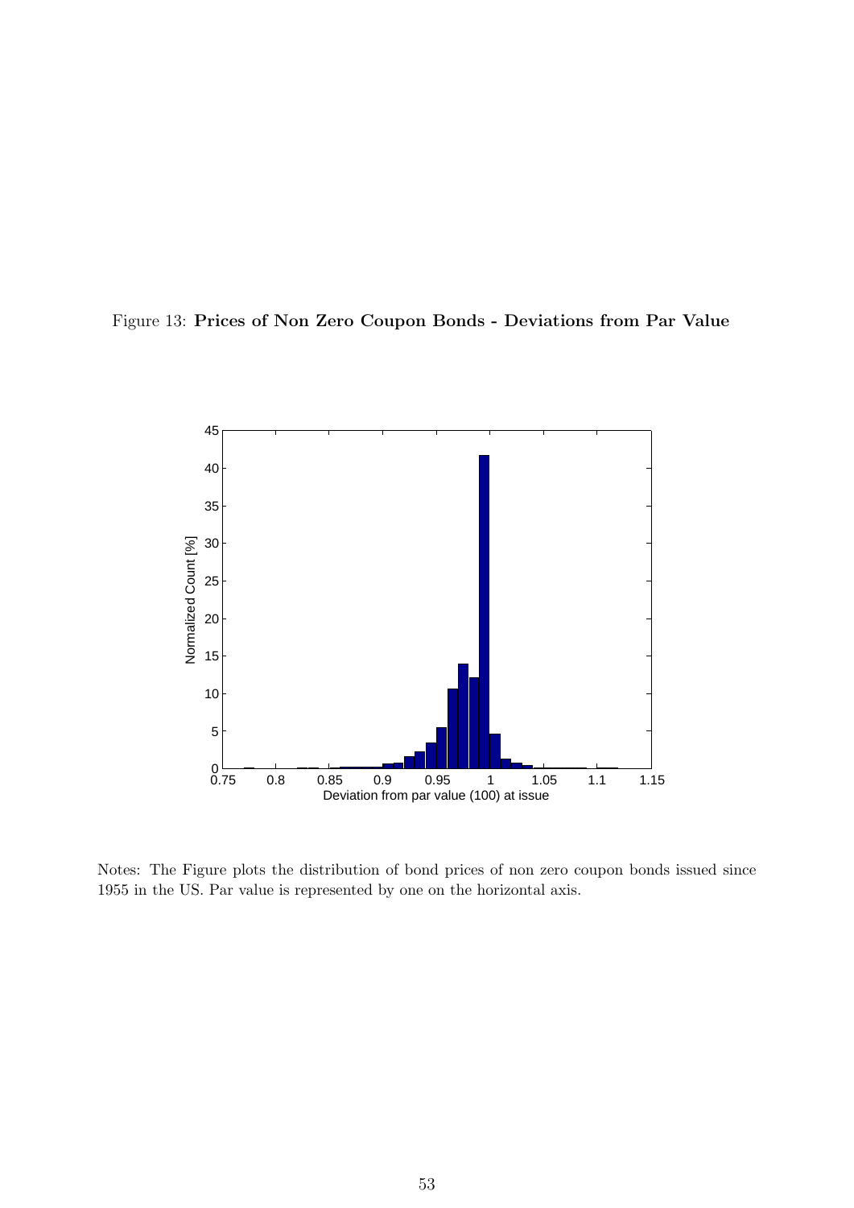Figure 13: **Prices of Non Zero Coupon Bonds - Deviations from Par Value**

Notes: The Figure plots the distribution of bond prices of non zero coupon bonds issued since 1955 in the US. Par value is represented by one on the horizontal axis.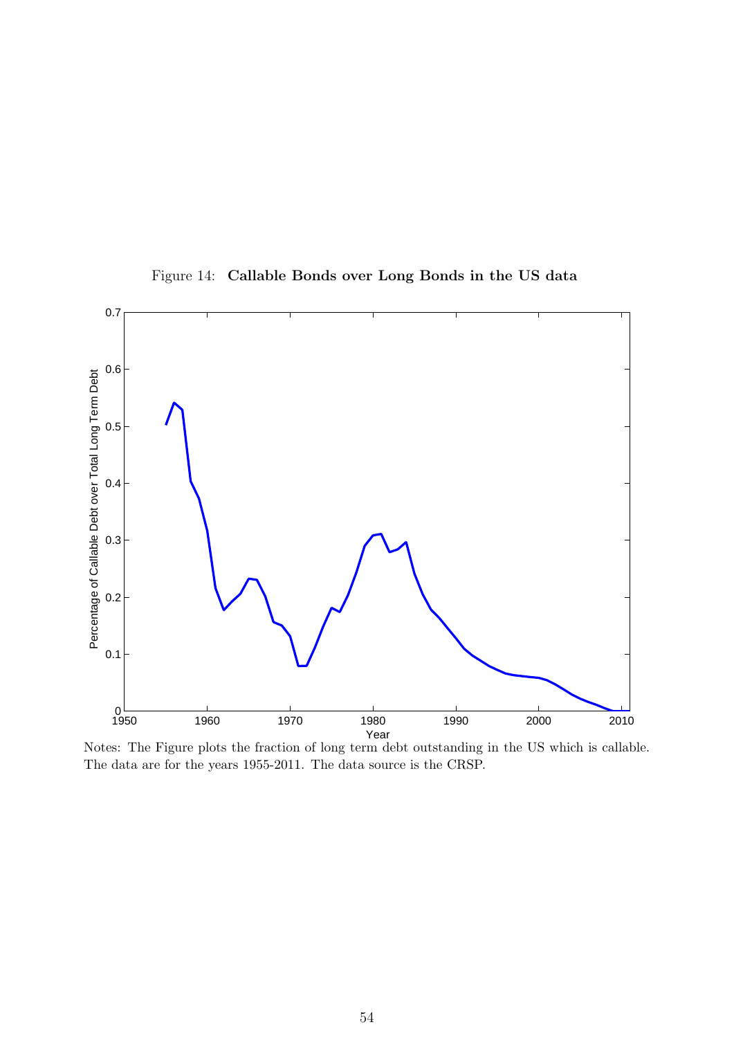Figure 14: **Callable Bonds over Long Bonds in the US data**

Notes: The Figure plots the fraction of long term debt outstanding in the US which is callable. The data are for the years 1955-2011. The data source is the CRSP.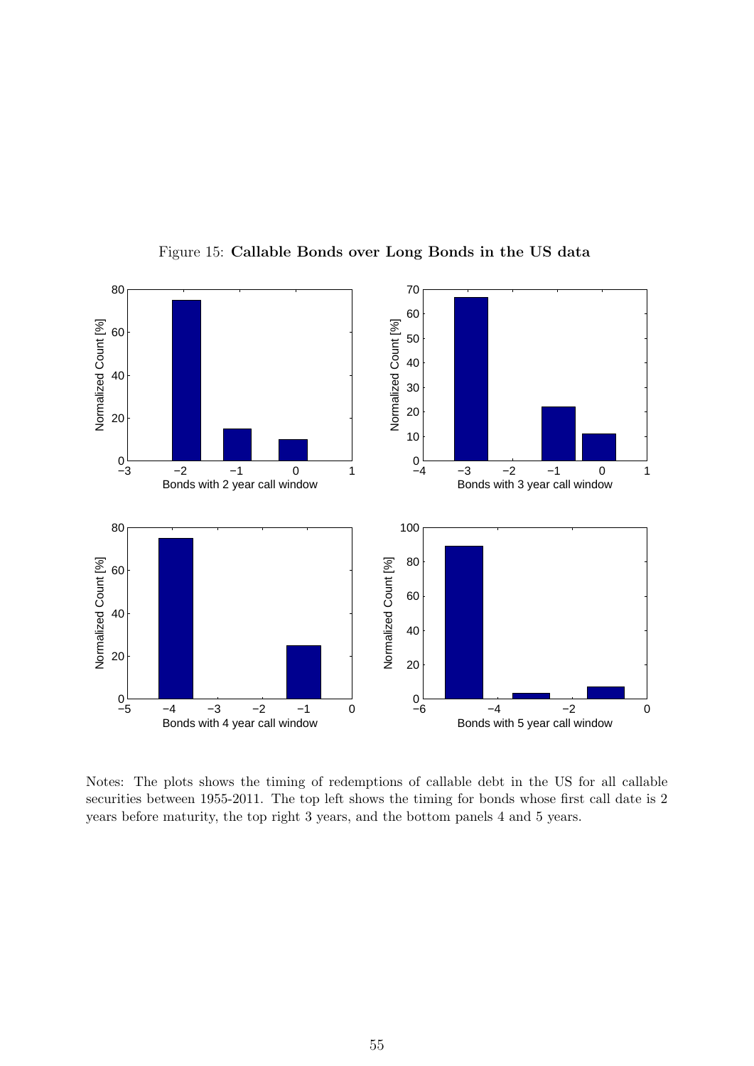Figure 15: **Callable Bonds over Long Bonds in the US data**

Notes: The plots shows the timing of redemptions of callable debt in the US for all callable securities between 1955-2011. The top left shows the timing for bonds whose first call date is 2 years before maturity, the top right 3 years, and the bottom panels 4 and 5 years.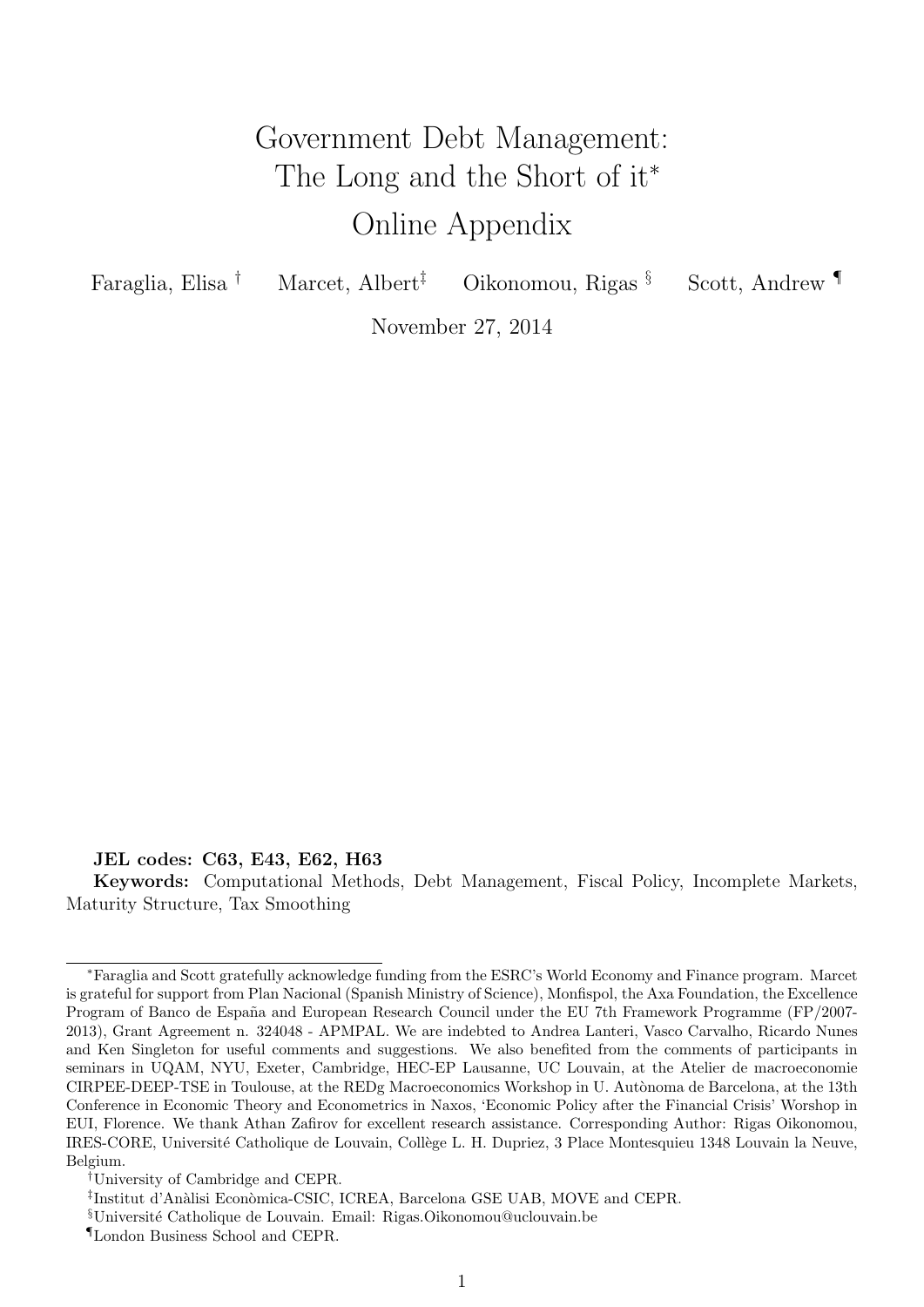# Government Debt Management: The Long and the Short of it*

# Online Appendix

Faraglia, Elisa [†]  Marcet, Albert [‡]  Oikonomou, Rigas [§]  Scott, Andrew [¶]

November 27, 2014

**JEL codes: C63, E43, E62, H63**

**Keywords:** Computational Methods, Debt Management, Fiscal Policy, Incomplete Markets, Maturity Structure, Tax Smoothing

---

*Faraglia and Scott gratefully acknowledge funding from the ESRC's World Economy and Finance program. Marcet is grateful for support from Plan Nacional (Spanish Ministry of Science), Monfispol, the Axa Foundation, the Excellence Program of Banco de España and European Research Council under the EU 7th Framework Programme (FP/2007-2013), Grant Agreement n. 324048 - APMPAL. We are indebted to Andrea Lanteri, Vasco Carvalho, Ricardo Nunes and Ken Singleton for useful comments and suggestions. We also benefited from the comments of participants in seminars in UQAM, NYU, Exeter, Cambridge, HEC-EP Lausanne, UC Louvain, at the Atelier de macroeconomie CIRPEE-DEEP-TSE in Toulouse, at the REDg Macroeconomics Workshop in U. Autònoma de Barcelona, at the 13th Conference in Economic Theory and Econometrics in Naxos, 'Economic Policy after the Financial Crisis' Worshop in EUI, Florence. We thank Athan Zafirov for excellent research assistance. Corresponding Author: Rigas Oikonomou, IRES-CORE, Université Catholique de Louvain, Collège L. H. Dupriez, 3 Place Montesquieu 1348 Louvain la Neuve, Belgium.

[†]University of Cambridge and CEPR.

[‡]Institut d'Anàlisi Econòmica-CSIC, ICREA, Barcelona GSE UAB, MOVE and CEPR.

[§]Université Catholique de Louvain. Email: Rigas.Oikonomou@uclouvain.be

[¶]London Business School and CEPR.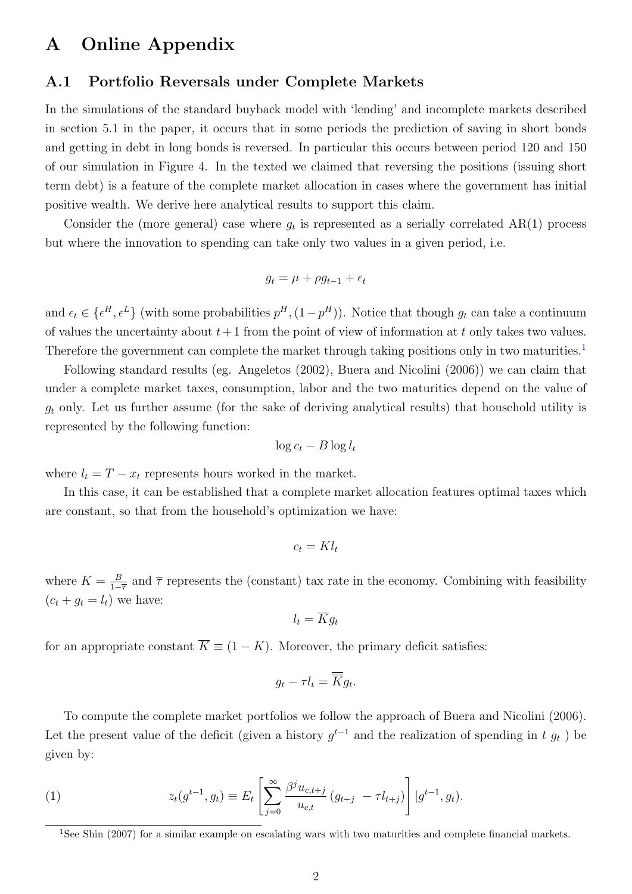# A Online Appendix

## A.1 Portfolio Reversals under Complete Markets

In the simulations of the standard buyback model with 'lending' and incomplete markets described in section 5.1 in the paper, it occurs that in some periods the prediction of saving in short bonds and getting in debt in long bonds is reversed. In particular this occurs between period 120 and 150 of our simulation in Figure 4. In the texted we claimed that reversing the positions (issuing short term debt) is a feature of the complete market allocation in cases where the government has initial positive wealth. We derive here analytical results to support this claim.

Consider the (more general) case where $g_t$ is represented as a serially correlated AR(1) process but where the innovation to spending can take only two values in a given period, i.e.

$$g_t = \mu + \rho g_{t-1} + \epsilon_t$$

and $\epsilon_t \in \{\epsilon^H, \epsilon^L\}$ (with some probabilities $p^H, (1-p^H)$). Notice that though $g_t$ can take a continuum of values the uncertainty about $t+1$ from the point of view of information at $t$ only takes two values. Therefore the government can complete the market through taking positions only in two maturities.[1]

Following standard results (eg. Angeletos (2002), Buera and Nicolini (2006)) we can claim that under a complete market taxes, consumption, labor and the two maturities depend on the value of $g_t$ only. Let us further assume (for the sake of deriving analytical results) that household utility is represented by the following function:

$$\log c_t - B \log l_t$$

where $l_t = T - x_t$ represents hours worked in the market.

In this case, it can be established that a complete market allocation features optimal taxes which are constant, so that from the household's optimization we have:

$$c_t = K l_t$$

where $K = \frac{B}{1-\overline{\tau}}$ and $\overline{\tau}$ represents the (constant) tax rate in the economy. Combining with feasibility ($c_t + g_t = l_t$) we have:

$$l_t = \overline{K} g_t$$

for an appropriate constant $\overline{K} \equiv (1 - K)$. Moreover, the primary deficit satisfies:

$$g_t - \tau l_t = \overline{\overline{K}} g_t.$$

To compute the complete market portfolios we follow the approach of Buera and Nicolini (2006). Let the present value of the deficit (given a history $g^{t-1}$ and the realization of spending in $t$ $g_t$ ) be given by:

$$z_t(g^{t-1}, g_t) \equiv E_t \left[ \sum_{j=0}^{\infty} \frac{\beta^j u_{c,t+j}}{u_{c,t}} \left( g_{t+j} \; - \tau l_{t+j} \right) \right] |g^{t-1}, g_t). \tag{1}$$

[1] See Shin (2007) for a similar example on escalating wars with two maturities and complete financial markets.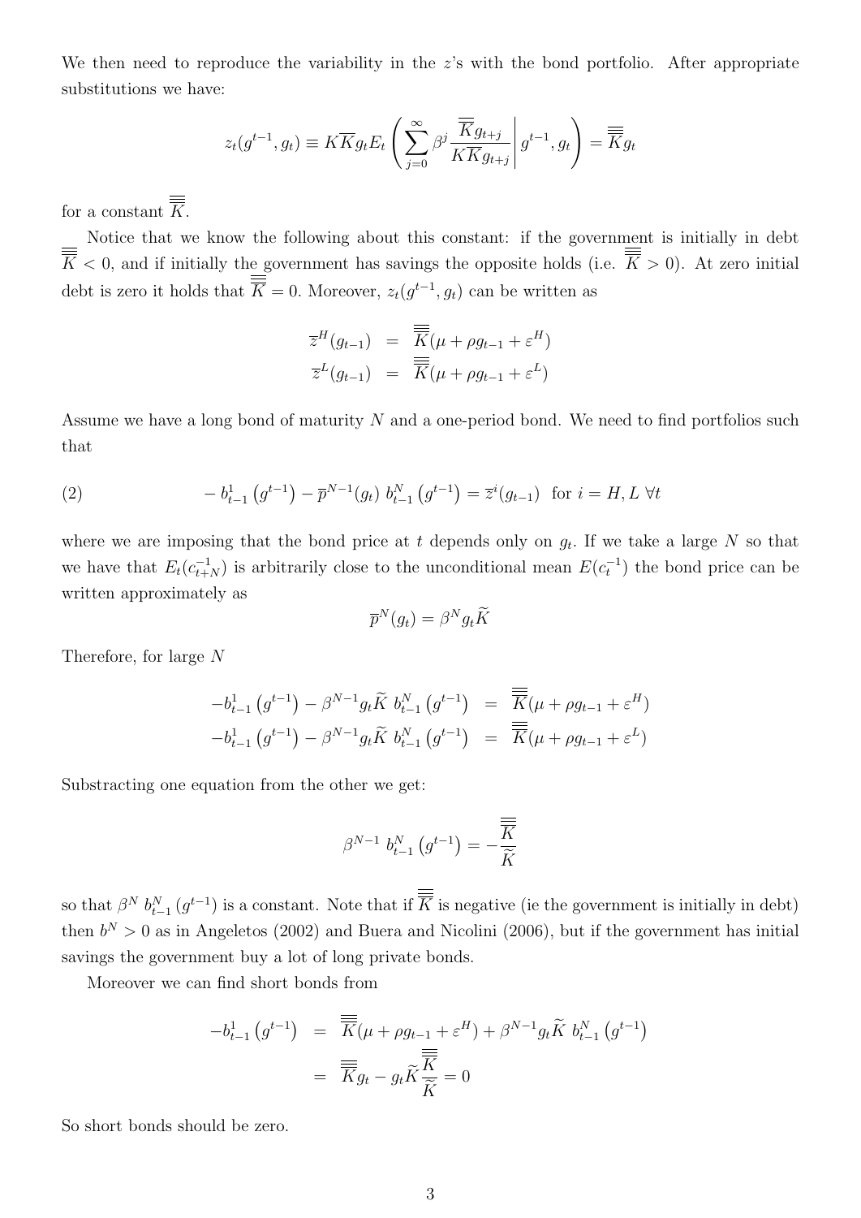We then need to reproduce the variability in the $z$'s with the bond portfolio. After appropriate substitutions we have:

$$z_t(g^{t-1}, g_t) \equiv K\overline{K}g_t E_t\left(\sum_{j=0}^{\infty} \beta^j \frac{\overline{K}g_{t+j}}{K\overline{K}g_{t+j}} \middle| g^{t-1}, g_t\right) = \overline{\overline{\overline{K}}}g_t$$

for a constant $\overline{\overline{\overline{K}}}$.

Notice that we know the following about this constant: if the government is initially in debt $\overline{\overline{\overline{K}}} < 0$, and if initially the government has savings the opposite holds (i.e. $\overline{\overline{\overline{K}}} > 0$). At zero initial debt is zero it holds that $\overline{\overline{\overline{K}}} = 0$. Moreover, $z_t(g^{t-1}, g_t)$ can be written as

$$\begin{aligned}
\overline{z}^H(g_{t-1}) &= \overline{\overline{\overline{K}}}(\mu + \rho g_{t-1} + \varepsilon^H) \\
\overline{z}^L(g_{t-1}) &= \overline{\overline{\overline{K}}}(\mu + \rho g_{t-1} + \varepsilon^L)
\end{aligned}$$

Assume we have a long bond of maturity $N$ and a one-period bond. We need to find portfolios such that

$$-\,b^1_{t-1}\left(g^{t-1}\right) - \overline{p}^{N-1}(g_t)\; b^N_{t-1}\left(g^{t-1}\right) = \overline{z}^i(g_{t-1}) \;\; \text{for } i = H, L \;\forall t \tag{2}$$

where we are imposing that the bond price at $t$ depends only on $g_t$. If we take a large $N$ so that we have that $E_t(c^{-1}_{t+N})$ is arbitrarily close to the unconditional mean $E(c^{-1}_t)$ the bond price can be written approximately as

$$\overline{p}^N(g_t) = \beta^N g_t \widetilde{K}$$

Therefore, for large $N$

$$\begin{aligned}
-b^1_{t-1}\left(g^{t-1}\right) - \beta^{N-1}g_t\widetilde{K}\; b^N_{t-1}\left(g^{t-1}\right) &= \overline{\overline{\overline{K}}}(\mu + \rho g_{t-1} + \varepsilon^H) \\
-b^1_{t-1}\left(g^{t-1}\right) - \beta^{N-1}g_t\widetilde{K}\; b^N_{t-1}\left(g^{t-1}\right) &= \overline{\overline{\overline{K}}}(\mu + \rho g_{t-1} + \varepsilon^L)
\end{aligned}$$

Substracting one equation from the other we get:

$$\beta^{N-1}\; b^N_{t-1}\left(g^{t-1}\right) = -\frac{\overline{\overline{\overline{K}}}}{\widetilde{K}}$$

so that $\beta^N\; b^N_{t-1}\left(g^{t-1}\right)$ is a constant. Note that if $\overline{\overline{\overline{K}}}$ is negative (ie the government is initially in debt) then $b^N > 0$ as in Angeletos (2002) and Buera and Nicolini (2006), but if the government has initial savings the government buy a lot of long private bonds.

Moreover we can find short bonds from

$$\begin{aligned}
-b^1_{t-1}\left(g^{t-1}\right) &= \overline{\overline{\overline{K}}}(\mu + \rho g_{t-1} + \varepsilon^H) + \beta^{N-1}g_t\widetilde{K}\; b^N_{t-1}\left(g^{t-1}\right) \\
&= \overline{\overline{\overline{K}}}g_t - g_t\widetilde{K}\frac{\overline{\overline{\overline{K}}}}{\widetilde{K}} = 0
\end{aligned}$$

So short bonds should be zero.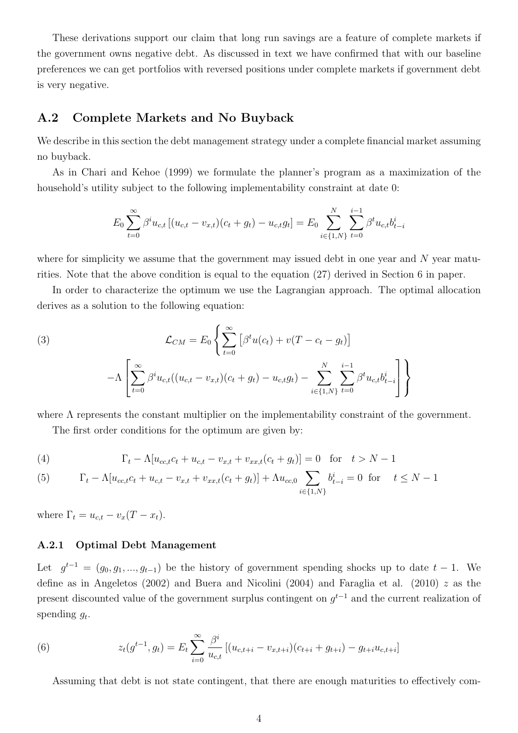These derivations support our claim that long run savings are a feature of complete markets if the government owns negative debt. As discussed in text we have confirmed that with our baseline preferences we can get portfolios with reversed positions under complete markets if government debt is very negative.

## A.2 Complete Markets and No Buyback

We describe in this section the debt management strategy under a complete financial market assuming no buyback.

As in Chari and Kehoe (1999) we formulate the planner's program as a maximization of the household's utility subject to the following implementability constraint at date 0:

$$E_0 \sum_{t=0}^{\infty} \beta^i u_{c,t} \left[ (u_{c,t} - v_{x,t})(c_t + g_t) - u_{c,t} g_t \right] = E_0 \sum_{i \in \{1,N\}}^{N} \sum_{t=0}^{i-1} \beta^t u_{c,t} b_{t-i}^i$$

where for simplicity we assume that the government may issued debt in one year and $N$ year maturities. Note that the above condition is equal to the equation (27) derived in Section 6 in paper.

In order to characterize the optimum we use the Lagrangian approach. The optimal allocation derives as a solution to the following equation:

$$\mathcal{L}_{CM} = E_0 \left\{ \sum_{t=0}^{\infty} \left[ \beta^t u(c_t) + v(T - c_t - g_t) \right] - \Lambda \left[ \sum_{t=0}^{\infty} \beta^i u_{c,t}((u_{c,t} - v_{x,t})(c_t + g_t) - u_{c,t} g_t) - \sum_{i \in \{1,N\}}^{N} \sum_{t=0}^{i-1} \beta^t u_{c,t} b_{t-i}^i \right] \right\} \tag{3}$$

where $\Lambda$ represents the constant multiplier on the implementability constraint of the government.

The first order conditions for the optimum are given by:

$$\Gamma_t - \Lambda[u_{cc,t} c_t + u_{c,t} - v_{x,t} + v_{xx,t}(c_t + g_t)] = 0 \quad \text{for} \quad t > N - 1 \tag{4}$$

$$\Gamma_t - \Lambda[u_{cc,t} c_t + u_{c,t} - v_{x,t} + v_{xx,t}(c_t + g_t)] + \Lambda u_{cc,0} \sum_{i \in \{1,N\}} b_{t-i}^i = 0 \quad \text{for} \quad t \leq N - 1 \tag{5}$$

where $\Gamma_t = u_{c,t} - v_x(T - x_t)$.

### A.2.1 Optimal Debt Management

Let $g^{t-1} = (g_0, g_1, ..., g_{t-1})$ be the history of government spending shocks up to date $t-1$. We define as in Angeletos (2002) and Buera and Nicolini (2004) and Faraglia et al. (2010) $z$ as the present discounted value of the government surplus contingent on $g^{t-1}$ and the current realization of spending $g_t$.

$$z_t(g^{t-1}, g_t) = E_t \sum_{i=0}^{\infty} \frac{\beta^i}{u_{c,t}} \left[ (u_{c,t+i} - v_{x,t+i})(c_{t+i} + g_{t+i}) - g_{t+i} u_{c,t+i} \right] \tag{6}$$

Assuming that debt is not state contingent, that there are enough maturities to effectively com-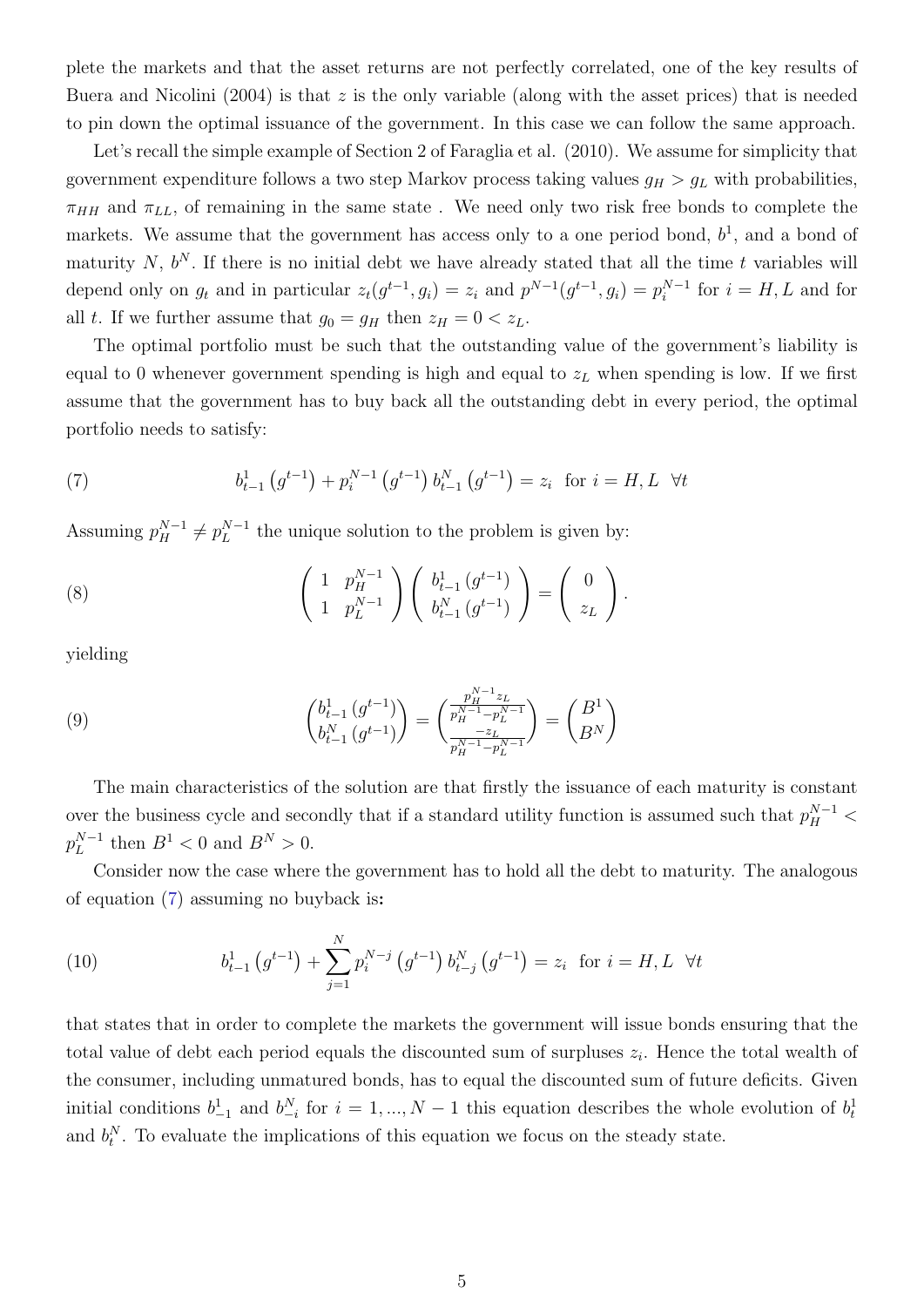plete the markets and that the asset returns are not perfectly correlated, one of the key results of Buera and Nicolini (2004) is that $z$ is the only variable (along with the asset prices) that is needed to pin down the optimal issuance of the government. In this case we can follow the same approach.

Let's recall the simple example of Section 2 of Faraglia et al. (2010). We assume for simplicity that government expenditure follows a two step Markov process taking values $g_H > g_L$ with probabilities, $\pi_{HH}$ and $\pi_{LL}$, of remaining in the same state . We need only two risk free bonds to complete the markets. We assume that the government has access only to a one period bond, $b^1$, and a bond of maturity $N$, $b^N$. If there is no initial debt we have already stated that all the time $t$ variables will depend only on $g_t$ and in particular $z_t(g^{t-1}, g_i) = z_i$ and $p^{N-1}(g^{t-1}, g_i) = p_i^{N-1}$ for $i = H, L$ and for all $t$. If we further assume that $g_0 = g_H$ then $z_H = 0 < z_L$.

The optimal portfolio must be such that the outstanding value of the government's liability is equal to 0 whenever government spending is high and equal to $z_L$ when spending is low. If we first assume that the government has to buy back all the outstanding debt in every period, the optimal portfolio needs to satisfy:

$$b_{t-1}^1\left(g^{t-1}\right) + p_i^{N-1}\left(g^{t-1}\right) b_{t-1}^N\left(g^{t-1}\right) = z_i \quad \text{for } i = H, L \quad \forall t \tag{7}$$

Assuming $p_H^{N-1} \neq p_L^{N-1}$ the unique solution to the problem is given by:

$$\begin{pmatrix} 1 & p_H^{N-1} \\ 1 & p_L^{N-1} \end{pmatrix} \begin{pmatrix} b_{t-1}^1\left(g^{t-1}\right) \\ b_{t-1}^N\left(g^{t-1}\right) \end{pmatrix} = \begin{pmatrix} 0 \\ z_L \end{pmatrix}. \tag{8}$$

yielding

$$\begin{pmatrix} b_{t-1}^1\left(g^{t-1}\right) \\ b_{t-1}^N\left(g^{t-1}\right) \end{pmatrix} = \begin{pmatrix} \frac{p_H^{N-1} z_L}{p_H^{N-1} - p_L^{N-1}} \\ \frac{-z_L}{p_H^{N-1} - p_L^{N-1}} \end{pmatrix} = \begin{pmatrix} B^1 \\ B^N \end{pmatrix} \tag{9}$$

The main characteristics of the solution are that firstly the issuance of each maturity is constant over the business cycle and secondly that if a standard utility function is assumed such that $p_H^{N-1} < p_L^{N-1}$ then $B^1 < 0$ and $B^N > 0$.

Consider now the case where the government has to hold all the debt to maturity. The analogous of equation (7) assuming no buyback is:

$$b_{t-1}^1\left(g^{t-1}\right) + \sum_{j=1}^{N} p_i^{N-j}\left(g^{t-1}\right) b_{t-j}^N\left(g^{t-1}\right) = z_i \quad \text{for } i = H, L \quad \forall t \tag{10}$$

that states that in order to complete the markets the government will issue bonds ensuring that the total value of debt each period equals the discounted sum of surpluses $z_i$. Hence the total wealth of the consumer, including unmatured bonds, has to equal the discounted sum of future deficits. Given initial conditions $b_{-1}^1$ and $b_{-i}^N$ for $i = 1, ..., N-1$ this equation describes the whole evolution of $b_t^1$ and $b_t^N$. To evaluate the implications of this equation we focus on the steady state.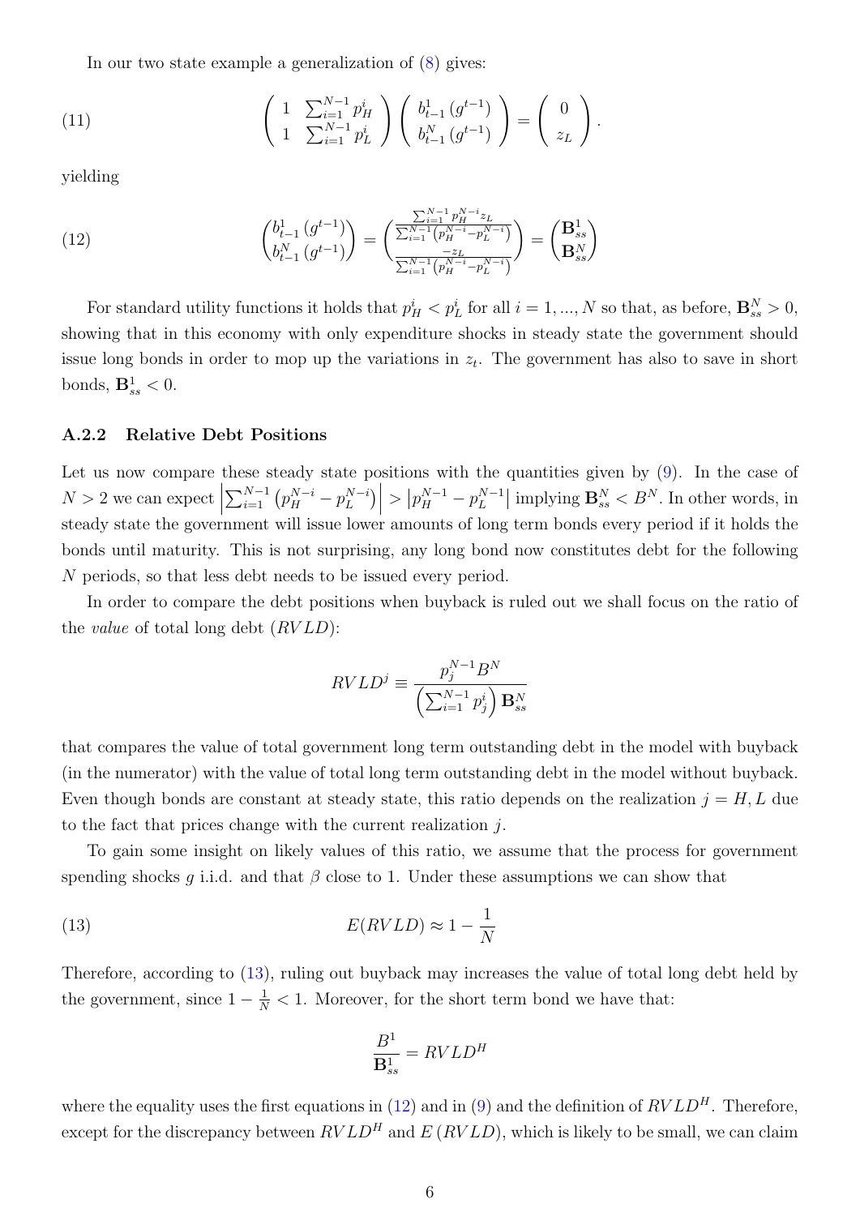In our two state example a generalization of (8) gives:

$$
\begin{pmatrix} 1 & \sum_{i=1}^{N-1} p_H^i \\ 1 & \sum_{i=1}^{N-1} p_L^i \end{pmatrix} \begin{pmatrix} b_{t-1}^1 \left(g^{t-1}\right) \\ b_{t-1}^N \left(g^{t-1}\right) \end{pmatrix} = \begin{pmatrix} 0 \\ z_L \end{pmatrix}. \tag{11}
$$

yielding

$$
\begin{pmatrix} b_{t-1}^1 \left(g^{t-1}\right) \\ b_{t-1}^N \left(g^{t-1}\right) \end{pmatrix} = \begin{pmatrix} \frac{\sum_{i=1}^{N-1} p_H^{N-i} z_L}{\sum_{i=1}^{N-1} \left(p_H^{N-i} - p_L^{N-i}\right)} \\ \frac{-z_L}{\sum_{i=1}^{N-1} \left(p_H^{N-i} - p_L^{N-i}\right)} \end{pmatrix} = \begin{pmatrix} \mathbf{B}_{ss}^1 \\ \mathbf{B}_{ss}^N \end{pmatrix} \tag{12}
$$

For standard utility functions it holds that $p_H^i < p_L^i$ for all $i = 1, ..., N$ so that, as before, $\mathbf{B}_{ss}^N > 0$, showing that in this economy with only expenditure shocks in steady state the government should issue long bonds in order to mop up the variations in $z_t$. The government has also to save in short bonds, $\mathbf{B}_{ss}^1 < 0$.

### A.2.2 Relative Debt Positions

Let us now compare these steady state positions with the quantities given by (9). In the case of $N > 2$ we can expect $\left|\sum_{i=1}^{N-1} \left(p_H^{N-i} - p_L^{N-i}\right)\right| > \left|p_H^{N-1} - p_L^{N-1}\right|$ implying $\mathbf{B}_{ss}^N < B^N$. In other words, in steady state the government will issue lower amounts of long term bonds every period if it holds the bonds until maturity. This is not surprising, any long bond now constitutes debt for the following $N$ periods, so that less debt needs to be issued every period.

In order to compare the debt positions when buyback is ruled out we shall focus on the ratio of the *value* of total long debt ($RVLD$):

$$
RVLD^j \equiv \frac{p_j^{N-1} B^N}{\left(\sum_{i=1}^{N-1} p_j^i\right) \mathbf{B}_{ss}^N}
$$

that compares the value of total government long term outstanding debt in the model with buyback (in the numerator) with the value of total long term outstanding debt in the model without buyback. Even though bonds are constant at steady state, this ratio depends on the realization $j = H, L$ due to the fact that prices change with the current realization $j$.

To gain some insight on likely values of this ratio, we assume that the process for government spending shocks $g$ i.i.d. and that $\beta$ close to 1. Under these assumptions we can show that

$$
E(RVLD) \approx 1 - \frac{1}{N} \tag{13}
$$

Therefore, according to (13), ruling out buyback may increases the value of total long debt held by the government, since $1 - \frac{1}{N} < 1$. Moreover, for the short term bond we have that:

$$
\frac{B^1}{\mathbf{B}_{ss}^1} = RVLD^H
$$

where the equality uses the first equations in (12) and in (9) and the definition of $RVLD^H$. Therefore, except for the discrepancy between $RVLD^H$ and $E\left(RVLD\right)$, which is likely to be small, we can claim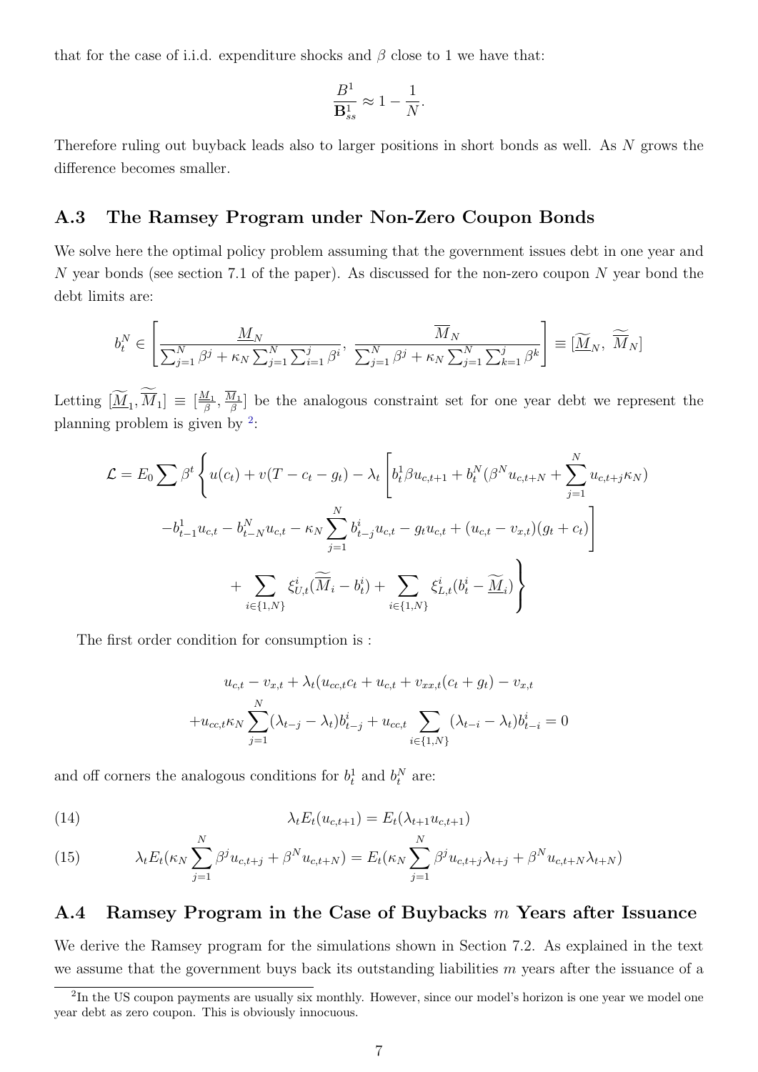that for the case of i.i.d. expenditure shocks and $\beta$ close to 1 we have that:

$$\frac{B^1}{\mathbf{B}^1_{ss}} \approx 1 - \frac{1}{N}.$$

Therefore ruling out buyback leads also to larger positions in short bonds as well. As $N$ grows the difference becomes smaller.

## A.3 The Ramsey Program under Non-Zero Coupon Bonds

We solve here the optimal policy problem assuming that the government issues debt in one year and $N$ year bonds (see section 7.1 of the paper). As discussed for the non-zero coupon $N$ year bond the debt limits are:

$$b^N_t \in \left[ \frac{\underline{M}_N}{\sum_{j=1}^N \beta^j + \kappa_N \sum_{j=1}^N \sum_{i=1}^j \beta^i}, \; \frac{\overline{M}_N}{\sum_{j=1}^N \beta^j + \kappa_N \sum_{j=1}^N \sum_{k=1}^j \beta^k} \right] \equiv [\widetilde{\underline{M}}_N, \; \widetilde{\overline{M}}_N]$$

Letting $[\widetilde{\underline{M}}_1, \widetilde{\overline{M}}_1] \equiv [\frac{\underline{M}_1}{\beta}, \frac{\overline{M}_1}{\beta}]$ be the analogous constraint set for one year debt we represent the planning problem is given by [2]:

$$\begin{aligned}
\mathcal{L} = E_0 \sum \beta^t \Bigg\{ & u(c_t) + v(T - c_t - g_t) - \lambda_t \Bigg[ b^1_t \beta u_{c,t+1} + b^N_t (\beta^N u_{c,t+N} + \sum_{j=1}^N u_{c,t+j} \kappa_N) \\
& - b^1_{t-1} u_{c,t} - b^N_{t-N} u_{c,t} - \kappa_N \sum_{j=1}^N b^i_{t-j} u_{c,t} - g_t u_{c,t} + (u_{c,t} - v_{x,t})(g_t + c_t) \Bigg] \\
& + \sum_{i \in \{1,N\}} \xi^i_{U,t} (\widetilde{\overline{M}}_i - b^i_t) + \sum_{i \in \{1,N\}} \xi^i_{L,t} (b^i_t - \widetilde{\underline{M}}_i) \Bigg\}
\end{aligned}$$

The first order condition for consumption is :

$$\begin{aligned}
& u_{c,t} - v_{x,t} + \lambda_t (u_{cc,t} c_t + u_{c,t} + v_{xx,t}(c_t + g_t) - v_{x,t} \\
& + u_{cc,t} \kappa_N \sum_{j=1}^N (\lambda_{t-j} - \lambda_t) b^i_{t-j} + u_{cc,t} \sum_{i \in \{1,N\}} (\lambda_{t-i} - \lambda_t) b^i_{t-i} = 0
\end{aligned}$$

and off corners the analogous conditions for $b^1_t$ and $b^N_t$ are:

$$\lambda_t E_t(u_{c,t+1}) = E_t(\lambda_{t+1} u_{c,t+1}) \tag{14}$$

$$\lambda_t E_t(\kappa_N \sum_{j=1}^N \beta^j u_{c,t+j} + \beta^N u_{c,t+N}) = E_t(\kappa_N \sum_{j=1}^N \beta^j u_{c,t+j} \lambda_{t+j} + \beta^N u_{c,t+N} \lambda_{t+N}) \tag{15}$$

## A.4 Ramsey Program in the Case of Buybacks $m$ Years after Issuance

We derive the Ramsey program for the simulations shown in Section 7.2. As explained in the text we assume that the government buys back its outstanding liabilities $m$ years after the issuance of a

[2] In the US coupon payments are usually six monthly. However, since our model's horizon is one year we model one year debt as zero coupon. This is obviously innocuous.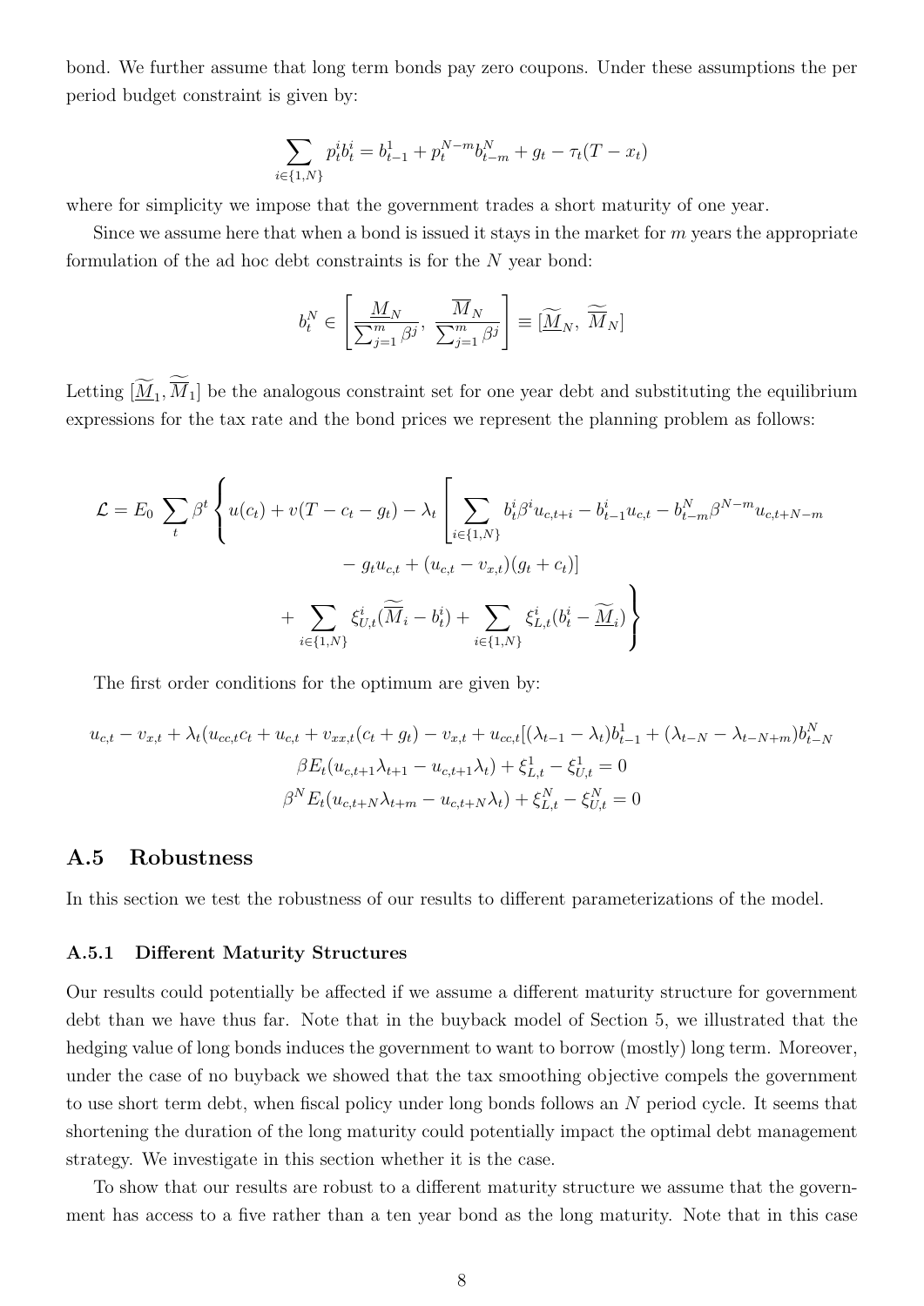bond. We further assume that long term bonds pay zero coupons. Under these assumptions the per period budget constraint is given by:

$$\sum_{i\in\{1,N\}} p_t^i b_t^i = b_{t-1}^1 + p_t^{N-m} b_{t-m}^N + g_t - \tau_t(T - x_t)$$

where for simplicity we impose that the government trades a short maturity of one year.

Since we assume here that when a bond is issued it stays in the market for $m$ years the appropriate formulation of the ad hoc debt constraints is for the $N$ year bond:

$$b_t^N \in \left[\frac{\underline{M}_N}{\sum_{j=1}^m \beta^j},\ \frac{\overline{M}_N}{\sum_{j=1}^m \beta^j}\right] \equiv [\widetilde{\underline{M}}_N,\ \widetilde{\overline{M}}_N]$$

Letting $[\widetilde{\underline{M}}_1, \widetilde{\overline{M}}_1]$ be the analogous constraint set for one year debt and substituting the equilibrium expressions for the tax rate and the bond prices we represent the planning problem as follows:

$$\begin{aligned}\mathcal{L} = E_0 \sum_t \beta^t \Bigg\{ u(c_t) + v(T - c_t - g_t) - \lambda_t \Bigg[ \sum_{i\in\{1,N\}} b_t^i \beta^i u_{c,t+i} - b_{t-1}^i u_{c,t} - b_{t-m}^N \beta^{N-m} u_{c,t+N-m} \\ - g_t u_{c,t} + (u_{c,t} - v_{x,t})(g_t + c_t)\Big] \\ + \sum_{i\in\{1,N\}} \xi_{U,t}^i (\widetilde{\overline{M}}_i - b_t^i) + \sum_{i\in\{1,N\}} \xi_{L,t}^i (b_t^i - \widetilde{\underline{M}}_i) \Bigg\}\end{aligned}$$

The first order conditions for the optimum are given by:

$$u_{c,t} - v_{x,t} + \lambda_t(u_{cc,t}c_t + u_{c,t} + v_{xx,t}(c_t + g_t) - v_{x,t} + u_{cc,t}[(\lambda_{t-1} - \lambda_t)b_{t-1}^1 + (\lambda_{t-N} - \lambda_{t-N+m})b_{t-N}^N$$

$$\beta E_t(u_{c,t+1}\lambda_{t+1} - u_{c,t+1}\lambda_t) + \xi_{L,t}^1 - \xi_{U,t}^1 = 0$$

$$\beta^N E_t(u_{c,t+N}\lambda_{t+m} - u_{c,t+N}\lambda_t) + \xi_{L,t}^N - \xi_{U,t}^N = 0$$

## A.5 Robustness

In this section we test the robustness of our results to different parameterizations of the model.

### A.5.1 Different Maturity Structures

Our results could potentially be affected if we assume a different maturity structure for government debt than we have thus far. Note that in the buyback model of Section 5, we illustrated that the hedging value of long bonds induces the government to want to borrow (mostly) long term. Moreover, under the case of no buyback we showed that the tax smoothing objective compels the government to use short term debt, when fiscal policy under long bonds follows an $N$ period cycle. It seems that shortening the duration of the long maturity could potentially impact the optimal debt management strategy. We investigate in this section whether it is the case.

To show that our results are robust to a different maturity structure we assume that the government has access to a five rather than a ten year bond as the long maturity. Note that in this case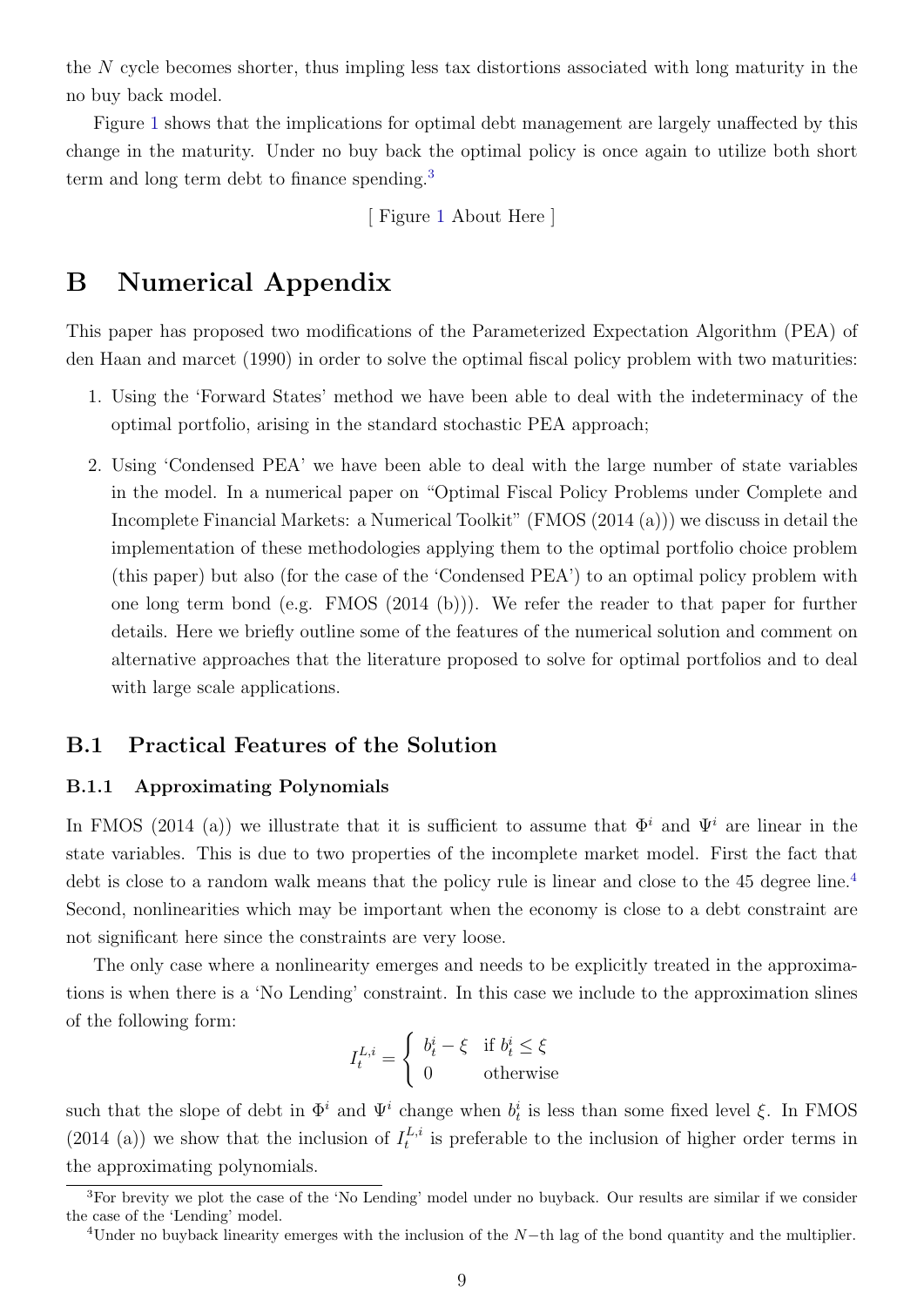the $N$ cycle becomes shorter, thus impling less tax distortions associated with long maturity in the no buy back model.

Figure 1 shows that the implications for optimal debt management are largely unaffected by this change in the maturity. Under no buy back the optimal policy is once again to utilize both short term and long term debt to finance spending.[3]

[ Figure 1 About Here ]

# B Numerical Appendix

This paper has proposed two modifications of the Parameterized Expectation Algorithm (PEA) of den Haan and marcet (1990) in order to solve the optimal fiscal policy problem with two maturities:

1. Using the 'Forward States' method we have been able to deal with the indeterminacy of the optimal portfolio, arising in the standard stochastic PEA approach;
2. Using 'Condensed PEA' we have been able to deal with the large number of state variables in the model. In a numerical paper on "Optimal Fiscal Policy Problems under Complete and Incomplete Financial Markets: a Numerical Toolkit" (FMOS (2014 (a))) we discuss in detail the implementation of these methodologies applying them to the optimal portfolio choice problem (this paper) but also (for the case of the 'Condensed PEA') to an optimal policy problem with one long term bond (e.g. FMOS (2014 (b))). We refer the reader to that paper for further details. Here we briefly outline some of the features of the numerical solution and comment on alternative approaches that the literature proposed to solve for optimal portfolios and to deal with large scale applications.

## B.1 Practical Features of the Solution

### B.1.1 Approximating Polynomials

In FMOS (2014 (a)) we illustrate that it is sufficient to assume that $\Phi^i$ and $\Psi^i$ are linear in the state variables. This is due to two properties of the incomplete market model. First the fact that debt is close to a random walk means that the policy rule is linear and close to the 45 degree line.[4] Second, nonlinearities which may be important when the economy is close to a debt constraint are not significant here since the constraints are very loose.

The only case where a nonlinearity emerges and needs to be explicitly treated in the approximations is when there is a 'No Lending' constraint. In this case we include to the approximation slines of the following form:

$$I_t^{L,i} = \begin{cases} b_t^i - \xi & \text{if } b_t^i \leq \xi \\ 0 & \text{otherwise} \end{cases}$$

such that the slope of debt in $\Phi^i$ and $\Psi^i$ change when $b_t^i$ is less than some fixed level $\xi$. In FMOS (2014 (a)) we show that the inclusion of $I_t^{L,i}$ is preferable to the inclusion of higher order terms in the approximating polynomials.

[3] For brevity we plot the case of the 'No Lending' model under no buyback. Our results are similar if we consider the case of the 'Lending' model.

[4] Under no buyback linearity emerges with the inclusion of the $N-$th lag of the bond quantity and the multiplier.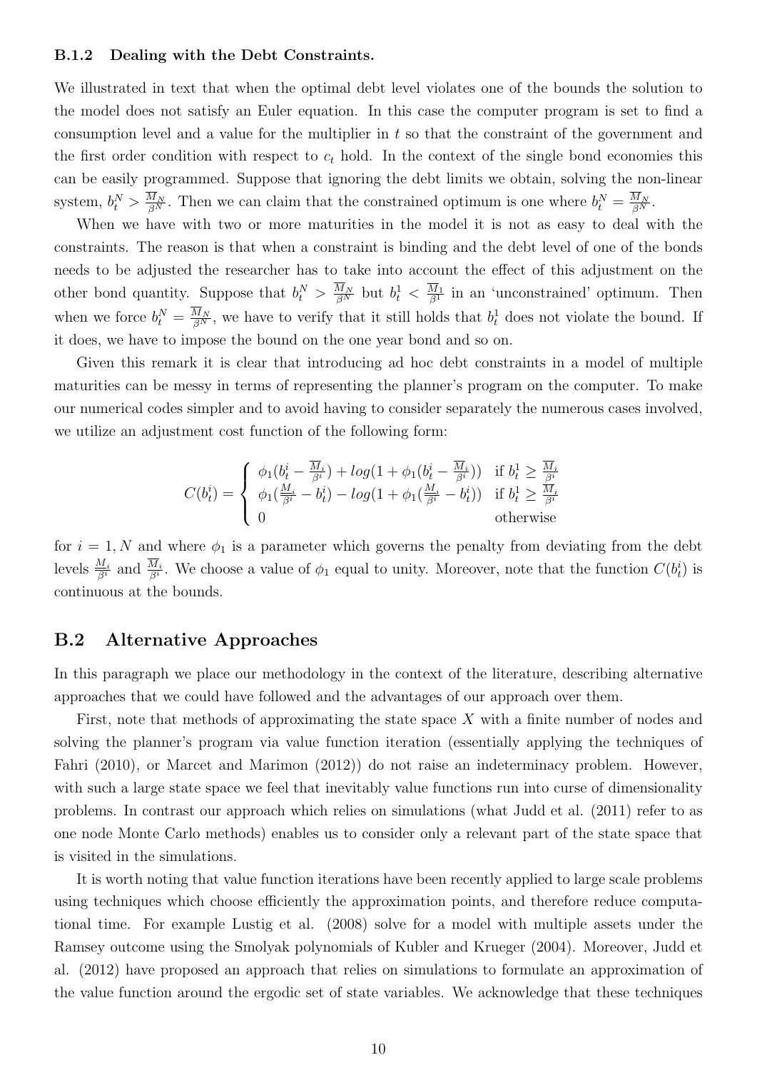### B.1.2 Dealing with the Debt Constraints.

We illustrated in text that when the optimal debt level violates one of the bounds the solution to the model does not satisfy an Euler equation. In this case the computer program is set to find a consumption level and a value for the multiplier in $t$ so that the constraint of the government and the first order condition with respect to $c_t$ hold. In the context of the single bond economies this can be easily programmed. Suppose that ignoring the debt limits we obtain, solving the non-linear system, $b_t^N > \frac{\overline{M}_N}{\beta^N}$. Then we can claim that the constrained optimum is one where $b_t^N = \frac{\overline{M}_N}{\beta^N}$.

When we have with two or more maturities in the model it is not as easy to deal with the constraints. The reason is that when a constraint is binding and the debt level of one of the bonds needs to be adjusted the researcher has to take into account the effect of this adjustment on the other bond quantity. Suppose that $b_t^N > \frac{\overline{M}_N}{\beta^N}$ but $b_t^1 < \frac{\overline{M}_1}{\beta^1}$ in an 'unconstrained' optimum. Then when we force $b_t^N = \frac{\overline{M}_N}{\beta^N}$, we have to verify that it still holds that $b_t^1$ does not violate the bound. If it does, we have to impose the bound on the one year bond and so on.

Given this remark it is clear that introducing ad hoc debt constraints in a model of multiple maturities can be messy in terms of representing the planner's program on the computer. To make our numerical codes simpler and to avoid having to consider separately the numerous cases involved, we utilize an adjustment cost function of the following form:

$$C(b_t^i) = \begin{cases} \phi_1(b_t^i - \frac{\overline{M}_i}{\beta^i}) + log(1 + \phi_1(b_t^i - \frac{\overline{M}_i}{\beta^i})) & \text{if } b_t^1 \geq \frac{\overline{M}_i}{\beta^i} \\ \phi_1(\frac{M_i}{\beta^i} - b_t^i) - log(1 + \phi_1(\frac{M_i}{\beta^i} - b_t^i)) & \text{if } b_t^1 \geq \frac{\overline{M}_i}{\beta^i} \\ 0 & \text{otherwise} \end{cases}$$

for $i = 1, N$ and where $\phi_1$ is a parameter which governs the penalty from deviating from the debt levels $\frac{M_i}{\beta^i}$ and $\frac{\overline{M}_i}{\beta^i}$. We choose a value of $\phi_1$ equal to unity. Moreover, note that the function $C(b_t^i)$ is continuous at the bounds.

## B.2 Alternative Approaches

In this paragraph we place our methodology in the context of the literature, describing alternative approaches that we could have followed and the advantages of our approach over them.

First, note that methods of approximating the state space $X$ with a finite number of nodes and solving the planner's program via value function iteration (essentially applying the techniques of Fahri (2010), or Marcet and Marimon (2012)) do not raise an indeterminacy problem. However, with such a large state space we feel that inevitably value functions run into curse of dimensionality problems. In contrast our approach which relies on simulations (what Judd et al. (2011) refer to as one node Monte Carlo methods) enables us to consider only a relevant part of the state space that is visited in the simulations.

It is worth noting that value function iterations have been recently applied to large scale problems using techniques which choose efficiently the approximation points, and therefore reduce computational time. For example Lustig et al. (2008) solve for a model with multiple assets under the Ramsey outcome using the Smolyak polynomials of Kubler and Krueger (2004). Moreover, Judd et al. (2012) have proposed an approach that relies on simulations to formulate an approximation of the value function around the ergodic set of state variables. We acknowledge that these techniques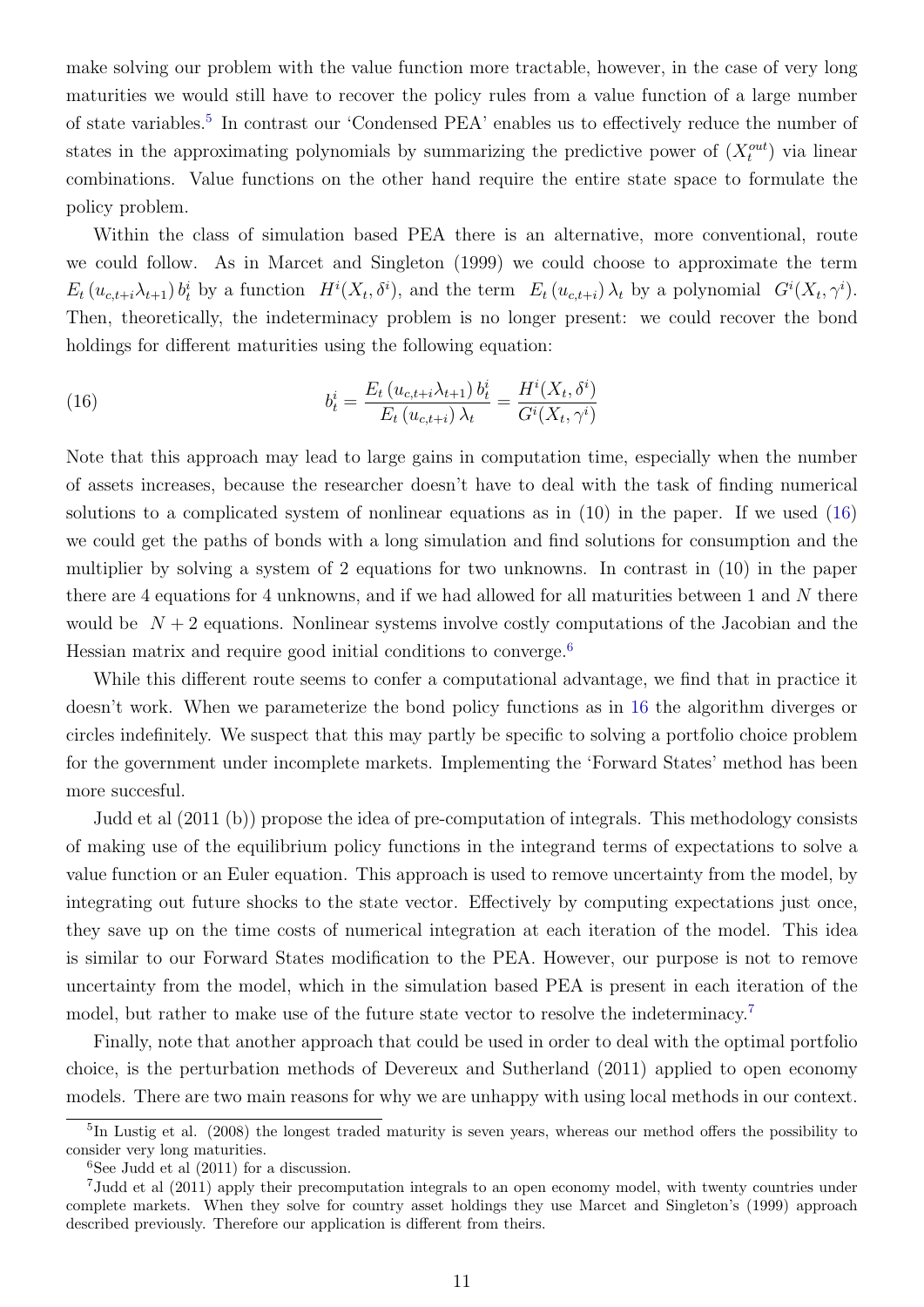make solving our problem with the value function more tractable, however, in the case of very long maturities we would still have to recover the policy rules from a value function of a large number of state variables.[5] In contrast our 'Condensed PEA' enables us to effectively reduce the number of states in the approximating polynomials by summarizing the predictive power of $(X_t^{out})$ via linear combinations. Value functions on the other hand require the entire state space to formulate the policy problem.

Within the class of simulation based PEA there is an alternative, more conventional, route we could follow. As in Marcet and Singleton (1999) we could choose to approximate the term $E_t\left(u_{c,t+i}\lambda_{t+1}\right)b_t^i$ by a function $H^i(X_t,\delta^i)$, and the term $E_t\left(u_{c,t+i}\right)\lambda_t$ by a polynomial $G^i(X_t,\gamma^i)$. Then, theoretically, the indeterminacy problem is no longer present: we could recover the bond holdings for different maturities using the following equation:

$$b_t^i = \frac{E_t\left(u_{c,t+i}\lambda_{t+1}\right)b_t^i}{E_t\left(u_{c,t+i}\right)\lambda_t} = \frac{H^i(X_t,\delta^i)}{G^i(X_t,\gamma^i)} \tag{16}$$

Note that this approach may lead to large gains in computation time, especially when the number of assets increases, because the researcher doesn't have to deal with the task of finding numerical solutions to a complicated system of nonlinear equations as in (10) in the paper. If we used (16) we could get the paths of bonds with a long simulation and find solutions for consumption and the multiplier by solving a system of 2 equations for two unknowns. In contrast in (10) in the paper there are 4 equations for 4 unknowns, and if we had allowed for all maturities between 1 and $N$ there would be $N+2$ equations. Nonlinear systems involve costly computations of the Jacobian and the Hessian matrix and require good initial conditions to converge.[6]

While this different route seems to confer a computational advantage, we find that in practice it doesn't work. When we parameterize the bond policy functions as in 16 the algorithm diverges or circles indefinitely. We suspect that this may partly be specific to solving a portfolio choice problem for the government under incomplete markets. Implementing the 'Forward States' method has been more succesful.

Judd et al (2011 (b)) propose the idea of pre-computation of integrals. This methodology consists of making use of the equilibrium policy functions in the integrand terms of expectations to solve a value function or an Euler equation. This approach is used to remove uncertainty from the model, by integrating out future shocks to the state vector. Effectively by computing expectations just once, they save up on the time costs of numerical integration at each iteration of the model. This idea is similar to our Forward States modification to the PEA. However, our purpose is not to remove uncertainty from the model, which in the simulation based PEA is present in each iteration of the model, but rather to make use of the future state vector to resolve the indeterminacy.[7]

Finally, note that another approach that could be used in order to deal with the optimal portfolio choice, is the perturbation methods of Devereux and Sutherland (2011) applied to open economy models. There are two main reasons for why we are unhappy with using local methods in our context.

[5] In Lustig et al. (2008) the longest traded maturity is seven years, whereas our method offers the possibility to consider very long maturities.

[6] See Judd et al (2011) for a discussion.

[7] Judd et al (2011) apply their precomputation integrals to an open economy model, with twenty countries under complete markets. When they solve for country asset holdings they use Marcet and Singleton's (1999) approach described previously. Therefore our application is different from theirs.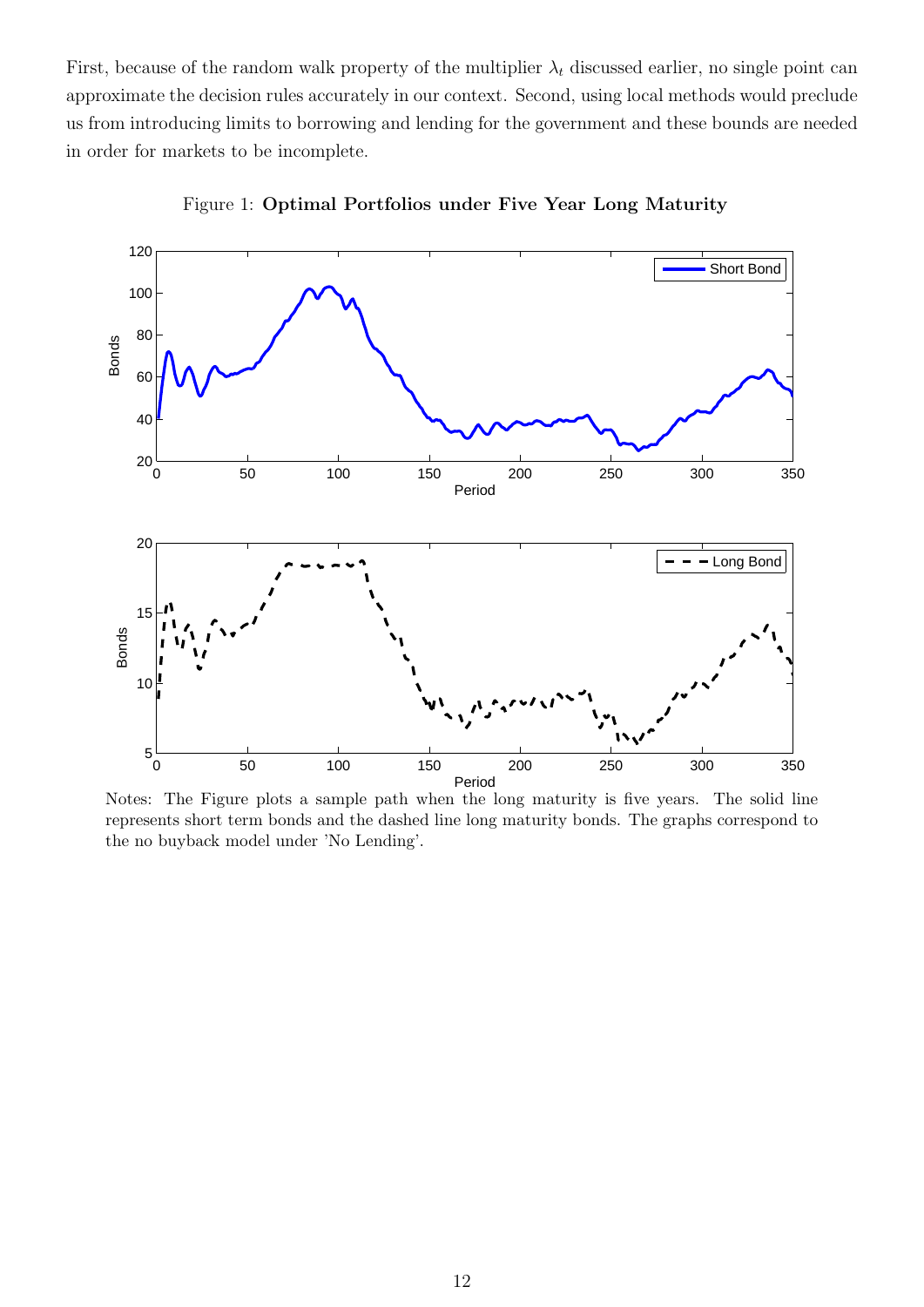First, because of the random walk property of the multiplier $\lambda_t$ discussed earlier, no single point can approximate the decision rules accurately in our context. Second, using local methods would preclude us from introducing limits to borrowing and lending for the government and these bounds are needed in order for markets to be incomplete.

Figure 1: **Optimal Portfolios under Five Year Long Maturity**

Short Bond

Bonds

120
100
80
60
40
20

0 50 100 150 200 250 300 350

Period

Long Bond

Bonds

20
15
10
5

0 50 100 150 200 250 300 350

Period

Notes: The Figure plots a sample path when the long maturity is five years. The solid line represents short term bonds and the dashed line long maturity bonds. The graphs correspond to the no buyback model under 'No Lending'.